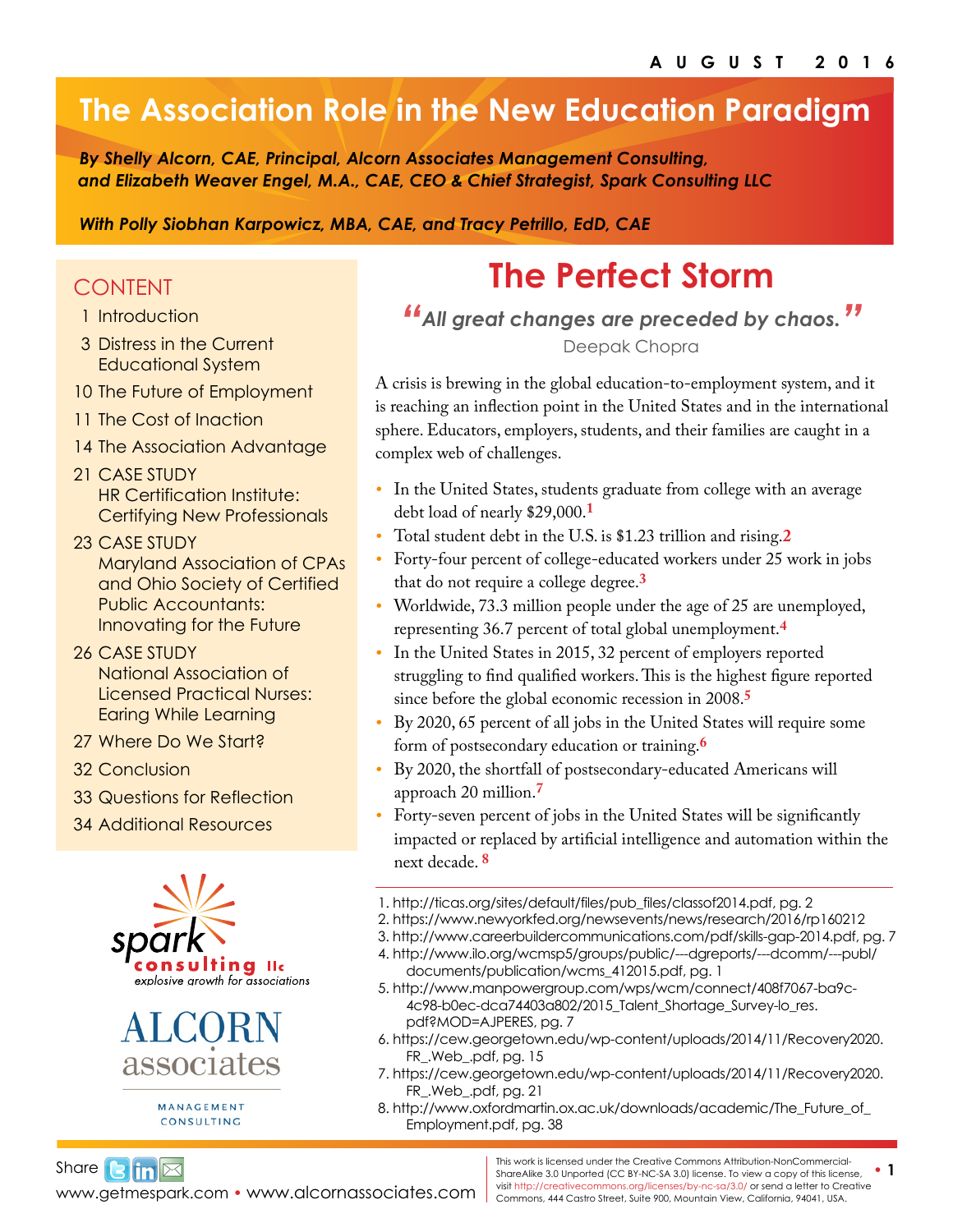AUGUST 2016

# The Association Role in the New Education Paradigm

***By Shelly Alcorn, CAE, Principal, Alcorn Associates Management Consulting, and Elizabeth Weaver Engel, M.A., CAE, CEO & Chief Strategist, Spark Consulting LLC***

***With Polly Siobhan Karpowicz, MBA, CAE, and Tracy Petrillo, EdD, CAE***

## CONTENT

- 1 Introduction
- 3 Distress in the Current Educational System
- 10 The Future of Employment
- 11 The Cost of Inaction
- 14 The Association Advantage
- 21 CASE STUDY HR Certification Institute: Certifying New Professionals
- 23 CASE STUDY Maryland Association of CPAs and Ohio Society of Certified Public Accountants: Innovating for the Future
- 26 CASE STUDY National Association of Licensed Practical Nurses: Earing While Learning
- 27 Where Do We Start?
- 32 Conclusion
- 33 Questions for Reflection
- 34 Additional Resources

spark consulting llc — explosive growth for associations

ALCORN associates — MANAGEMENT CONSULTING

## The Perfect Storm

> *"All great changes are preceded by chaos."*
> Deepak Chopra

A crisis is brewing in the global education-to-employment system, and it is reaching an inflection point in the United States and in the international sphere. Educators, employers, students, and their families are caught in a complex web of challenges.

- In the United States, students graduate from college with an average debt load of nearly $29,000.[1]
- Total student debt in the U.S. is $1.23 trillion and rising.[2]
- Forty-four percent of college-educated workers under 25 work in jobs that do not require a college degree.[3]
- Worldwide, 73.3 million people under the age of 25 are unemployed, representing 36.7 percent of total global unemployment.[4]
- In the United States in 2015, 32 percent of employers reported struggling to find qualified workers. This is the highest figure reported since before the global economic recession in 2008.[5]
- By 2020, 65 percent of all jobs in the United States will require some form of postsecondary education or training.[6]
- By 2020, the shortfall of postsecondary-educated Americans will approach 20 million.[7]
- Forty-seven percent of jobs in the United States will be significantly impacted or replaced by artificial intelligence and automation within the next decade.[8]

---

1. http://ticas.org/sites/default/files/pub_files/classof2014.pdf, pg. 2
2. https://www.newyorkfed.org/newsevents/news/research/2016/rp160212
3. http://www.careerbuildercommunications.com/pdf/skills-gap-2014.pdf, pg. 7
4. http://www.ilo.org/wcmsp5/groups/public/---dgreports/---dcomm/---publ/documents/publication/wcms_412015.pdf, pg. 1
5. http://www.manpowergroup.com/wps/wcm/connect/408f7067-ba9c-4c98-b0ec-dca74403a802/2015_Talent_Shortage_Survey-lo_res.pdf?MOD=AJPERES, pg. 7
6. https://cew.georgetown.edu/wp-content/uploads/2014/11/Recovery2020.FR_.Web_.pdf, pg. 15
7. https://cew.georgetown.edu/wp-content/uploads/2014/11/Recovery2020.FR_.Web_.pdf, pg. 21
8. http://www.oxfordmartin.ox.ac.uk/downloads/academic/The_Future_of_Employment.pdf, pg. 38

Share

www.getmespark.com • www.alcornassociates.com

This work is licensed under the Creative Commons Attribution-NonCommercial-ShareAlike 3.0 Unported (CC BY-NC-SA 3.0) license. To view a copy of this license, visit http://creativecommons.org/licenses/by-nc-sa/3.0/ or send a letter to Creative Commons, 444 Castro Street, Suite 900, Mountain View, California, 94041, USA.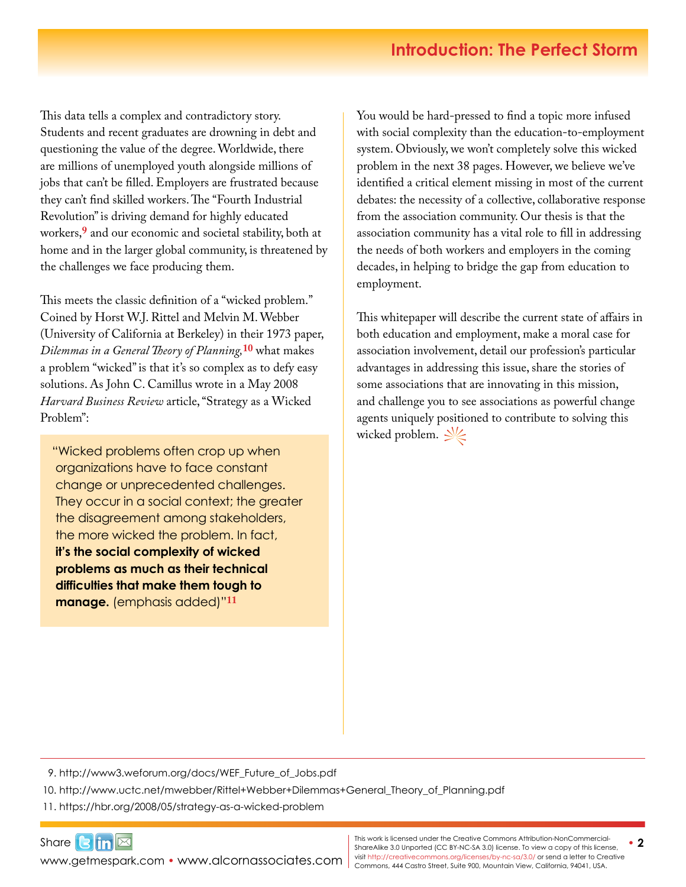This data tells a complex and contradictory story. Students and recent graduates are drowning in debt and questioning the value of the degree. Worldwide, there are millions of unemployed youth alongside millions of jobs that can't be filled. Employers are frustrated because they can't find skilled workers. The "Fourth Industrial Revolution" is driving demand for highly educated workers,[9] and our economic and societal stability, both at home and in the larger global community, is threatened by the challenges we face producing them.

This meets the classic definition of a "wicked problem." Coined by Horst W.J. Rittel and Melvin M. Webber (University of California at Berkeley) in their 1973 paper, *Dilemmas in a General Theory of Planning*,[10] what makes a problem "wicked" is that it's so complex as to defy easy solutions. As John C. Camillus wrote in a May 2008 *Harvard Business Review* article, "Strategy as a Wicked Problem":

> "Wicked problems often crop up when organizations have to face constant change or unprecedented challenges. They occur in a social context; the greater the disagreement among stakeholders, the more wicked the problem. In fact, **it's the social complexity of wicked problems as much as their technical difficulties that make them tough to manage.** (emphasis added)"[11]

You would be hard-pressed to find a topic more infused with social complexity than the education-to-employment system. Obviously, we won't completely solve this wicked problem in the next 38 pages. However, we believe we've identified a critical element missing in most of the current debates: the necessity of a collective, collaborative response from the association community. Our thesis is that the association community has a vital role to fill in addressing the needs of both workers and employers in the coming decades, in helping to bridge the gap from education to employment.

This whitepaper will describe the current state of affairs in both education and employment, make a moral case for association involvement, detail our profession's particular advantages in addressing this issue, share the stories of some associations that are innovating in this mission, and challenge you to see associations as powerful change agents uniquely positioned to contribute to solving this wicked problem.

---

9. http://www3.weforum.org/docs/WEF_Future_of_Jobs.pdf
10. http://www.uctc.net/mwebber/Rittel+Webber+Dilemmas+General_Theory_of_Planning.pdf
11. https://hbr.org/2008/05/strategy-as-a-wicked-problem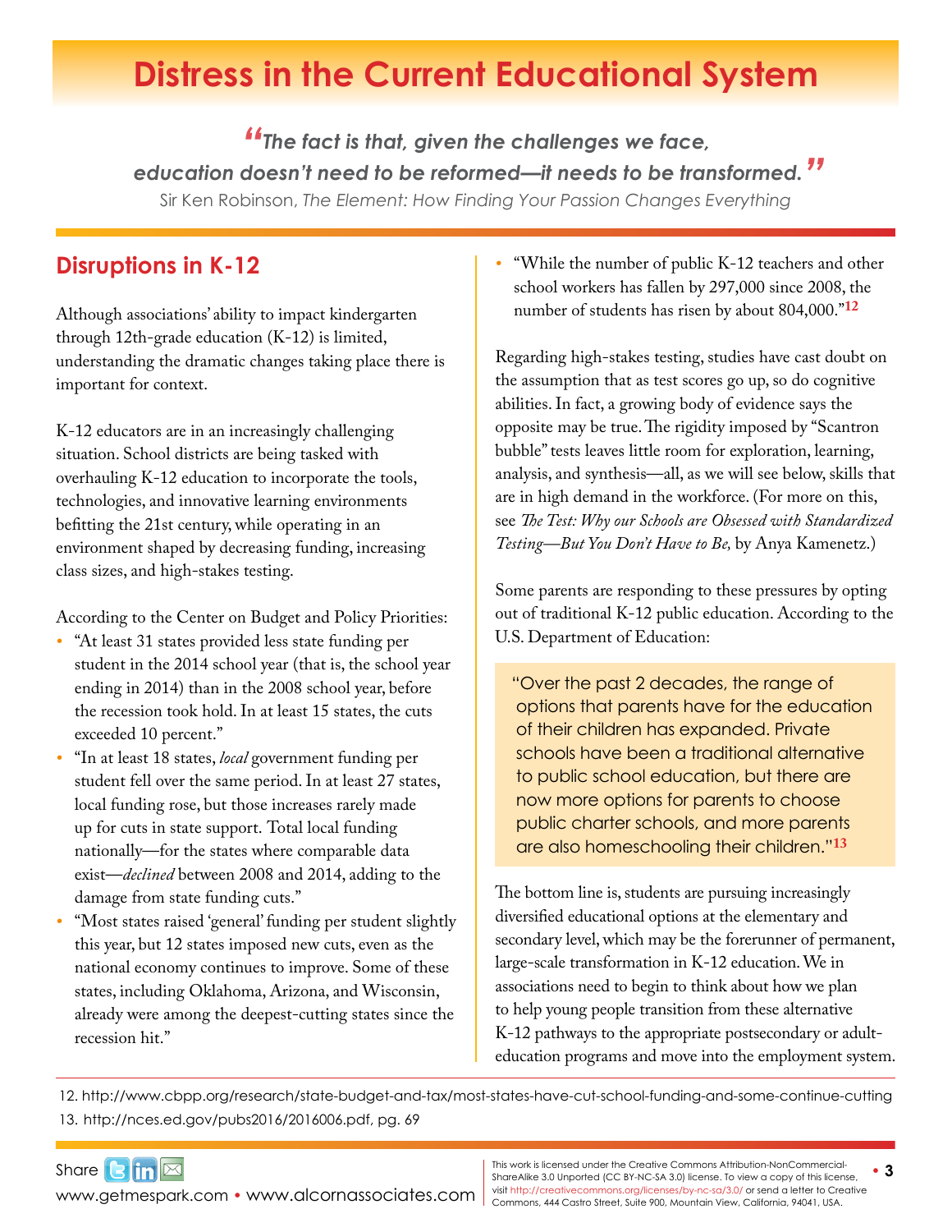# Distress in the Current Educational System

> *"The fact is that, given the challenges we face, education doesn't need to be reformed—it needs to be transformed."*
>
> Sir Ken Robinson, *The Element: How Finding Your Passion Changes Everything*

## Disruptions in K-12

Although associations' ability to impact kindergarten through 12th-grade education (K-12) is limited, understanding the dramatic changes taking place there is important for context.

K-12 educators are in an increasingly challenging situation. School districts are being tasked with overhauling K-12 education to incorporate the tools, technologies, and innovative learning environments befitting the 21st century, while operating in an environment shaped by decreasing funding, increasing class sizes, and high-stakes testing.

According to the Center on Budget and Policy Priorities:

- "At least 31 states provided less state funding per student in the 2014 school year (that is, the school year ending in 2014) than in the 2008 school year, before the recession took hold. In at least 15 states, the cuts exceeded 10 percent."
- "In at least 18 states, *local* government funding per student fell over the same period. In at least 27 states, local funding rose, but those increases rarely made up for cuts in state support. Total local funding nationally—for the states where comparable data exist—*declined* between 2008 and 2014, adding to the damage from state funding cuts."
- "Most states raised 'general' funding per student slightly this year, but 12 states imposed new cuts, even as the national economy continues to improve. Some of these states, including Oklahoma, Arizona, and Wisconsin, already were among the deepest-cutting states since the recession hit."
- "While the number of public K-12 teachers and other school workers has fallen by 297,000 since 2008, the number of students has risen by about 804,000."[12]

Regarding high-stakes testing, studies have cast doubt on the assumption that as test scores go up, so do cognitive abilities. In fact, a growing body of evidence says the opposite may be true. The rigidity imposed by "Scantron bubble" tests leaves little room for exploration, learning, analysis, and synthesis—all, as we will see below, skills that are in high demand in the workforce. (For more on this, see *The Test: Why our Schools are Obsessed with Standardized Testing—But You Don't Have to Be,* by Anya Kamenetz.)

Some parents are responding to these pressures by opting out of traditional K-12 public education. According to the U.S. Department of Education:

> "Over the past 2 decades, the range of options that parents have for the education of their children has expanded. Private schools have been a traditional alternative to public school education, but there are now more options for parents to choose public charter schools, and more parents are also homeschooling their children."[13]

The bottom line is, students are pursuing increasingly diversified educational options at the elementary and secondary level, which may be the forerunner of permanent, large-scale transformation in K-12 education. We in associations need to begin to think about how we plan to help young people transition from these alternative K-12 pathways to the appropriate postsecondary or adult-education programs and move into the employment system.

12. http://www.cbpp.org/research/state-budget-and-tax/most-states-have-cut-school-funding-and-some-continue-cutting
13. http://nces.ed.gov/pubs2016/2016006.pdf, pg. 69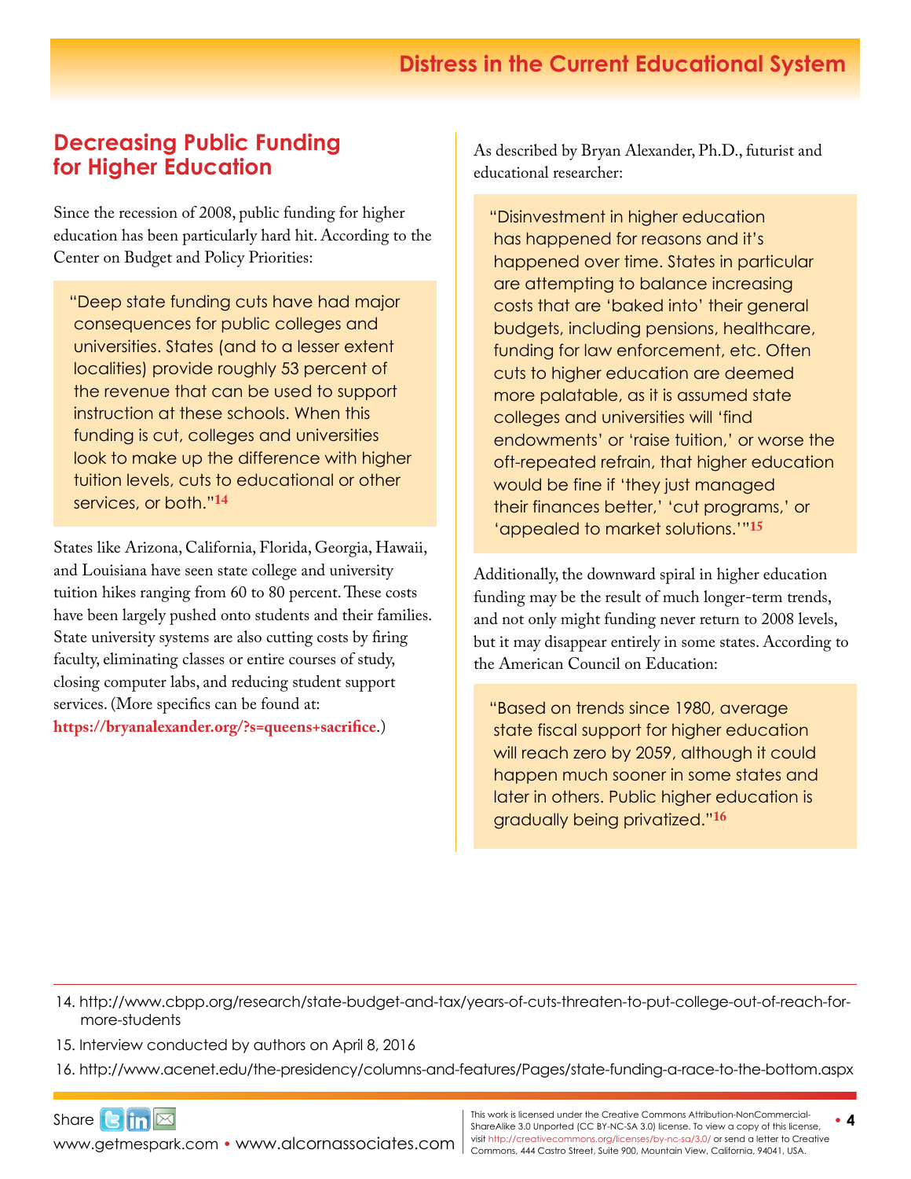## Decreasing Public Funding for Higher Education

Since the recession of 2008, public funding for higher education has been particularly hard hit. According to the Center on Budget and Policy Priorities:

> "Deep state funding cuts have had major consequences for public colleges and universities. States (and to a lesser extent localities) provide roughly 53 percent of the revenue that can be used to support instruction at these schools. When this funding is cut, colleges and universities look to make up the difference with higher tuition levels, cuts to educational or other services, or both."[14]

States like Arizona, California, Florida, Georgia, Hawaii, and Louisiana have seen state college and university tuition hikes ranging from 60 to 80 percent. These costs have been largely pushed onto students and their families. State university systems are also cutting costs by firing faculty, eliminating classes or entire courses of study, closing computer labs, and reducing student support services. (More specifics can be found at: **https://bryanalexander.org/?s=queens+sacrifice**.)

As described by Bryan Alexander, Ph.D., futurist and educational researcher:

> "Disinvestment in higher education has happened for reasons and it's happened over time. States in particular are attempting to balance increasing costs that are 'baked into' their general budgets, including pensions, healthcare, funding for law enforcement, etc. Often cuts to higher education are deemed more palatable, as it is assumed state colleges and universities will 'find endowments' or 'raise tuition,' or worse the oft-repeated refrain, that higher education would be fine if 'they just managed their finances better,' 'cut programs,' or 'appealed to market solutions.'"[15]

Additionally, the downward spiral in higher education funding may be the result of much longer-term trends, and not only might funding never return to 2008 levels, but it may disappear entirely in some states. According to the American Council on Education:

> "Based on trends since 1980, average state fiscal support for higher education will reach zero by 2059, although it could happen much sooner in some states and later in others. Public higher education is gradually being privatized."[16]

---

14. http://www.cbpp.org/research/state-budget-and-tax/years-of-cuts-threaten-to-put-college-out-of-reach-for-more-students
15. Interview conducted by authors on April 8, 2016
16. http://www.acenet.edu/the-presidency/columns-and-features/Pages/state-funding-a-race-to-the-bottom.aspx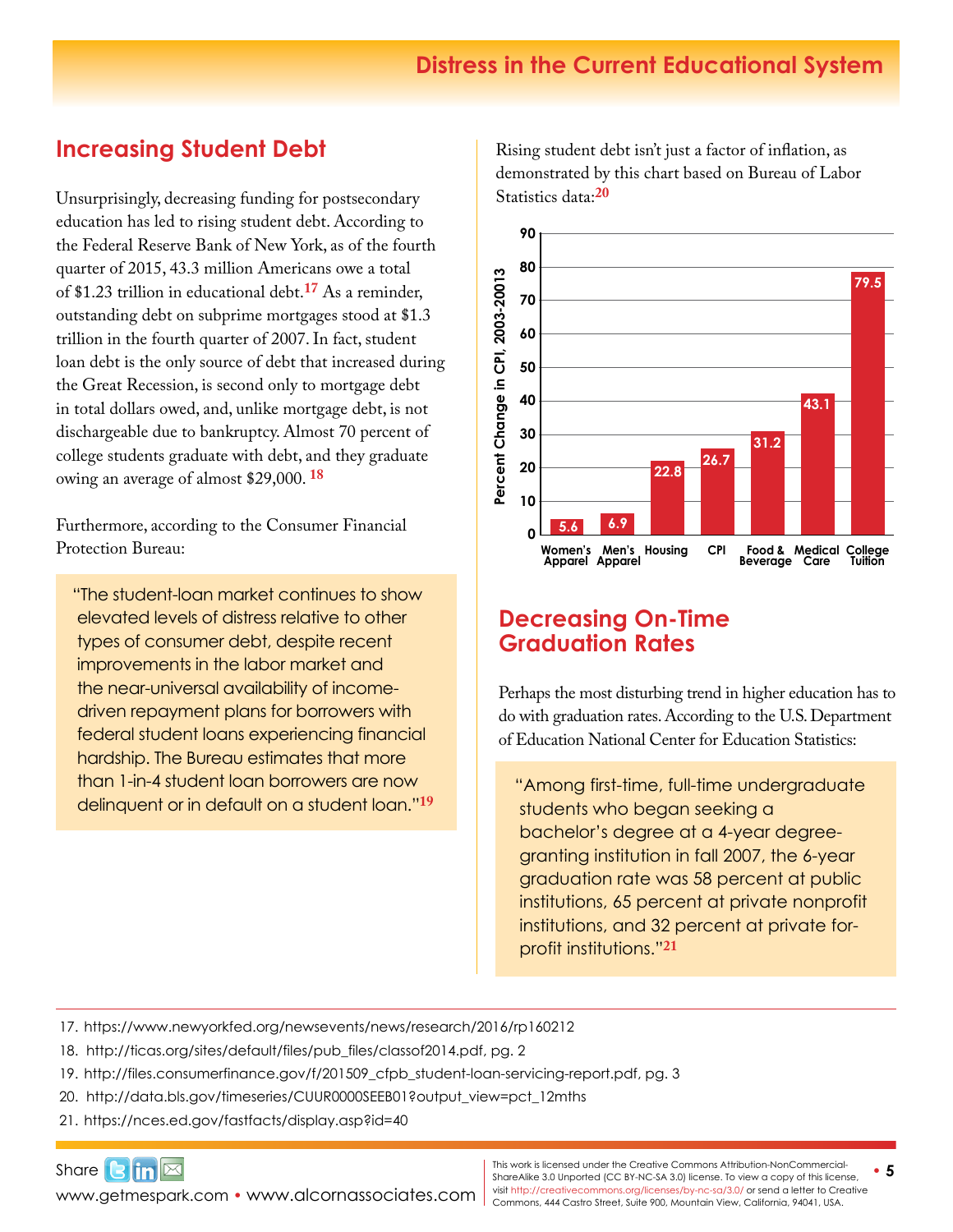## Distress in the Current Educational System

## Increasing Student Debt

Unsurprisingly, decreasing funding for postsecondary education has led to rising student debt. According to the Federal Reserve Bank of New York, as of the fourth quarter of 2015, 43.3 million Americans owe a total of $1.23 trillion in educational debt.[17] As a reminder, outstanding debt on subprime mortgages stood at $1.3 trillion in the fourth quarter of 2007. In fact, student loan debt is the only source of debt that increased during the Great Recession, is second only to mortgage debt in total dollars owed, and, unlike mortgage debt, is not dischargeable due to bankruptcy. Almost 70 percent of college students graduate with debt, and they graduate owing an average of almost $29,000. [18]

Furthermore, according to the Consumer Financial Protection Bureau:

> "The student-loan market continues to show elevated levels of distress relative to other types of consumer debt, despite recent improvements in the labor market and the near-universal availability of income-driven repayment plans for borrowers with federal student loans experiencing financial hardship. The Bureau estimates that more than 1-in-4 student loan borrowers are now delinquent or in default on a student loan."[19]

Rising student debt isn't just a factor of inflation, as demonstrated by this chart based on Bureau of Labor Statistics data:[20]

| Category | Percent Change in CPI, 2003-20013 |
|---|---|
| Women's Apparel | 5.6 |
| Men's Apparel | 6.9 |
| Housing | 22.8 |
| CPI | 26.7 |
| Food & Beverage | 31.2 |
| Medical Care | 43.1 |
| College Tuition | 79.5 |

## Decreasing On-Time Graduation Rates

Perhaps the most disturbing trend in higher education has to do with graduation rates. According to the U.S. Department of Education National Center for Education Statistics:

> "Among first-time, full-time undergraduate students who began seeking a bachelor's degree at a 4-year degree-granting institution in fall 2007, the 6-year graduation rate was 58 percent at public institutions, 65 percent at private nonprofit institutions, and 32 percent at private for-profit institutions."[21]

---

17. https://www.newyorkfed.org/newsevents/news/research/2016/rp160212
18. http://ticas.org/sites/default/files/pub_files/classof2014.pdf, pg. 2
19. http://files.consumerfinance.gov/f/201509_cfpb_student-loan-servicing-report.pdf, pg. 3
20. http://data.bls.gov/timeseries/CUUR0000SEEB01?output_view=pct_12mths
21. https://nces.ed.gov/fastfacts/display.asp?id=40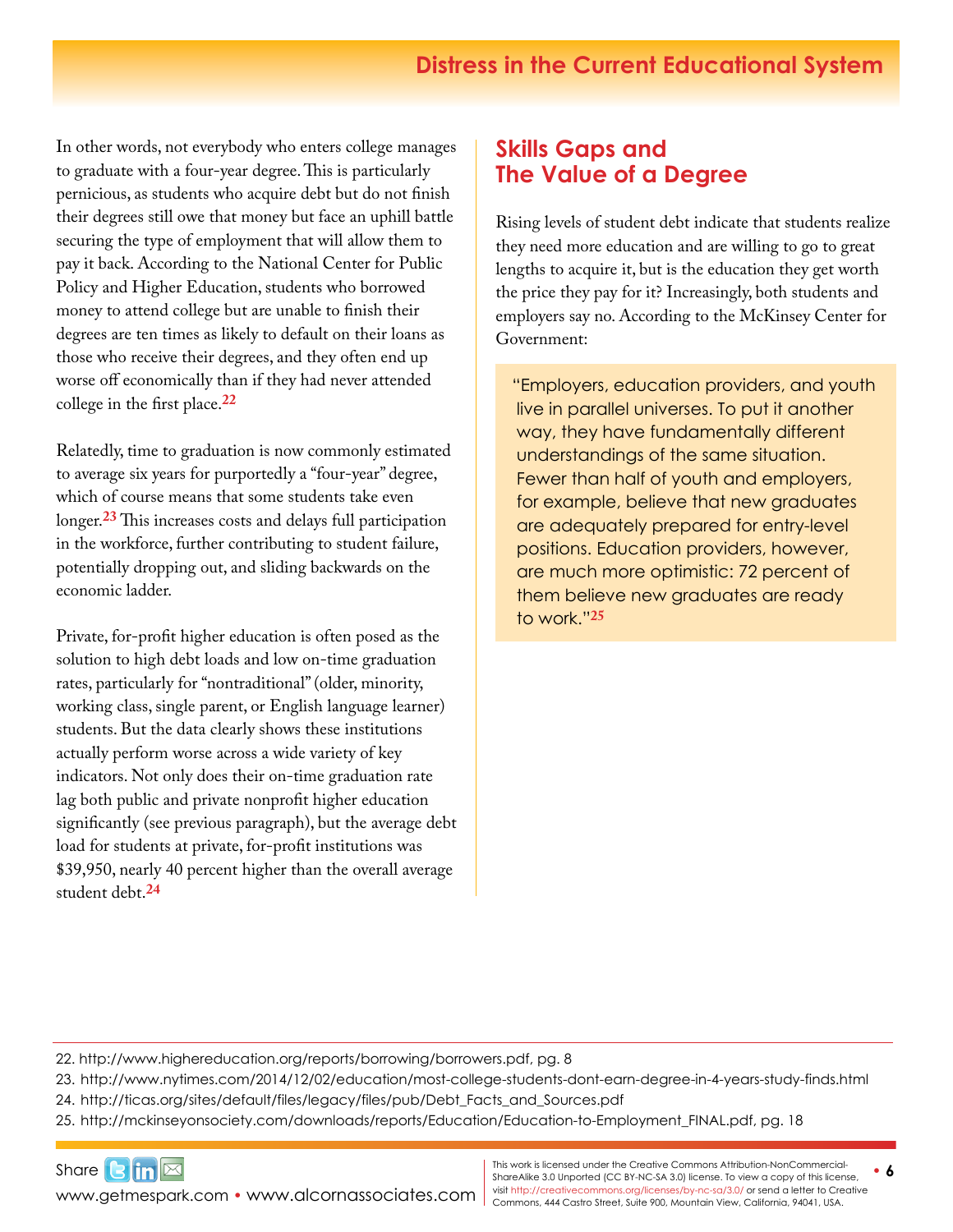In other words, not everybody who enters college manages to graduate with a four-year degree. This is particularly pernicious, as students who acquire debt but do not finish their degrees still owe that money but face an uphill battle securing the type of employment that will allow them to pay it back. According to the National Center for Public Policy and Higher Education, students who borrowed money to attend college but are unable to finish their degrees are ten times as likely to default on their loans as those who receive their degrees, and they often end up worse off economically than if they had never attended college in the first place.[22]

Relatedly, time to graduation is now commonly estimated to average six years for purportedly a "four-year" degree, which of course means that some students take even longer.[23] This increases costs and delays full participation in the workforce, further contributing to student failure, potentially dropping out, and sliding backwards on the economic ladder.

Private, for-profit higher education is often posed as the solution to high debt loads and low on-time graduation rates, particularly for "nontraditional" (older, minority, working class, single parent, or English language learner) students. But the data clearly shows these institutions actually perform worse across a wide variety of key indicators. Not only does their on-time graduation rate lag both public and private nonprofit higher education significantly (see previous paragraph), but the average debt load for students at private, for-profit institutions was $39,950, nearly 40 percent higher than the overall average student debt.[24]

## Skills Gaps and The Value of a Degree

Rising levels of student debt indicate that students realize they need more education and are willing to go to great lengths to acquire it, but is the education they get worth the price they pay for it? Increasingly, both students and employers say no. According to the McKinsey Center for Government:

> "Employers, education providers, and youth live in parallel universes. To put it another way, they have fundamentally different understandings of the same situation. Fewer than half of youth and employers, for example, believe that new graduates are adequately prepared for entry-level positions. Education providers, however, are much more optimistic: 72 percent of them believe new graduates are ready to work."[25]

---

22. http://www.highereducation.org/reports/borrowing/borrowers.pdf, pg. 8
23. http://www.nytimes.com/2014/12/02/education/most-college-students-dont-earn-degree-in-4-years-study-finds.html
24. http://ticas.org/sites/default/files/legacy/files/pub/Debt_Facts_and_Sources.pdf
25. http://mckinseyonsociety.com/downloads/reports/Education/Education-to-Employment_FINAL.pdf, pg. 18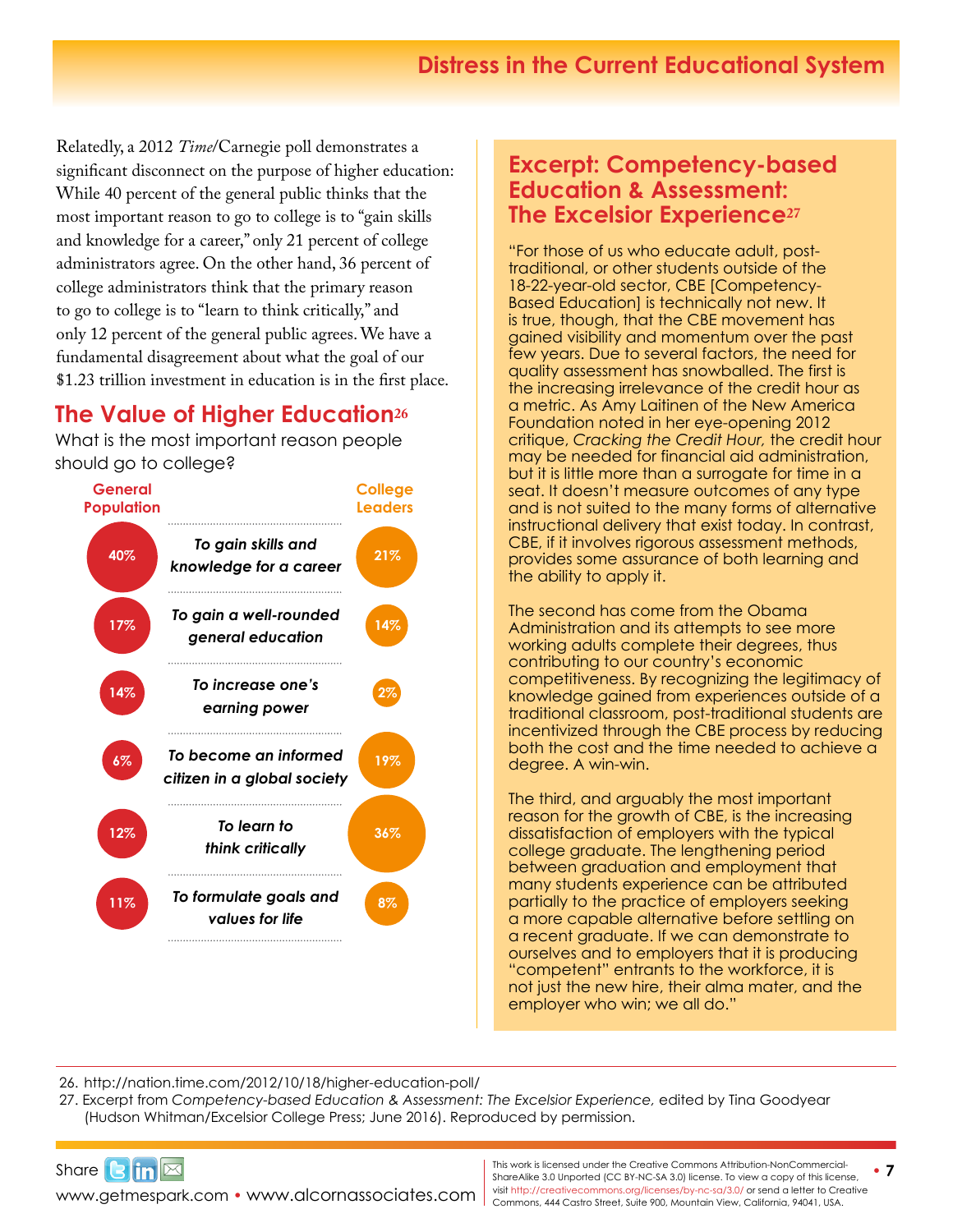Relatedly, a 2012 *Time*/Carnegie poll demonstrates a significant disconnect on the purpose of higher education: While 40 percent of the general public thinks that the most important reason to go to college is to "gain skills and knowledge for a career," only 21 percent of college administrators agree. On the other hand, 36 percent of college administrators think that the primary reason to go to college is to "learn to think critically," and only 12 percent of the general public agrees. We have a fundamental disagreement about what the goal of our $1.23 trillion investment in education is in the first place.

## The Value of Higher Education[26]

What is the most important reason people should go to college?

| General Population | | College Leaders |
|---|---|---|
| 40% | To gain skills and knowledge for a career | 21% |
| 17% | To gain a well-rounded general education | 14% |
| 14% | To increase one's earning power | 2% |
| 6% | To become an informed citizen in a global society | 19% |
| 12% | To learn to think critically | 36% |
| 11% | To formulate goals and values for life | 8% |

## Excerpt: Competency-based Education & Assessment: The Excelsior Experience[27]

"For those of us who educate adult, post-traditional, or other students outside of the 18-22-year-old sector, CBE [Competency-Based Education] is technically not new. It is true, though, that the CBE movement has gained visibility and momentum over the past few years. Due to several factors, the need for quality assessment has snowballed. The first is the increasing irrelevance of the credit hour as a metric. As Amy Laitinen of the New America Foundation noted in her eye-opening 2012 critique, *Cracking the Credit Hour,* the credit hour may be needed for financial aid administration, but it is little more than a surrogate for time in a seat. It doesn't measure outcomes of any type and is not suited to the many forms of alternative instructional delivery that exist today. In contrast, CBE, if it involves rigorous assessment methods, provides some assurance of both learning and the ability to apply it.

The second has come from the Obama Administration and its attempts to see more working adults complete their degrees, thus contributing to our country's economic competitiveness. By recognizing the legitimacy of knowledge gained from experiences outside of a traditional classroom, post-traditional students are incentivized through the CBE process by reducing both the cost and the time needed to achieve a degree. A win-win.

The third, and arguably the most important reason for the growth of CBE, is the increasing dissatisfaction of employers with the typical college graduate. The lengthening period between graduation and employment that many students experience can be attributed partially to the practice of employers seeking a more capable alternative before settling on a recent graduate. If we can demonstrate to ourselves and to employers that it is producing "competent" entrants to the workforce, it is not just the new hire, their alma mater, and the employer who win; we all do."

---

26. http://nation.time.com/2012/10/18/higher-education-poll/
27. Excerpt from *Competency-based Education & Assessment: The Excelsior Experience,* edited by Tina Goodyear (Hudson Whitman/Excelsior College Press; June 2016). Reproduced by permission.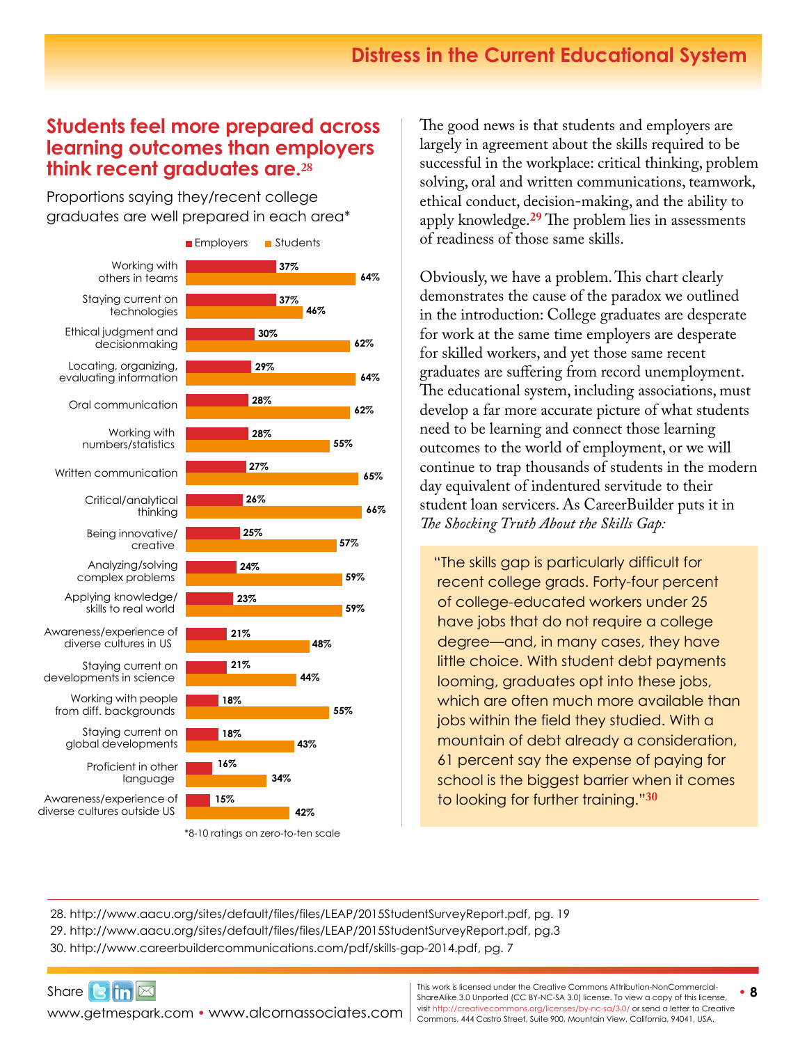## Students feel more prepared across learning outcomes than employers think recent graduates are.[28]

Proportions saying they/recent college graduates are well prepared in each area*

| Area | Employers | Students |
|---|---|---|
| Working with others in teams | 37% | 64% |
| Staying current on technologies | 37% | 46% |
| Ethical judgment and decisionmaking | 30% | 62% |
| Locating, organizing, evaluating information | 29% | 64% |
| Oral communication | 28% | 62% |
| Working with numbers/statistics | 28% | 55% |
| Written communication | 27% | 65% |
| Critical/analytical thinking | 26% | 66% |
| Being innovative/creative | 25% | 57% |
| Analyzing/solving complex problems | 24% | 59% |
| Applying knowledge/skills to real world | 23% | 59% |
| Awareness/experience of diverse cultures in US | 21% | 48% |
| Staying current on developments in science | 21% | 44% |
| Working with people from diff. backgrounds | 18% | 55% |
| Staying current on global developments | 18% | 43% |
| Proficient in other language | 16% | 34% |
| Awareness/experience of diverse cultures outside US | 15% | 42% |

*8-10 ratings on zero-to-ten scale

The good news is that students and employers are largely in agreement about the skills required to be successful in the workplace: critical thinking, problem solving, oral and written communications, teamwork, ethical conduct, decision-making, and the ability to apply knowledge.[29] The problem lies in assessments of readiness of those same skills.

Obviously, we have a problem. This chart clearly demonstrates the cause of the paradox we outlined in the introduction: College graduates are desperate for work at the same time employers are desperate for skilled workers, and yet those same recent graduates are suffering from record unemployment. The educational system, including associations, must develop a far more accurate picture of what students need to be learning and connect those learning outcomes to the world of employment, or we will continue to trap thousands of students in the modern day equivalent of indentured servitude to their student loan servicers. As CareerBuilder puts it in *The Shocking Truth About the Skills Gap:*

> "The skills gap is particularly difficult for recent college grads. Forty-four percent of college-educated workers under 25 have jobs that do not require a college degree—and, in many cases, they have little choice. With student debt payments looming, graduates opt into these jobs, which are often much more available than jobs within the field they studied. With a mountain of debt already a consideration, 61 percent say the expense of paying for school is the biggest barrier when it comes to looking for further training."[30]

28. http://www.aacu.org/sites/default/files/files/LEAP/2015StudentSurveyReport.pdf, pg. 19
29. http://www.aacu.org/sites/default/files/files/LEAP/2015StudentSurveyReport.pdf, pg.3
30. http://www.careerbuildercommunications.com/pdf/skills-gap-2014.pdf, pg. 7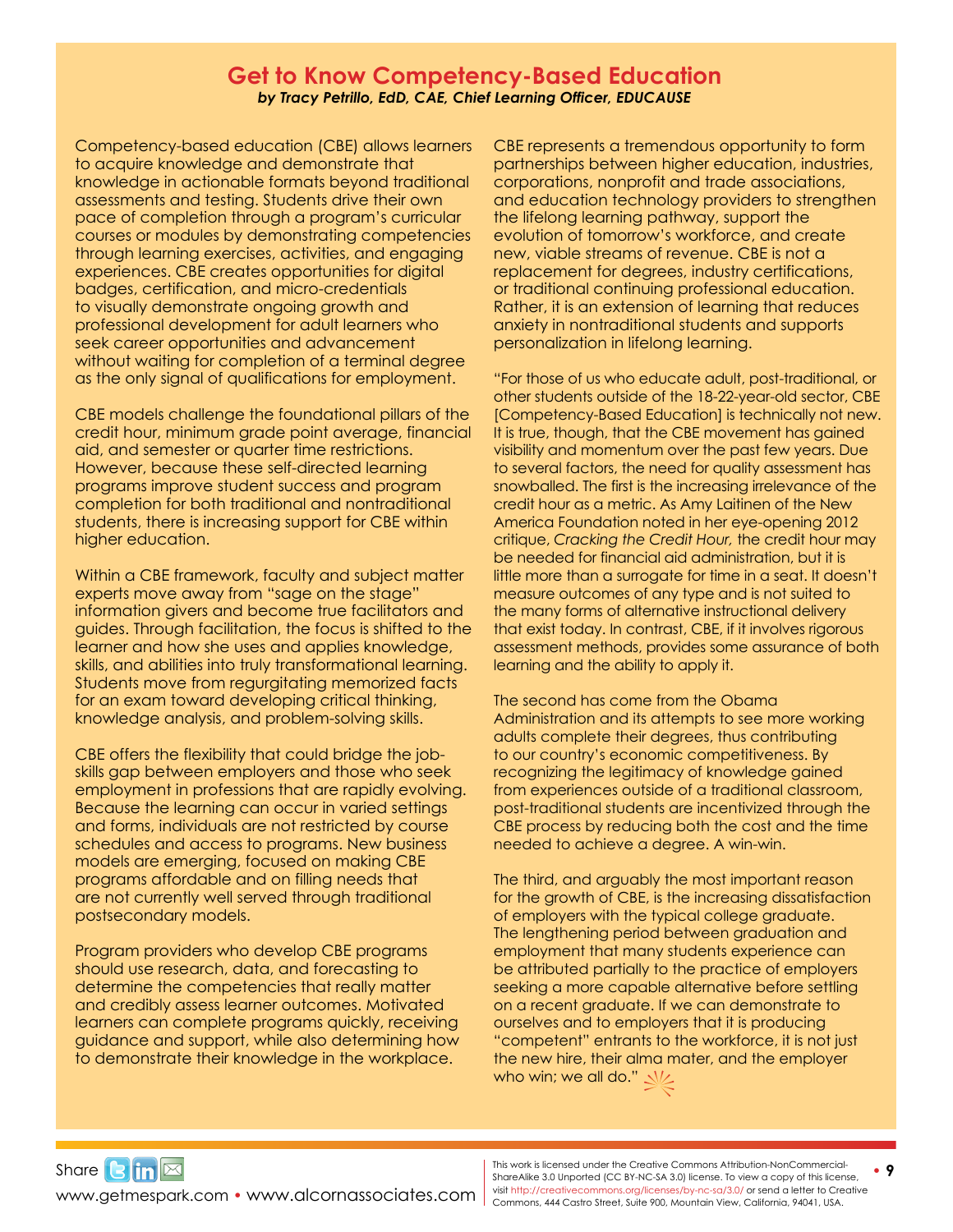# Get to Know Competency-Based Education

***by Tracy Petrillo, EdD, CAE, Chief Learning Officer, EDUCAUSE***

Competency-based education (CBE) allows learners to acquire knowledge and demonstrate that knowledge in actionable formats beyond traditional assessments and testing. Students drive their own pace of completion through a program's curricular courses or modules by demonstrating competencies through learning exercises, activities, and engaging experiences. CBE creates opportunities for digital badges, certification, and micro-credentials to visually demonstrate ongoing growth and professional development for adult learners who seek career opportunities and advancement without waiting for completion of a terminal degree as the only signal of qualifications for employment.

CBE models challenge the foundational pillars of the credit hour, minimum grade point average, financial aid, and semester or quarter time restrictions. However, because these self-directed learning programs improve student success and program completion for both traditional and nontraditional students, there is increasing support for CBE within higher education.

Within a CBE framework, faculty and subject matter experts move away from "sage on the stage" information givers and become true facilitators and guides. Through facilitation, the focus is shifted to the learner and how she uses and applies knowledge, skills, and abilities into truly transformational learning. Students move from regurgitating memorized facts for an exam toward developing critical thinking, knowledge analysis, and problem-solving skills.

CBE offers the flexibility that could bridge the job-skills gap between employers and those who seek employment in professions that are rapidly evolving. Because the learning can occur in varied settings and forms, individuals are not restricted by course schedules and access to programs. New business models are emerging, focused on making CBE programs affordable and on filling needs that are not currently well served through traditional postsecondary models.

Program providers who develop CBE programs should use research, data, and forecasting to determine the competencies that really matter and credibly assess learner outcomes. Motivated learners can complete programs quickly, receiving guidance and support, while also determining how to demonstrate their knowledge in the workplace.

CBE represents a tremendous opportunity to form partnerships between higher education, industries, corporations, nonprofit and trade associations, and education technology providers to strengthen the lifelong learning pathway, support the evolution of tomorrow's workforce, and create new, viable streams of revenue. CBE is not a replacement for degrees, industry certifications, or traditional continuing professional education. Rather, it is an extension of learning that reduces anxiety in nontraditional students and supports personalization in lifelong learning.

"For those of us who educate adult, post-traditional, or other students outside of the 18-22-year-old sector, CBE [Competency-Based Education] is technically not new. It is true, though, that the CBE movement has gained visibility and momentum over the past few years. Due to several factors, the need for quality assessment has snowballed. The first is the increasing irrelevance of the credit hour as a metric. As Amy Laitinen of the New America Foundation noted in her eye-opening 2012 critique, *Cracking the Credit Hour,* the credit hour may be needed for financial aid administration, but it is little more than a surrogate for time in a seat. It doesn't measure outcomes of any type and is not suited to the many forms of alternative instructional delivery that exist today. In contrast, CBE, if it involves rigorous assessment methods, provides some assurance of both learning and the ability to apply it.

The second has come from the Obama Administration and its attempts to see more working adults complete their degrees, thus contributing to our country's economic competitiveness. By recognizing the legitimacy of knowledge gained from experiences outside of a traditional classroom, post-traditional students are incentivized through the CBE process by reducing both the cost and the time needed to achieve a degree. A win-win.

The third, and arguably the most important reason for the growth of CBE, is the increasing dissatisfaction of employers with the typical college graduate. The lengthening period between graduation and employment that many students experience can be attributed partially to the practice of employers seeking a more capable alternative before settling on a recent graduate. If we can demonstrate to ourselves and to employers that it is producing "competent" entrants to the workforce, it is not just the new hire, their alma mater, and the employer who win; we all do."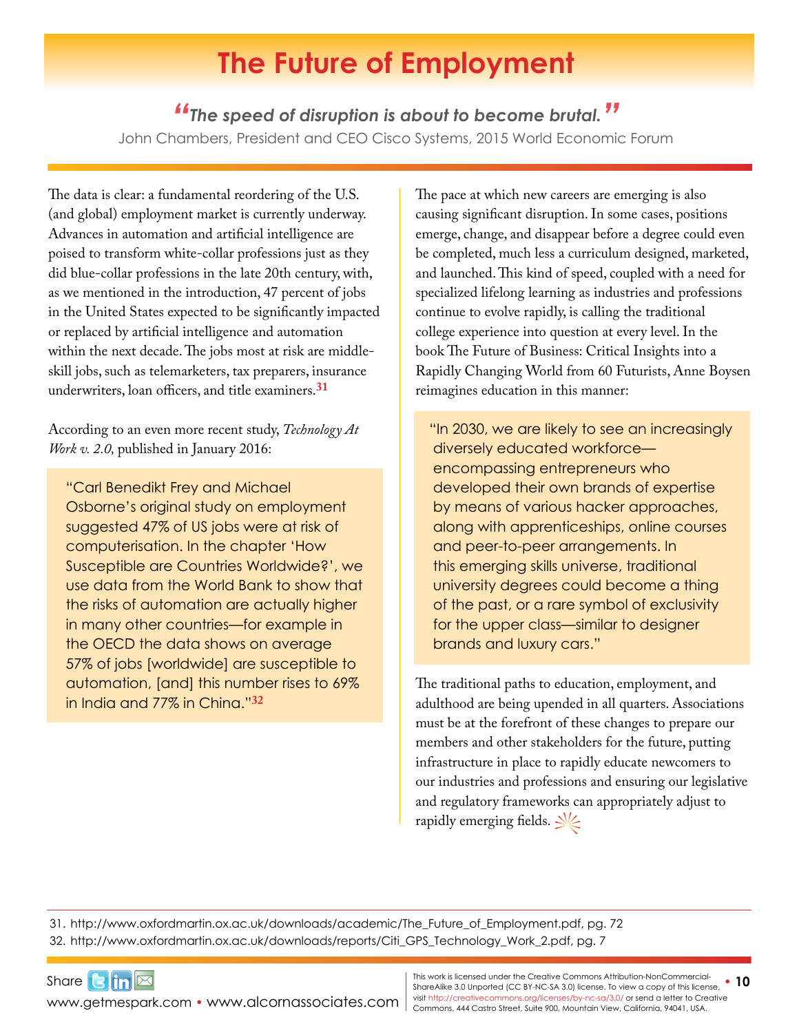# The Future of Employment

> ***"The speed of disruption is about to become brutal."***
>
> John Chambers, President and CEO Cisco Systems, 2015 World Economic Forum

The data is clear: a fundamental reordering of the U.S. (and global) employment market is currently underway. Advances in automation and artificial intelligence are poised to transform white-collar professions just as they did blue-collar professions in the late 20th century, with, as we mentioned in the introduction, 47 percent of jobs in the United States expected to be significantly impacted or replaced by artificial intelligence and automation within the next decade. The jobs most at risk are middle-skill jobs, such as telemarketers, tax preparers, insurance underwriters, loan officers, and title examiners.[31]

According to an even more recent study, *Technology At Work v. 2.0,* published in January 2016:

> "Carl Benedikt Frey and Michael Osborne's original study on employment suggested 47% of US jobs were at risk of computerisation. In the chapter 'How Susceptible are Countries Worldwide?', we use data from the World Bank to show that the risks of automation are actually higher in many other countries—for example in the OECD the data shows on average 57% of jobs [worldwide] are susceptible to automation, [and] this number rises to 69% in India and 77% in China."[32]

The pace at which new careers are emerging is also causing significant disruption. In some cases, positions emerge, change, and disappear before a degree could even be completed, much less a curriculum designed, marketed, and launched. This kind of speed, coupled with a need for specialized lifelong learning as industries and professions continue to evolve rapidly, is calling the traditional college experience into question at every level. In the book The Future of Business: Critical Insights into a Rapidly Changing World from 60 Futurists, Anne Boysen reimagines education in this manner:

> "In 2030, we are likely to see an increasingly diversely educated workforce—encompassing entrepreneurs who developed their own brands of expertise by means of various hacker approaches, along with apprenticeships, online courses and peer-to-peer arrangements. In this emerging skills universe, traditional university degrees could become a thing of the past, or a rare symbol of exclusivity for the upper class—similar to designer brands and luxury cars."

The traditional paths to education, employment, and adulthood are being upended in all quarters. Associations must be at the forefront of these changes to prepare our members and other stakeholders for the future, putting infrastructure in place to rapidly educate newcomers to our industries and professions and ensuring our legislative and regulatory frameworks can appropriately adjust to rapidly emerging fields.

---

31. http://www.oxfordmartin.ox.ac.uk/downloads/academic/The_Future_of_Employment.pdf, pg. 72
32. http://www.oxfordmartin.ox.ac.uk/downloads/reports/Citi_GPS_Technology_Work_2.pdf, pg. 7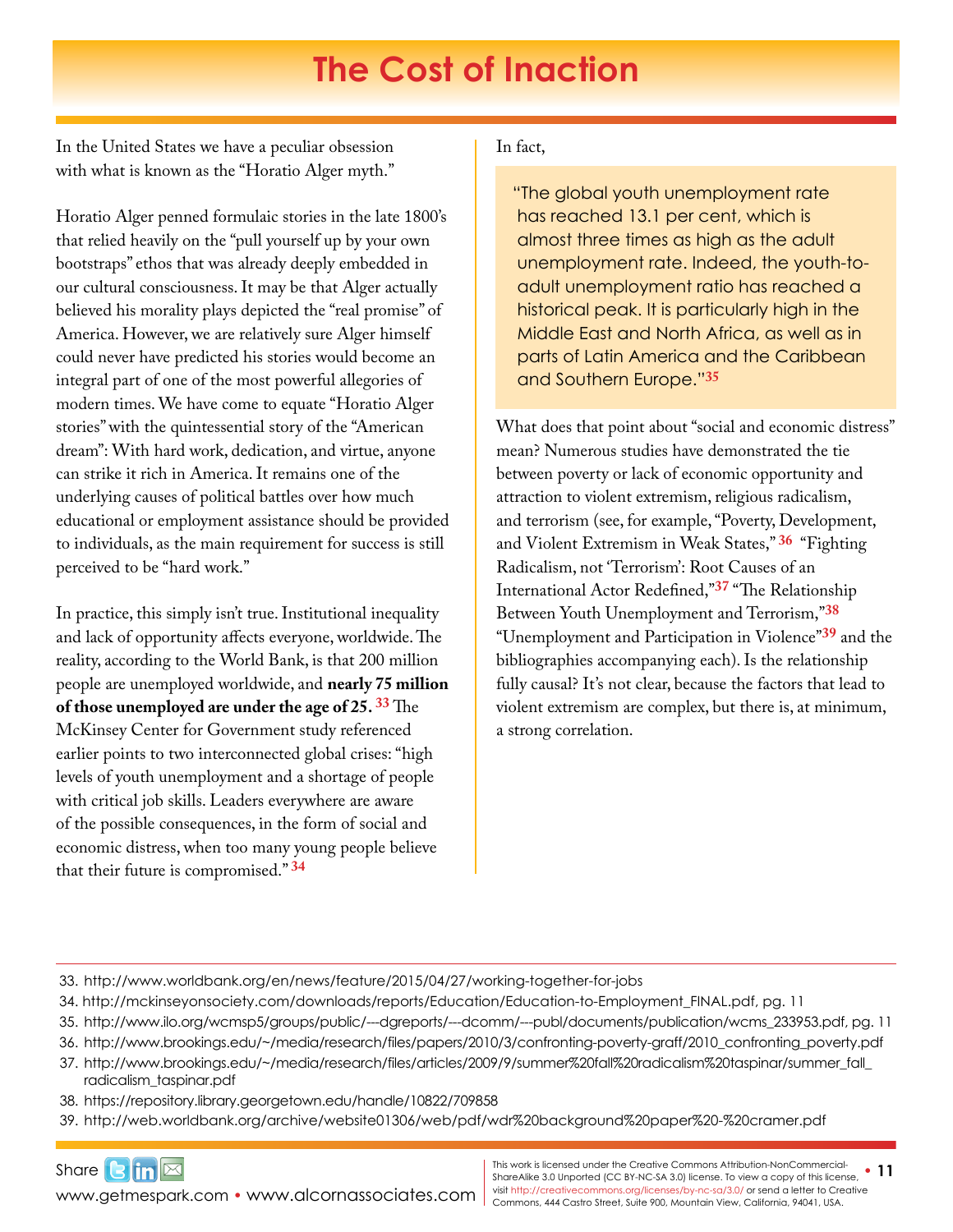# The Cost of Inaction

In the United States we have a peculiar obsession with what is known as the "Horatio Alger myth."

Horatio Alger penned formulaic stories in the late 1800's that relied heavily on the "pull yourself up by your own bootstraps" ethos that was already deeply embedded in our cultural consciousness. It may be that Alger actually believed his morality plays depicted the "real promise" of America. However, we are relatively sure Alger himself could never have predicted his stories would become an integral part of one of the most powerful allegories of modern times. We have come to equate "Horatio Alger stories" with the quintessential story of the "American dream": With hard work, dedication, and virtue, anyone can strike it rich in America. It remains one of the underlying causes of political battles over how much educational or employment assistance should be provided to individuals, as the main requirement for success is still perceived to be "hard work."

In practice, this simply isn't true. Institutional inequality and lack of opportunity affects everyone, worldwide. The reality, according to the World Bank, is that 200 million people are unemployed worldwide, and **nearly 75 million of those unemployed are under the age of 25.** [33] The McKinsey Center for Government study referenced earlier points to two interconnected global crises: "high levels of youth unemployment and a shortage of people with critical job skills. Leaders everywhere are aware of the possible consequences, in the form of social and economic distress, when too many young people believe that their future is compromised." [34]

In fact,

> "The global youth unemployment rate has reached 13.1 per cent, which is almost three times as high as the adult unemployment rate. Indeed, the youth-to-adult unemployment ratio has reached a historical peak. It is particularly high in the Middle East and North Africa, as well as in parts of Latin America and the Caribbean and Southern Europe."[35]

What does that point about "social and economic distress" mean? Numerous studies have demonstrated the tie between poverty or lack of economic opportunity and attraction to violent extremism, religious radicalism, and terrorism (see, for example, "Poverty, Development, and Violent Extremism in Weak States," [36] "Fighting Radicalism, not 'Terrorism': Root Causes of an International Actor Redefined,"[37] "The Relationship Between Youth Unemployment and Terrorism,"[38] "Unemployment and Participation in Violence"[39] and the bibliographies accompanying each). Is the relationship fully causal? It's not clear, because the factors that lead to violent extremism are complex, but there is, at minimum, a strong correlation.

---

33. http://www.worldbank.org/en/news/feature/2015/04/27/working-together-for-jobs
34. http://mckinseyonsociety.com/downloads/reports/Education/Education-to-Employment_FINAL.pdf, pg. 11
35. http://www.ilo.org/wcmsp5/groups/public/---dgreports/---dcomm/---publ/documents/publication/wcms_233953.pdf, pg. 11
36. http://www.brookings.edu/~/media/research/files/papers/2010/3/confronting-poverty-graff/2010_confronting_poverty.pdf
37. http://www.brookings.edu/~/media/research/files/articles/2009/9/summer%20fall%20radicalism%20taspinar/summer_fall_radicalism_taspinar.pdf
38. https://repository.library.georgetown.edu/handle/10822/709858
39. http://web.worldbank.org/archive/website01306/web/pdf/wdr%20background%20paper%20-%20cramer.pdf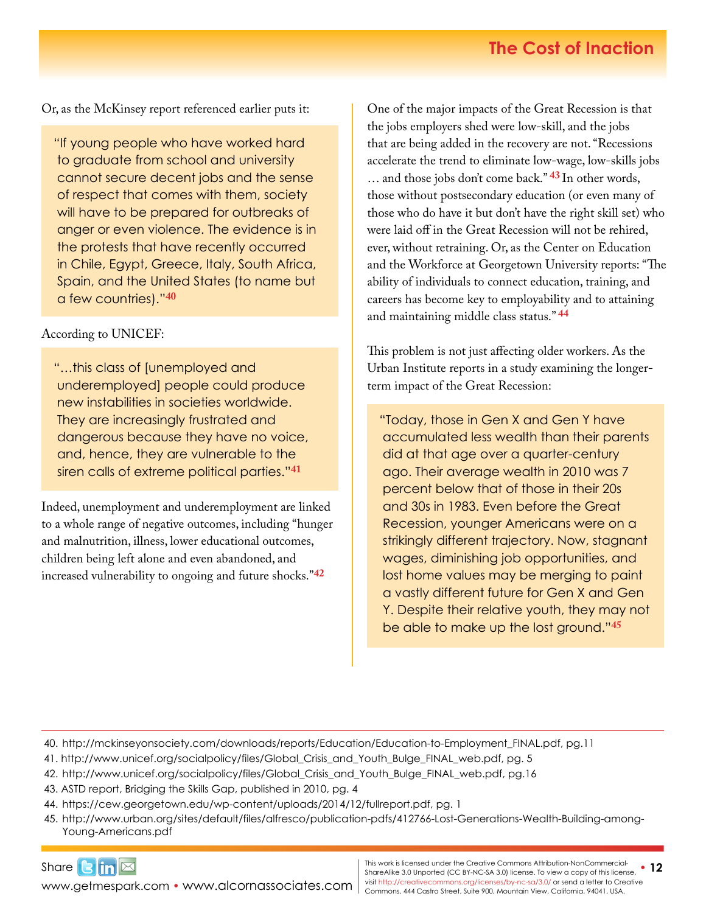Or, as the McKinsey report referenced earlier puts it:

> "If young people who have worked hard to graduate from school and university cannot secure decent jobs and the sense of respect that comes with them, society will have to be prepared for outbreaks of anger or even violence. The evidence is in the protests that have recently occurred in Chile, Egypt, Greece, Italy, South Africa, Spain, and the United States (to name but a few countries)."[40]

According to UNICEF:

> "…this class of [unemployed and underemployed] people could produce new instabilities in societies worldwide. They are increasingly frustrated and dangerous because they have no voice, and, hence, they are vulnerable to the siren calls of extreme political parties."[41]

Indeed, unemployment and underemployment are linked to a whole range of negative outcomes, including "hunger and malnutrition, illness, lower educational outcomes, children being left alone and even abandoned, and increased vulnerability to ongoing and future shocks."[42]

One of the major impacts of the Great Recession is that the jobs employers shed were low-skill, and the jobs that are being added in the recovery are not. "Recessions accelerate the trend to eliminate low-wage, low-skills jobs … and those jobs don't come back." [43] In other words, those without postsecondary education (or even many of those who do have it but don't have the right skill set) who were laid off in the Great Recession will not be rehired, ever, without retraining. Or, as the Center on Education and the Workforce at Georgetown University reports: "The ability of individuals to connect education, training, and careers has become key to employability and to attaining and maintaining middle class status." [44]

This problem is not just affecting older workers. As the Urban Institute reports in a study examining the longer-term impact of the Great Recession:

> "Today, those in Gen X and Gen Y have accumulated less wealth than their parents did at that age over a quarter-century ago. Their average wealth in 2010 was 7 percent below that of those in their 20s and 30s in 1983. Even before the Great Recession, younger Americans were on a strikingly different trajectory. Now, stagnant wages, diminishing job opportunities, and lost home values may be merging to paint a vastly different future for Gen X and Gen Y. Despite their relative youth, they may not be able to make up the lost ground."[45]

---

40. http://mckinseyonsociety.com/downloads/reports/Education/Education-to-Employment_FINAL.pdf, pg.11
41. http://www.unicef.org/socialpolicy/files/Global_Crisis_and_Youth_Bulge_FINAL_web.pdf, pg. 5
42. http://www.unicef.org/socialpolicy/files/Global_Crisis_and_Youth_Bulge_FINAL_web.pdf, pg.16
43. ASTD report, Bridging the Skills Gap, published in 2010, pg. 4
44. https://cew.georgetown.edu/wp-content/uploads/2014/12/fullreport.pdf, pg. 1
45. http://www.urban.org/sites/default/files/alfresco/publication-pdfs/412766-Lost-Generations-Wealth-Building-among-Young-Americans.pdf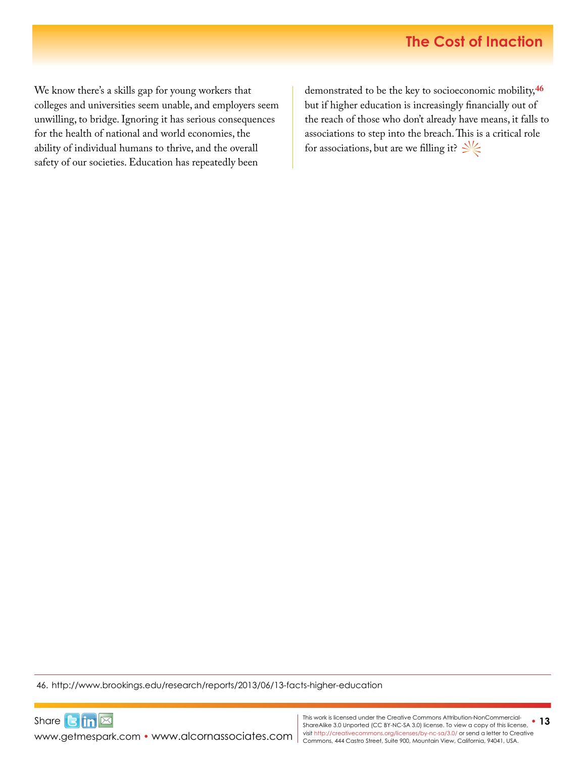We know there's a skills gap for young workers that colleges and universities seem unable, and employers seem unwilling, to bridge. Ignoring it has serious consequences for the health of national and world economies, the ability of individual humans to thrive, and the overall safety of our societies. Education has repeatedly been demonstrated to be the key to socioeconomic mobility,[46] but if higher education is increasingly financially out of the reach of those who don't already have means, it falls to associations to step into the breach. This is a critical role for associations, but are we filling it?

46. http://www.brookings.edu/research/reports/2013/06/13-facts-higher-education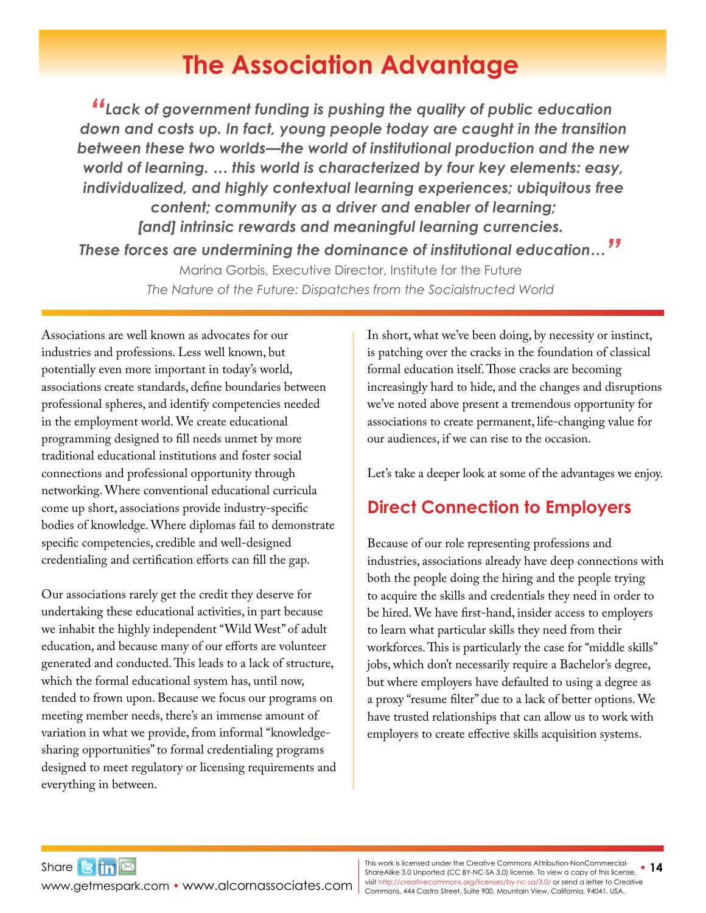# The Association Advantage

> *"Lack of government funding is pushing the quality of public education down and costs up. In fact, young people today are caught in the transition between these two worlds—the world of institutional production and the new world of learning. … this world is characterized by four key elements: easy, individualized, and highly contextual learning experiences; ubiquitous free content; community as a driver and enabler of learning; [and] intrinsic rewards and meaningful learning currencies. These forces are undermining the dominance of institutional education…"*
>
> Marina Gorbis, Executive Director, Institute for the Future
> *The Nature of the Future: Dispatches from the Socialstructed World*

Associations are well known as advocates for our industries and professions. Less well known, but potentially even more important in today's world, associations create standards, define boundaries between professional spheres, and identify competencies needed in the employment world. We create educational programming designed to fill needs unmet by more traditional educational institutions and foster social connections and professional opportunity through networking. Where conventional educational curricula come up short, associations provide industry-specific bodies of knowledge. Where diplomas fail to demonstrate specific competencies, credible and well-designed credentialing and certification efforts can fill the gap.

Our associations rarely get the credit they deserve for undertaking these educational activities, in part because we inhabit the highly independent "Wild West" of adult education, and because many of our efforts are volunteer generated and conducted. This leads to a lack of structure, which the formal educational system has, until now, tended to frown upon. Because we focus our programs on meeting member needs, there's an immense amount of variation in what we provide, from informal "knowledge-sharing opportunities" to formal credentialing programs designed to meet regulatory or licensing requirements and everything in between.

In short, what we've been doing, by necessity or instinct, is patching over the cracks in the foundation of classical formal education itself. Those cracks are becoming increasingly hard to hide, and the changes and disruptions we've noted above present a tremendous opportunity for associations to create permanent, life-changing value for our audiences, if we can rise to the occasion.

Let's take a deeper look at some of the advantages we enjoy.

## Direct Connection to Employers

Because of our role representing professions and industries, associations already have deep connections with both the people doing the hiring and the people trying to acquire the skills and credentials they need in order to be hired. We have first-hand, insider access to employers to learn what particular skills they need from their workforces. This is particularly the case for "middle skills" jobs, which don't necessarily require a Bachelor's degree, but where employers have defaulted to using a degree as a proxy "resume filter" due to a lack of better options. We have trusted relationships that can allow us to work with employers to create effective skills acquisition systems.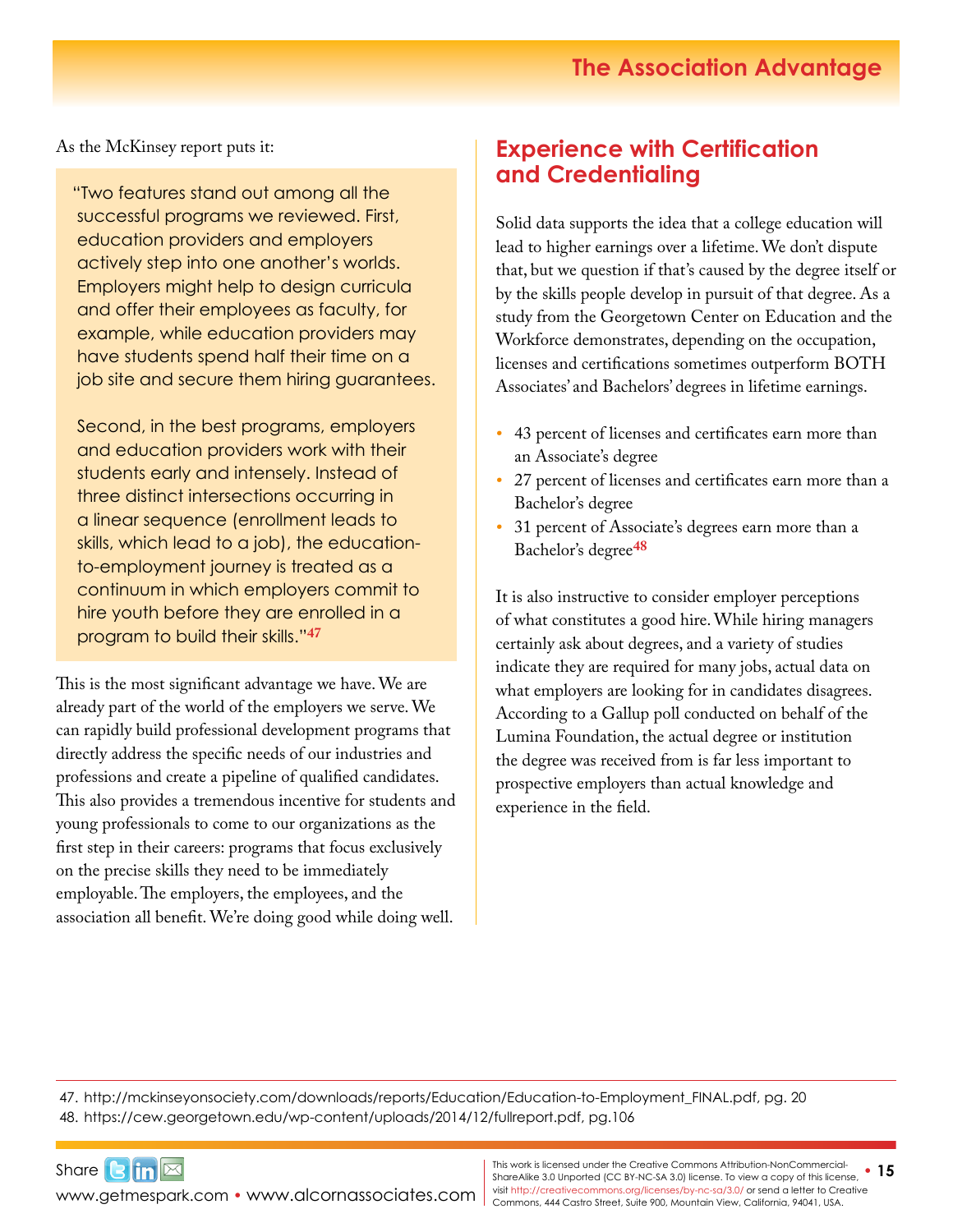As the McKinsey report puts it:

> "Two features stand out among all the successful programs we reviewed. First, education providers and employers actively step into one another's worlds. Employers might help to design curricula and offer their employees as faculty, for example, while education providers may have students spend half their time on a job site and secure them hiring guarantees.
>
> Second, in the best programs, employers and education providers work with their students early and intensely. Instead of three distinct intersections occurring in a linear sequence (enrollment leads to skills, which lead to a job), the education-to-employment journey is treated as a continuum in which employers commit to hire youth before they are enrolled in a program to build their skills."[47]

This is the most significant advantage we have. We are already part of the world of the employers we serve. We can rapidly build professional development programs that directly address the specific needs of our industries and professions and create a pipeline of qualified candidates. This also provides a tremendous incentive for students and young professionals to come to our organizations as the first step in their careers: programs that focus exclusively on the precise skills they need to be immediately employable. The employers, the employees, and the association all benefit. We're doing good while doing well.

## Experience with Certification and Credentialing

Solid data supports the idea that a college education will lead to higher earnings over a lifetime. We don't dispute that, but we question if that's caused by the degree itself or by the skills people develop in pursuit of that degree. As a study from the Georgetown Center on Education and the Workforce demonstrates, depending on the occupation, licenses and certifications sometimes outperform BOTH Associates' and Bachelors' degrees in lifetime earnings.

- 43 percent of licenses and certificates earn more than an Associate's degree
- 27 percent of licenses and certificates earn more than a Bachelor's degree
- 31 percent of Associate's degrees earn more than a Bachelor's degree[48]

It is also instructive to consider employer perceptions of what constitutes a good hire. While hiring managers certainly ask about degrees, and a variety of studies indicate they are required for many jobs, actual data on what employers are looking for in candidates disagrees. According to a Gallup poll conducted on behalf of the Lumina Foundation, the actual degree or institution the degree was received from is far less important to prospective employers than actual knowledge and experience in the field.

---

47. http://mckinseyonsociety.com/downloads/reports/Education/Education-to-Employment_FINAL.pdf, pg. 20
48. https://cew.georgetown.edu/wp-content/uploads/2014/12/fullreport.pdf, pg.106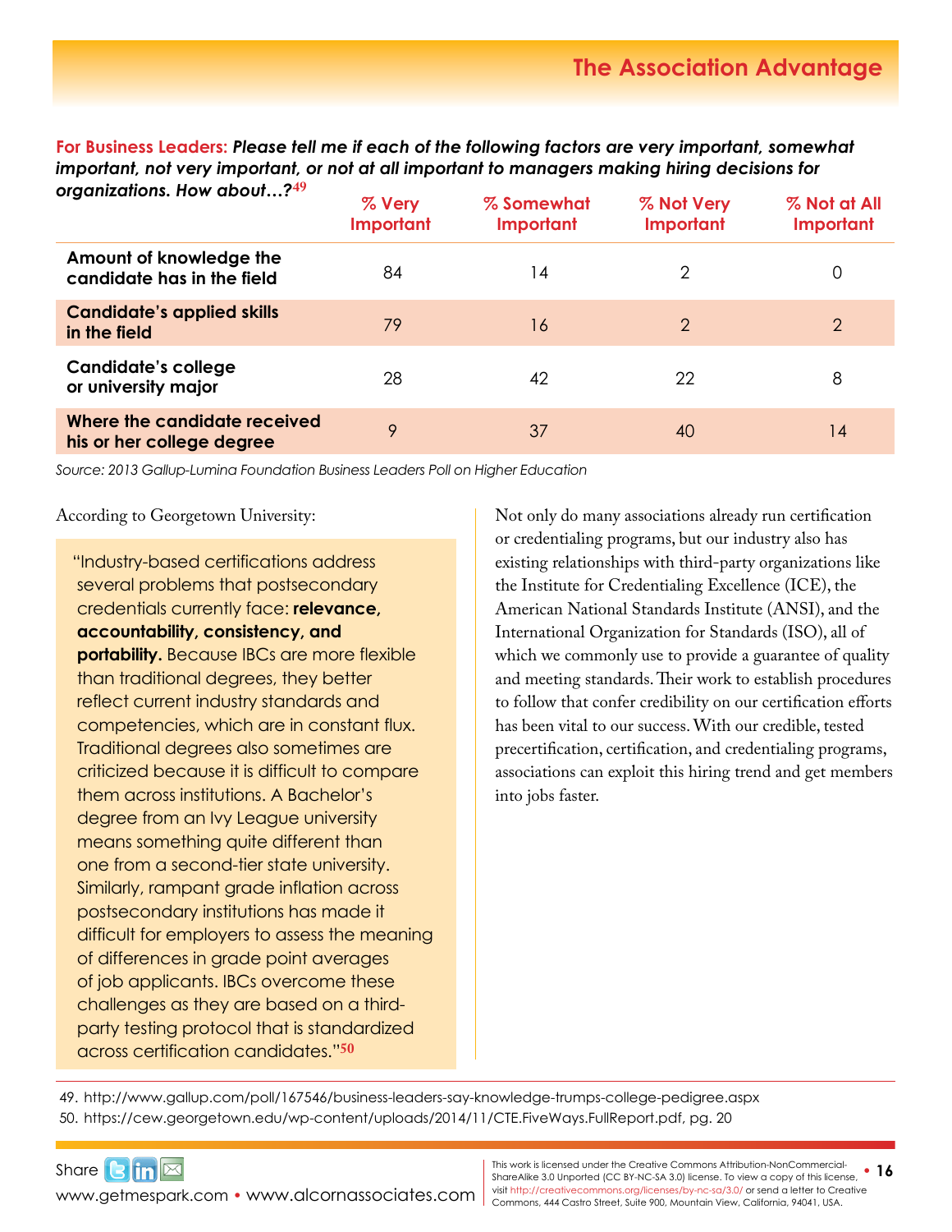**For Business Leaders:** ***Please tell me if each of the following factors are very important, somewhat important, not very important, or not at all important to managers making hiring decisions for organizations. How about…?***[49]

| | % Very Important | % Somewhat Important | % Not Very Important | % Not at All Important |
|---|---|---|---|---|
| **Amount of knowledge the candidate has in the field** | 84 | 14 | 2 | 0 |
| **Candidate's applied skills in the field** | 79 | 16 | 2 | 2 |
| **Candidate's college or university major** | 28 | 42 | 22 | 8 |
| **Where the candidate received his or her college degree** | 9 | 37 | 40 | 14 |

*Source: 2013 Gallup-Lumina Foundation Business Leaders Poll on Higher Education*

According to Georgetown University:

> "Industry-based certifications address several problems that postsecondary credentials currently face: **relevance, accountability, consistency, and portability.** Because IBCs are more flexible than traditional degrees, they better reflect current industry standards and competencies, which are in constant flux. Traditional degrees also sometimes are criticized because it is difficult to compare them across institutions. A Bachelor's degree from an Ivy League university means something quite different than one from a second-tier state university. Similarly, rampant grade inflation across postsecondary institutions has made it difficult for employers to assess the meaning of differences in grade point averages of job applicants. IBCs overcome these challenges as they are based on a third-party testing protocol that is standardized across certification candidates."[50]

Not only do many associations already run certification or credentialing programs, but our industry also has existing relationships with third-party organizations like the Institute for Credentialing Excellence (ICE), the American National Standards Institute (ANSI), and the International Organization for Standards (ISO), all of which we commonly use to provide a guarantee of quality and meeting standards. Their work to establish procedures to follow that confer credibility on our certification efforts has been vital to our success. With our credible, tested precertification, certification, and credentialing programs, associations can exploit this hiring trend and get members into jobs faster.

49. http://www.gallup.com/poll/167546/business-leaders-say-knowledge-trumps-college-pedigree.aspx
50. https://cew.georgetown.edu/wp-content/uploads/2014/11/CTE.FiveWays.FullReport.pdf, pg. 20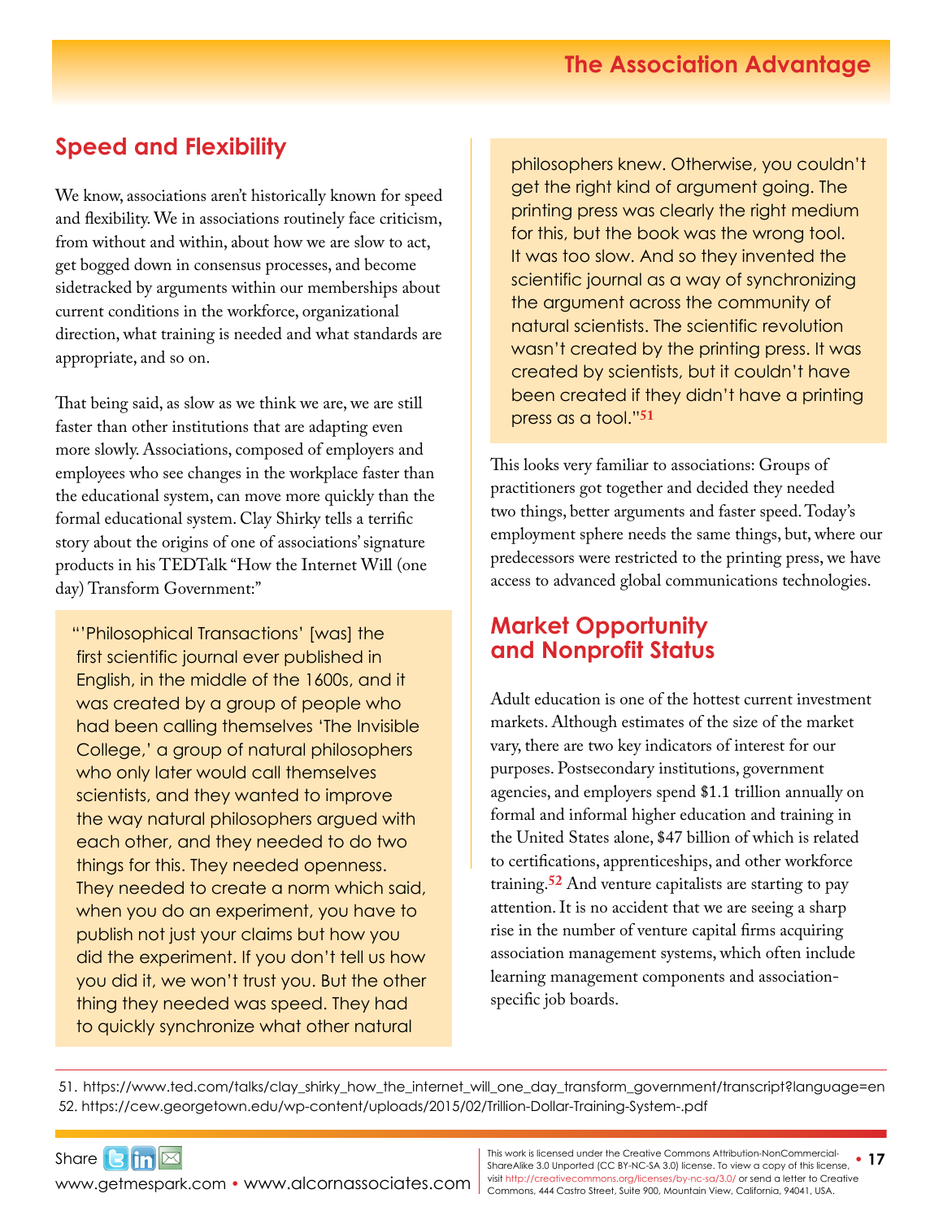## Speed and Flexibility

We know, associations aren't historically known for speed and flexibility. We in associations routinely face criticism, from without and within, about how we are slow to act, get bogged down in consensus processes, and become sidetracked by arguments within our memberships about current conditions in the workforce, organizational direction, what training is needed and what standards are appropriate, and so on.

That being said, as slow as we think we are, we are still faster than other institutions that are adapting even more slowly. Associations, composed of employers and employees who see changes in the workplace faster than the educational system, can move more quickly than the formal educational system. Clay Shirky tells a terrific story about the origins of one of associations' signature products in his TEDTalk "How the Internet Will (one day) Transform Government:"

> "'Philosophical Transactions' [was] the first scientific journal ever published in English, in the middle of the 1600s, and it was created by a group of people who had been calling themselves 'The Invisible College,' a group of natural philosophers who only later would call themselves scientists, and they wanted to improve the way natural philosophers argued with each other, and they needed to do two things for this. They needed openness. They needed to create a norm which said, when you do an experiment, you have to publish not just your claims but how you did the experiment. If you don't tell us how you did it, we won't trust you. But the other thing they needed was speed. They had to quickly synchronize what other natural philosophers knew. Otherwise, you couldn't get the right kind of argument going. The printing press was clearly the right medium for this, but the book was the wrong tool. It was too slow. And so they invented the scientific journal as a way of synchronizing the argument across the community of natural scientists. The scientific revolution wasn't created by the printing press. It was created by scientists, but it couldn't have been created if they didn't have a printing press as a tool."[51]

This looks very familiar to associations: Groups of practitioners got together and decided they needed two things, better arguments and faster speed. Today's employment sphere needs the same things, but, where our predecessors were restricted to the printing press, we have access to advanced global communications technologies.

## Market Opportunity and Nonprofit Status

Adult education is one of the hottest current investment markets. Although estimates of the size of the market vary, there are two key indicators of interest for our purposes. Postsecondary institutions, government agencies, and employers spend $1.1 trillion annually on formal and informal higher education and training in the United States alone, $47 billion of which is related to certifications, apprenticeships, and other workforce training.[52] And venture capitalists are starting to pay attention. It is no accident that we are seeing a sharp rise in the number of venture capital firms acquiring association management systems, which often include learning management components and association-specific job boards.

51. https://www.ted.com/talks/clay_shirky_how_the_internet_will_one_day_transform_government/transcript?language=en
52. https://cew.georgetown.edu/wp-content/uploads/2015/02/Trillion-Dollar-Training-System-.pdf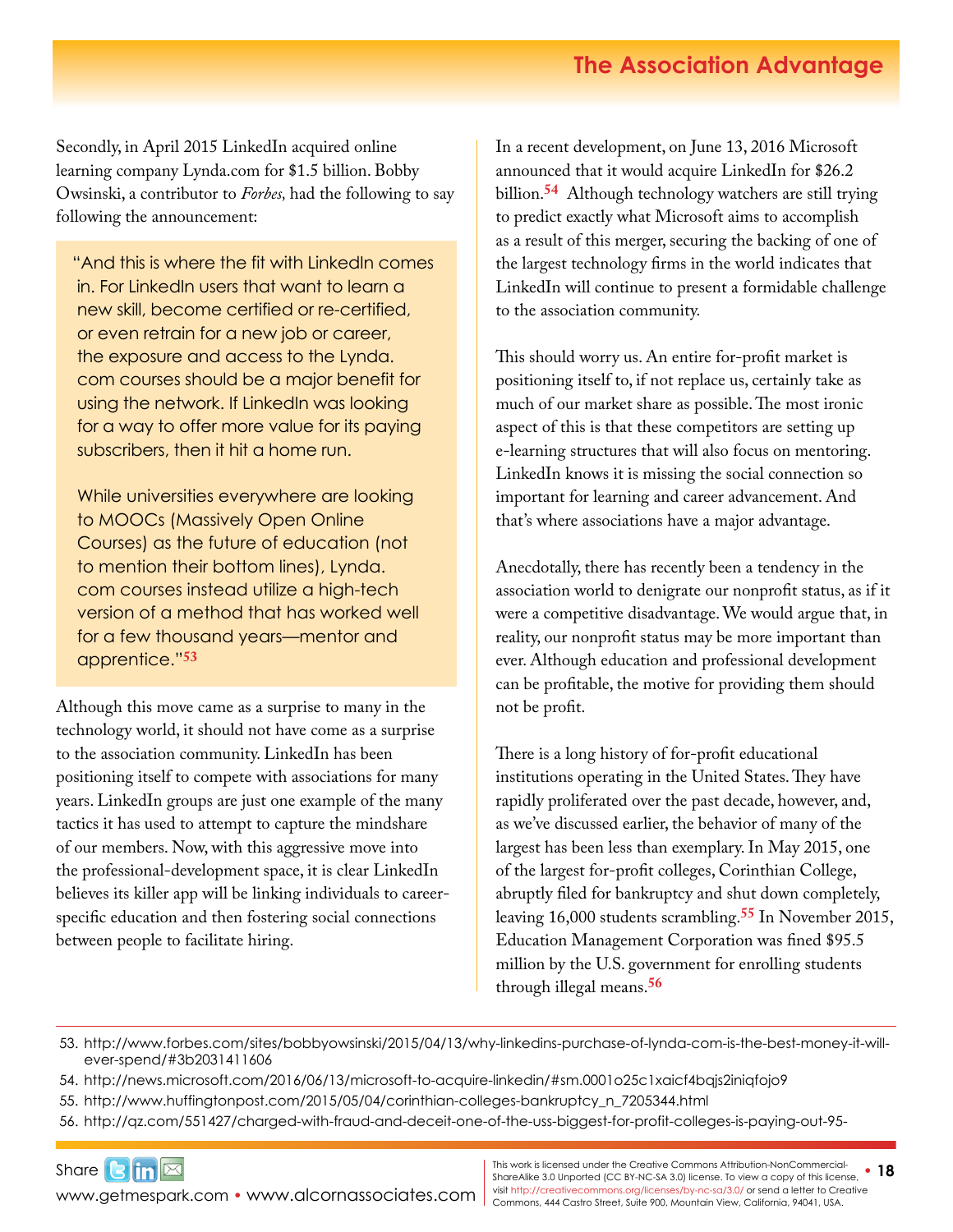Secondly, in April 2015 LinkedIn acquired online learning company Lynda.com for $1.5 billion. Bobby Owsinski, a contributor to *Forbes,* had the following to say following the announcement:

> "And this is where the fit with LinkedIn comes in. For LinkedIn users that want to learn a new skill, become certified or re-certified, or even retrain for a new job or career, the exposure and access to the Lynda.com courses should be a major benefit for using the network. If LinkedIn was looking for a way to offer more value for its paying subscribers, then it hit a home run.
>
> While universities everywhere are looking to MOOCs (Massively Open Online Courses) as the future of education (not to mention their bottom lines), Lynda.com courses instead utilize a high-tech version of a method that has worked well for a few thousand years—mentor and apprentice."[53]

Although this move came as a surprise to many in the technology world, it should not have come as a surprise to the association community. LinkedIn has been positioning itself to compete with associations for many years. LinkedIn groups are just one example of the many tactics it has used to attempt to capture the mindshare of our members. Now, with this aggressive move into the professional-development space, it is clear LinkedIn believes its killer app will be linking individuals to career-specific education and then fostering social connections between people to facilitate hiring.

In a recent development, on June 13, 2016 Microsoft announced that it would acquire LinkedIn for $26.2 billion.[54] Although technology watchers are still trying to predict exactly what Microsoft aims to accomplish as a result of this merger, securing the backing of one of the largest technology firms in the world indicates that LinkedIn will continue to present a formidable challenge to the association community.

This should worry us. An entire for-profit market is positioning itself to, if not replace us, certainly take as much of our market share as possible. The most ironic aspect of this is that these competitors are setting up e-learning structures that will also focus on mentoring. LinkedIn knows it is missing the social connection so important for learning and career advancement. And that's where associations have a major advantage.

Anecdotally, there has recently been a tendency in the association world to denigrate our nonprofit status, as if it were a competitive disadvantage. We would argue that, in reality, our nonprofit status may be more important than ever. Although education and professional development can be profitable, the motive for providing them should not be profit.

There is a long history of for-profit educational institutions operating in the United States. They have rapidly proliferated over the past decade, however, and, as we've discussed earlier, the behavior of many of the largest has been less than exemplary. In May 2015, one of the largest for-profit colleges, Corinthian College, abruptly filed for bankruptcy and shut down completely, leaving 16,000 students scrambling.[55] In November 2015, Education Management Corporation was fined $95.5 million by the U.S. government for enrolling students through illegal means.[56]

---

53. http://www.forbes.com/sites/bobbyowsinski/2015/04/13/why-linkedins-purchase-of-lynda-com-is-the-best-money-it-will-ever-spend/#3b2031411606
54. http://news.microsoft.com/2016/06/13/microsoft-to-acquire-linkedin/#sm.0001o25c1xaicf4bqjs2iniqfojo9
55. http://www.huffingtonpost.com/2015/05/04/corinthian-colleges-bankruptcy_n_7205344.html
56. http://qz.com/551427/charged-with-fraud-and-deceit-one-of-the-uss-biggest-for-profit-colleges-is-paying-out-95-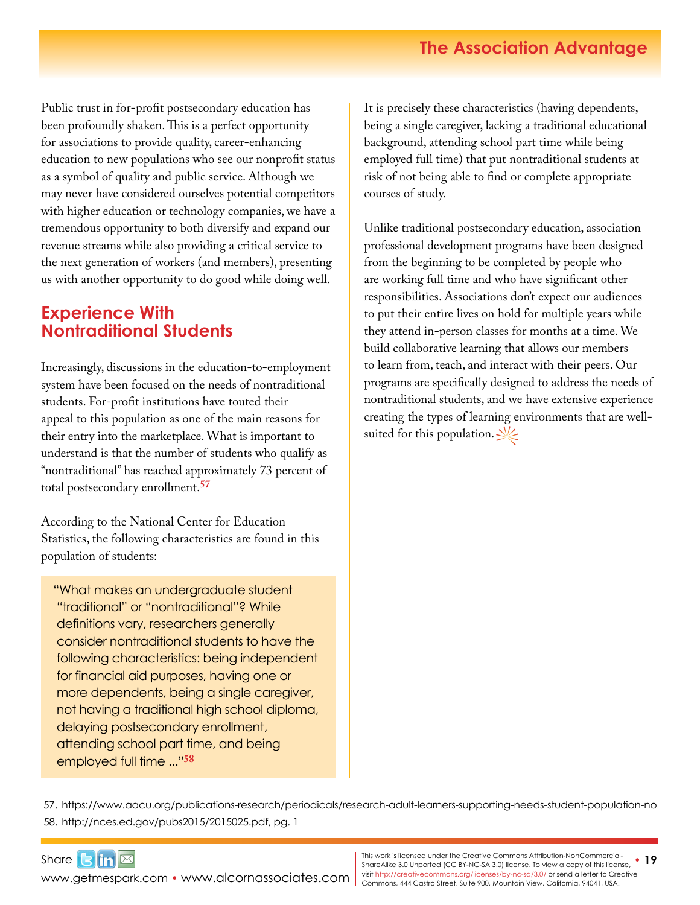Public trust in for-profit postsecondary education has been profoundly shaken. This is a perfect opportunity for associations to provide quality, career-enhancing education to new populations who see our nonprofit status as a symbol of quality and public service. Although we may never have considered ourselves potential competitors with higher education or technology companies, we have a tremendous opportunity to both diversify and expand our revenue streams while also providing a critical service to the next generation of workers (and members), presenting us with another opportunity to do good while doing well.

## Experience With Nontraditional Students

Increasingly, discussions in the education-to-employment system have been focused on the needs of nontraditional students. For-profit institutions have touted their appeal to this population as one of the main reasons for their entry into the marketplace. What is important to understand is that the number of students who qualify as "nontraditional" has reached approximately 73 percent of total postsecondary enrollment.[57]

According to the National Center for Education Statistics, the following characteristics are found in this population of students:

> "What makes an undergraduate student "traditional" or "nontraditional"? While definitions vary, researchers generally consider nontraditional students to have the following characteristics: being independent for financial aid purposes, having one or more dependents, being a single caregiver, not having a traditional high school diploma, delaying postsecondary enrollment, attending school part time, and being employed full time ..."[58]

It is precisely these characteristics (having dependents, being a single caregiver, lacking a traditional educational background, attending school part time while being employed full time) that put nontraditional students at risk of not being able to find or complete appropriate courses of study.

Unlike traditional postsecondary education, association professional development programs have been designed from the beginning to be completed by people who are working full time and who have significant other responsibilities. Associations don't expect our audiences to put their entire lives on hold for multiple years while they attend in-person classes for months at a time. We build collaborative learning that allows our members to learn from, teach, and interact with their peers. Our programs are specifically designed to address the needs of nontraditional students, and we have extensive experience creating the types of learning environments that are well-suited for this population.

57. https://www.aacu.org/publications-research/periodicals/research-adult-learners-supporting-needs-student-population-no
58. http://nces.ed.gov/pubs2015/2015025.pdf, pg. 1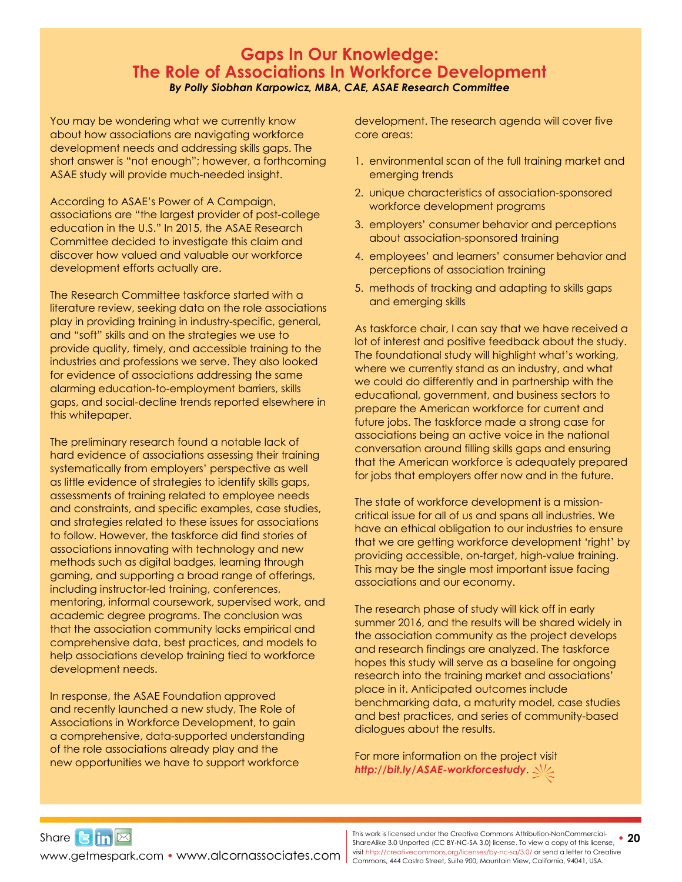# Gaps In Our Knowledge: The Role of Associations In Workforce Development

***By Polly Siobhan Karpowicz, MBA, CAE, ASAE Research Committee***

You may be wondering what we currently know about how associations are navigating workforce development needs and addressing skills gaps. The short answer is "not enough"; however, a forthcoming ASAE study will provide much-needed insight.

According to ASAE's Power of A Campaign, associations are "the largest provider of post-college education in the U.S." In 2015, the ASAE Research Committee decided to investigate this claim and discover how valued and valuable our workforce development efforts actually are.

The Research Committee taskforce started with a literature review, seeking data on the role associations play in providing training in industry-specific, general, and "soft" skills and on the strategies we use to provide quality, timely, and accessible training to the industries and professions we serve. They also looked for evidence of associations addressing the same alarming education-to-employment barriers, skills gaps, and social-decline trends reported elsewhere in this whitepaper.

The preliminary research found a notable lack of hard evidence of associations assessing their training systematically from employers' perspective as well as little evidence of strategies to identify skills gaps, assessments of training related to employee needs and constraints, and specific examples, case studies, and strategies related to these issues for associations to follow. However, the taskforce did find stories of associations innovating with technology and new methods such as digital badges, learning through gaming, and supporting a broad range of offerings, including instructor-led training, conferences, mentoring, informal coursework, supervised work, and academic degree programs. The conclusion was that the association community lacks empirical and comprehensive data, best practices, and models to help associations develop training tied to workforce development needs.

In response, the ASAE Foundation approved and recently launched a new study, The Role of Associations in Workforce Development, to gain a comprehensive, data-supported understanding of the role associations already play and the new opportunities we have to support workforce development. The research agenda will cover five core areas:

1. environmental scan of the full training market and emerging trends
2. unique characteristics of association-sponsored workforce development programs
3. employers' consumer behavior and perceptions about association-sponsored training
4. employees' and learners' consumer behavior and perceptions of association training
5. methods of tracking and adapting to skills gaps and emerging skills

As taskforce chair, I can say that we have received a lot of interest and positive feedback about the study. The foundational study will highlight what's working, where we currently stand as an industry, and what we could do differently and in partnership with the educational, government, and business sectors to prepare the American workforce for current and future jobs. The taskforce made a strong case for associations being an active voice in the national conversation around filling skills gaps and ensuring that the American workforce is adequately prepared for jobs that employers offer now and in the future.

The state of workforce development is a mission-critical issue for all of us and spans all industries. We have an ethical obligation to our industries to ensure that we are getting workforce development 'right' by providing accessible, on-target, high-value training. This may be the single most important issue facing associations and our economy.

The research phase of study will kick off in early summer 2016, and the results will be shared widely in the association community as the project develops and research findings are analyzed. The taskforce hopes this study will serve as a baseline for ongoing research into the training market and associations' place in it. Anticipated outcomes include benchmarking data, a maturity model, case studies and best practices, and series of community-based dialogues about the results.

For more information on the project visit ***http://bit.ly/ASAE-workforcestudy***.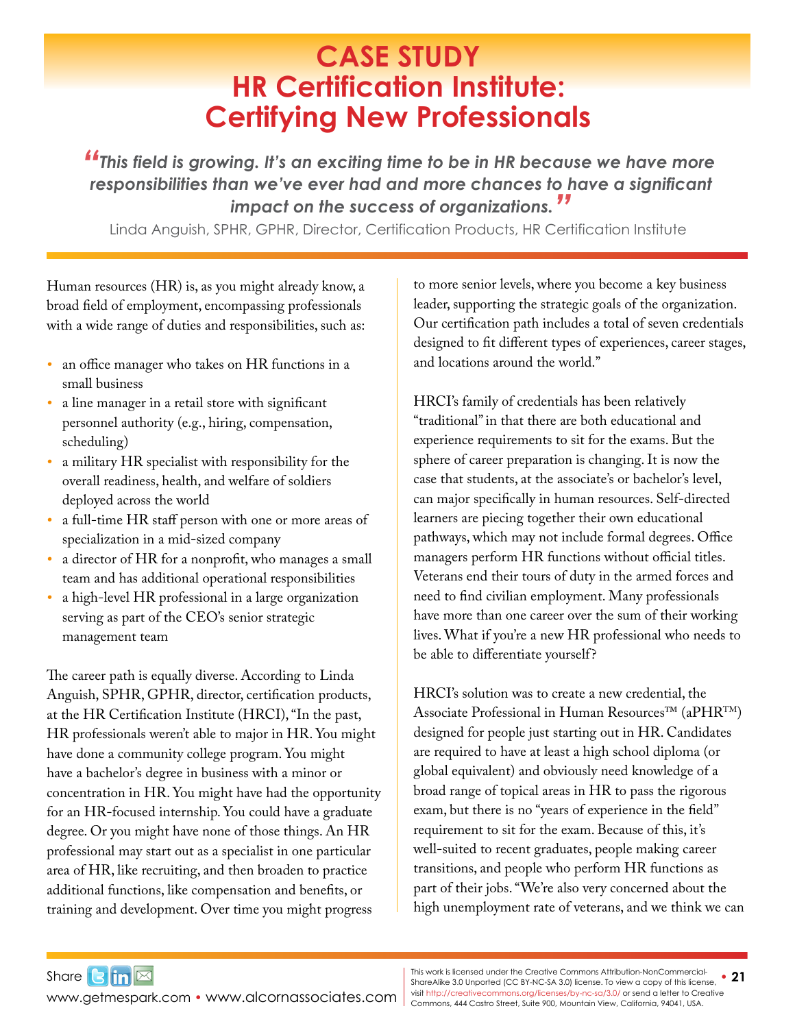# CASE STUDY
# HR Certification Institute: Certifying New Professionals

> ***"This field is growing. It's an exciting time to be in HR because we have more responsibilities than we've ever had and more chances to have a significant impact on the success of organizations."***
>
> Linda Anguish, SPHR, GPHR, Director, Certification Products, HR Certification Institute

Human resources (HR) is, as you might already know, a broad field of employment, encompassing professionals with a wide range of duties and responsibilities, such as:

- an office manager who takes on HR functions in a small business
- a line manager in a retail store with significant personnel authority (e.g., hiring, compensation, scheduling)
- a military HR specialist with responsibility for the overall readiness, health, and welfare of soldiers deployed across the world
- a full-time HR staff person with one or more areas of specialization in a mid-sized company
- a director of HR for a nonprofit, who manages a small team and has additional operational responsibilities
- a high-level HR professional in a large organization serving as part of the CEO's senior strategic management team

The career path is equally diverse. According to Linda Anguish, SPHR, GPHR, director, certification products, at the HR Certification Institute (HRCI), "In the past, HR professionals weren't able to major in HR. You might have done a community college program. You might have a bachelor's degree in business with a minor or concentration in HR. You might have had the opportunity for an HR-focused internship. You could have a graduate degree. Or you might have none of those things. An HR professional may start out as a specialist in one particular area of HR, like recruiting, and then broaden to practice additional functions, like compensation and benefits, or training and development. Over time you might progress to more senior levels, where you become a key business leader, supporting the strategic goals of the organization. Our certification path includes a total of seven credentials designed to fit different types of experiences, career stages, and locations around the world."

HRCI's family of credentials has been relatively "traditional" in that there are both educational and experience requirements to sit for the exams. But the sphere of career preparation is changing. It is now the case that students, at the associate's or bachelor's level, can major specifically in human resources. Self-directed learners are piecing together their own educational pathways, which may not include formal degrees. Office managers perform HR functions without official titles. Veterans end their tours of duty in the armed forces and need to find civilian employment. Many professionals have more than one career over the sum of their working lives. What if you're a new HR professional who needs to be able to differentiate yourself?

HRCI's solution was to create a new credential, the Associate Professional in Human Resources™ (aPHR™) designed for people just starting out in HR. Candidates are required to have at least a high school diploma (or global equivalent) and obviously need knowledge of a broad range of topical areas in HR to pass the rigorous exam, but there is no "years of experience in the field" requirement to sit for the exam. Because of this, it's well-suited to recent graduates, people making career transitions, and people who perform HR functions as part of their jobs. "We're also very concerned about the high unemployment rate of veterans, and we think we can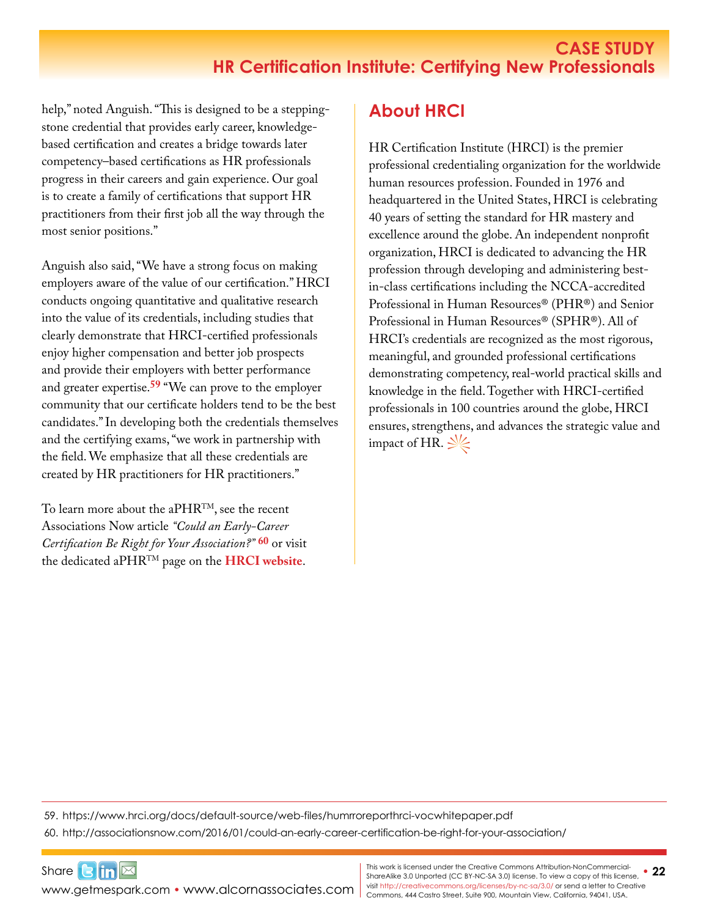help," noted Anguish. "This is designed to be a stepping-stone credential that provides early career, knowledge-based certification and creates a bridge towards later competency–based certifications as HR professionals progress in their careers and gain experience. Our goal is to create a family of certifications that support HR practitioners from their first job all the way through the most senior positions."

Anguish also said, "We have a strong focus on making employers aware of the value of our certification." HRCI conducts ongoing quantitative and qualitative research into the value of its credentials, including studies that clearly demonstrate that HRCI-certified professionals enjoy higher compensation and better job prospects and provide their employers with better performance and greater expertise.[59] "We can prove to the employer community that our certificate holders tend to be the best candidates." In developing both the credentials themselves and the certifying exams, "we work in partnership with the field. We emphasize that all these credentials are created by HR practitioners for HR practitioners."

To learn more about the aPHR™, see the recent Associations Now article *"Could an Early-Career Certification Be Right for Your Association?"*[60] or visit the dedicated aPHR™ page on the **HRCI website**.

## About HRCI

HR Certification Institute (HRCI) is the premier professional credentialing organization for the worldwide human resources profession. Founded in 1976 and headquartered in the United States, HRCI is celebrating 40 years of setting the standard for HR mastery and excellence around the globe. An independent nonprofit organization, HRCI is dedicated to advancing the HR profession through developing and administering best-in-class certifications including the NCCA-accredited Professional in Human Resources® (PHR®) and Senior Professional in Human Resources® (SPHR®). All of HRCI's credentials are recognized as the most rigorous, meaningful, and grounded professional certifications demonstrating competency, real-world practical skills and knowledge in the field. Together with HRCI-certified professionals in 100 countries around the globe, HRCI ensures, strengthens, and advances the strategic value and impact of HR.

59. https://www.hrci.org/docs/default-source/web-files/humrroreporthrci-vocwhitepaper.pdf
60. http://associationsnow.com/2016/01/could-an-early-career-certification-be-right-for-your-association/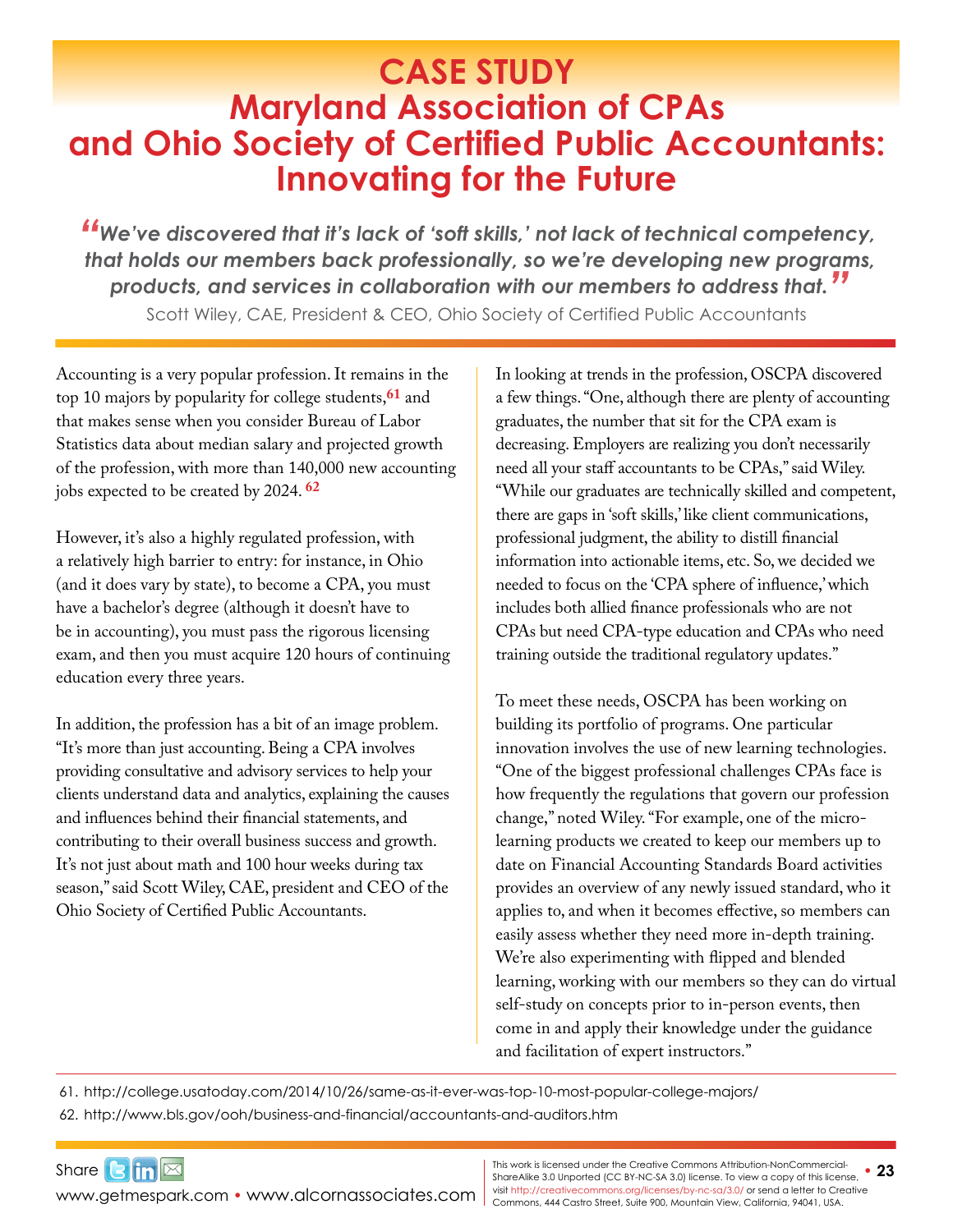# CASE STUDY
# Maryland Association of CPAs and Ohio Society of Certified Public Accountants: Innovating for the Future

> *"We've discovered that it's lack of 'soft skills,' not lack of technical competency, that holds our members back professionally, so we're developing new programs, products, and services in collaboration with our members to address that."*
>
> Scott Wiley, CAE, President & CEO, Ohio Society of Certified Public Accountants

Accounting is a very popular profession. It remains in the top 10 majors by popularity for college students,[61] and that makes sense when you consider Bureau of Labor Statistics data about median salary and projected growth of the profession, with more than 140,000 new accounting jobs expected to be created by 2024.[62]

However, it's also a highly regulated profession, with a relatively high barrier to entry: for instance, in Ohio (and it does vary by state), to become a CPA, you must have a bachelor's degree (although it doesn't have to be in accounting), you must pass the rigorous licensing exam, and then you must acquire 120 hours of continuing education every three years.

In addition, the profession has a bit of an image problem. "It's more than just accounting. Being a CPA involves providing consultative and advisory services to help your clients understand data and analytics, explaining the causes and influences behind their financial statements, and contributing to their overall business success and growth. It's not just about math and 100 hour weeks during tax season," said Scott Wiley, CAE, president and CEO of the Ohio Society of Certified Public Accountants.

In looking at trends in the profession, OSCPA discovered a few things. "One, although there are plenty of accounting graduates, the number that sit for the CPA exam is decreasing. Employers are realizing you don't necessarily need all your staff accountants to be CPAs," said Wiley. "While our graduates are technically skilled and competent, there are gaps in 'soft skills,' like client communications, professional judgment, the ability to distill financial information into actionable items, etc. So, we decided we needed to focus on the 'CPA sphere of influence,' which includes both allied finance professionals who are not CPAs but need CPA-type education and CPAs who need training outside the traditional regulatory updates."

To meet these needs, OSCPA has been working on building its portfolio of programs. One particular innovation involves the use of new learning technologies. "One of the biggest professional challenges CPAs face is how frequently the regulations that govern our profession change," noted Wiley. "For example, one of the micro-learning products we created to keep our members up to date on Financial Accounting Standards Board activities provides an overview of any newly issued standard, who it applies to, and when it becomes effective, so members can easily assess whether they need more in-depth training. We're also experimenting with flipped and blended learning, working with our members so they can do virtual self-study on concepts prior to in-person events, then come in and apply their knowledge under the guidance and facilitation of expert instructors."

---

61. http://college.usatoday.com/2014/10/26/same-as-it-ever-was-top-10-most-popular-college-majors/
62. http://www.bls.gov/ooh/business-and-financial/accountants-and-auditors.htm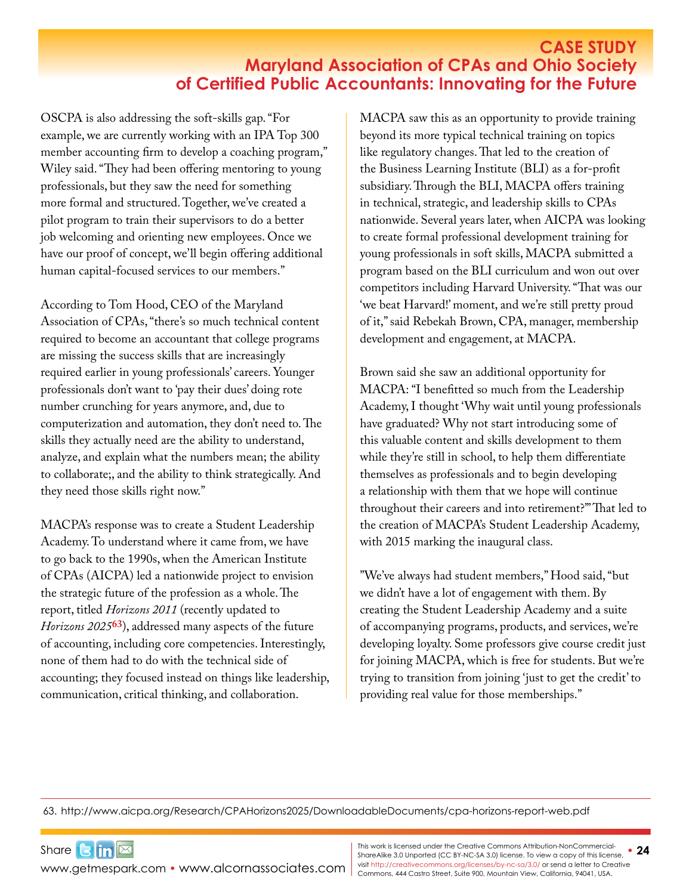## CASE STUDY
## Maryland Association of CPAs and Ohio Society of Certified Public Accountants: Innovating for the Future

OSCPA is also addressing the soft-skills gap. "For example, we are currently working with an IPA Top 300 member accounting firm to develop a coaching program," Wiley said. "They had been offering mentoring to young professionals, but they saw the need for something more formal and structured. Together, we've created a pilot program to train their supervisors to do a better job welcoming and orienting new employees. Once we have our proof of concept, we'll begin offering additional human capital-focused services to our members."

According to Tom Hood, CEO of the Maryland Association of CPAs, "there's so much technical content required to become an accountant that college programs are missing the success skills that are increasingly required earlier in young professionals' careers. Younger professionals don't want to 'pay their dues' doing rote number crunching for years anymore, and, due to computerization and automation, they don't need to. The skills they actually need are the ability to understand, analyze, and explain what the numbers mean; the ability to collaborate;, and the ability to think strategically. And they need those skills right now."

MACPA's response was to create a Student Leadership Academy. To understand where it came from, we have to go back to the 1990s, when the American Institute of CPAs (AICPA) led a nationwide project to envision the strategic future of the profession as a whole. The report, titled *Horizons 2011* (recently updated to *Horizons 2025*[63]), addressed many aspects of the future of accounting, including core competencies. Interestingly, none of them had to do with the technical side of accounting; they focused instead on things like leadership, communication, critical thinking, and collaboration.

MACPA saw this as an opportunity to provide training beyond its more typical technical training on topics like regulatory changes. That led to the creation of the Business Learning Institute (BLI) as a for-profit subsidiary. Through the BLI, MACPA offers training in technical, strategic, and leadership skills to CPAs nationwide. Several years later, when AICPA was looking to create formal professional development training for young professionals in soft skills, MACPA submitted a program based on the BLI curriculum and won out over competitors including Harvard University. "That was our 'we beat Harvard!' moment, and we're still pretty proud of it," said Rebekah Brown, CPA, manager, membership development and engagement, at MACPA.

Brown said she saw an additional opportunity for MACPA: "I benefitted so much from the Leadership Academy, I thought 'Why wait until young professionals have graduated? Why not start introducing some of this valuable content and skills development to them while they're still in school, to help them differentiate themselves as professionals and to begin developing a relationship with them that we hope will continue throughout their careers and into retirement?'" That led to the creation of MACPA's Student Leadership Academy, with 2015 marking the inaugural class.

"We've always had student members," Hood said, "but we didn't have a lot of engagement with them. By creating the Student Leadership Academy and a suite of accompanying programs, products, and services, we're developing loyalty. Some professors give course credit just for joining MACPA, which is free for students. But we're trying to transition from joining 'just to get the credit' to providing real value for those memberships."

63. http://www.aicpa.org/Research/CPAHorizons2025/DownloadableDocuments/cpa-horizons-report-web.pdf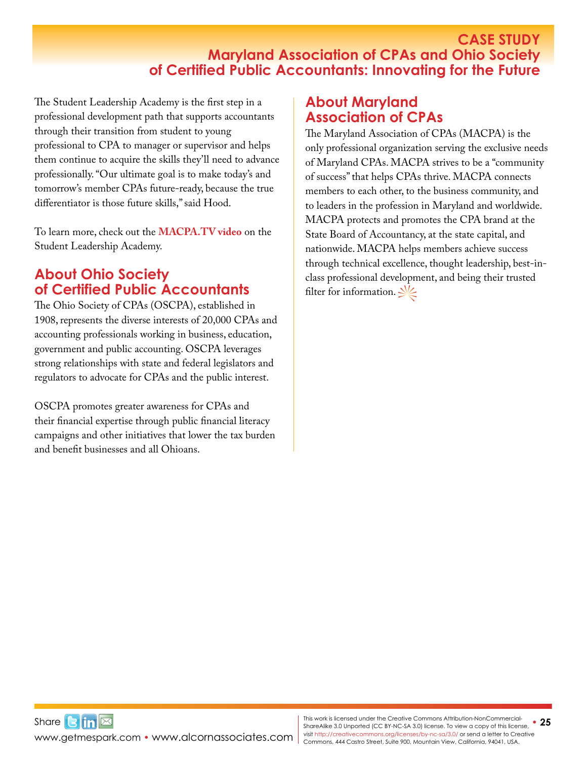The Student Leadership Academy is the first step in a professional development path that supports accountants through their transition from student to young professional to CPA to manager or supervisor and helps them continue to acquire the skills they'll need to advance professionally. "Our ultimate goal is to make today's and tomorrow's member CPAs future-ready, because the true differentiator is those future skills," said Hood.

To learn more, check out the **MACPA.TV video** on the Student Leadership Academy.

## About Ohio Society of Certified Public Accountants

The Ohio Society of CPAs (OSCPA), established in 1908, represents the diverse interests of 20,000 CPAs and accounting professionals working in business, education, government and public accounting. OSCPA leverages strong relationships with state and federal legislators and regulators to advocate for CPAs and the public interest.

OSCPA promotes greater awareness for CPAs and their financial expertise through public financial literacy campaigns and other initiatives that lower the tax burden and benefit businesses and all Ohioans.

## About Maryland Association of CPAs

The Maryland Association of CPAs (MACPA) is the only professional organization serving the exclusive needs of Maryland CPAs. MACPA strives to be a "community of success" that helps CPAs thrive. MACPA connects members to each other, to the business community, and to leaders in the profession in Maryland and worldwide. MACPA protects and promotes the CPA brand at the State Board of Accountancy, at the state capital, and nationwide. MACPA helps members achieve success through technical excellence, thought leadership, best-in-class professional development, and being their trusted filter for information.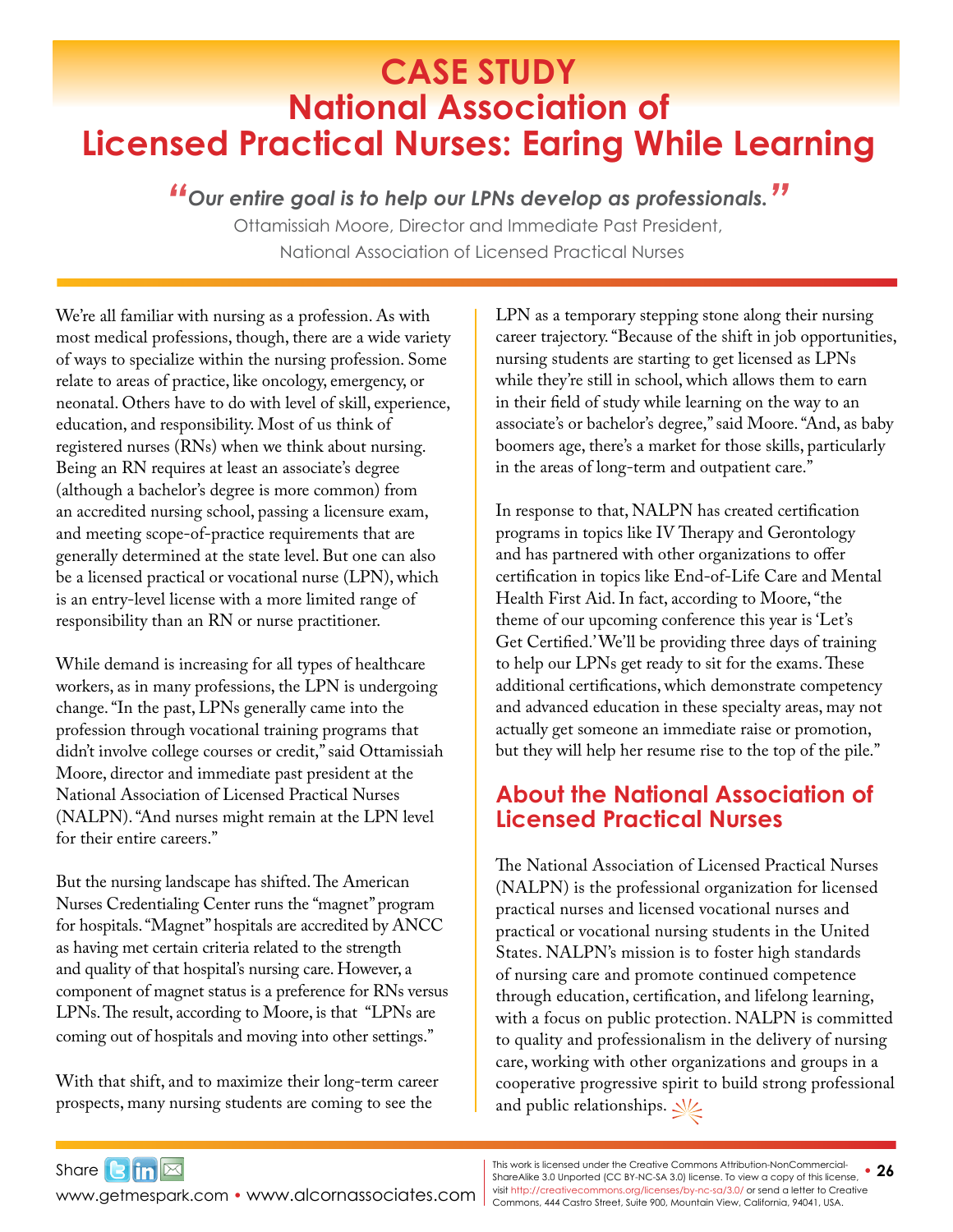# CASE STUDY
# National Association of Licensed Practical Nurses: Earing While Learning

*"Our entire goal is to help our LPNs develop as professionals."*

Ottamissiah Moore, Director and Immediate Past President, National Association of Licensed Practical Nurses

We're all familiar with nursing as a profession. As with most medical professions, though, there are a wide variety of ways to specialize within the nursing profession. Some relate to areas of practice, like oncology, emergency, or neonatal. Others have to do with level of skill, experience, education, and responsibility. Most of us think of registered nurses (RNs) when we think about nursing. Being an RN requires at least an associate's degree (although a bachelor's degree is more common) from an accredited nursing school, passing a licensure exam, and meeting scope-of-practice requirements that are generally determined at the state level. But one can also be a licensed practical or vocational nurse (LPN), which is an entry-level license with a more limited range of responsibility than an RN or nurse practitioner.

While demand is increasing for all types of healthcare workers, as in many professions, the LPN is undergoing change. "In the past, LPNs generally came into the profession through vocational training programs that didn't involve college courses or credit," said Ottamissiah Moore, director and immediate past president at the National Association of Licensed Practical Nurses (NALPN). "And nurses might remain at the LPN level for their entire careers."

But the nursing landscape has shifted. The American Nurses Credentialing Center runs the "magnet" program for hospitals. "Magnet" hospitals are accredited by ANCC as having met certain criteria related to the strength and quality of that hospital's nursing care. However, a component of magnet status is a preference for RNs versus LPNs. The result, according to Moore, is that "LPNs are coming out of hospitals and moving into other settings."

With that shift, and to maximize their long-term career prospects, many nursing students are coming to see the LPN as a temporary stepping stone along their nursing career trajectory. "Because of the shift in job opportunities, nursing students are starting to get licensed as LPNs while they're still in school, which allows them to earn in their field of study while learning on the way to an associate's or bachelor's degree," said Moore. "And, as baby boomers age, there's a market for those skills, particularly in the areas of long-term and outpatient care."

In response to that, NALPN has created certification programs in topics like IV Therapy and Gerontology and has partnered with other organizations to offer certification in topics like End-of-Life Care and Mental Health First Aid. In fact, according to Moore, "the theme of our upcoming conference this year is 'Let's Get Certified.' We'll be providing three days of training to help our LPNs get ready to sit for the exams. These additional certifications, which demonstrate competency and advanced education in these specialty areas, may not actually get someone an immediate raise or promotion, but they will help her resume rise to the top of the pile."

## About the National Association of Licensed Practical Nurses

The National Association of Licensed Practical Nurses (NALPN) is the professional organization for licensed practical nurses and licensed vocational nurses and practical or vocational nursing students in the United States. NALPN's mission is to foster high standards of nursing care and promote continued competence through education, certification, and lifelong learning, with a focus on public protection. NALPN is committed to quality and professionalism in the delivery of nursing care, working with other organizations and groups in a cooperative progressive spirit to build strong professional and public relationships.

Share

www.getmespark.com • www.alcornassociates.com

This work is licensed under the Creative Commons Attribution-NonCommercial-ShareAlike 3.0 Unported (CC BY-NC-SA 3.0) license. To view a copy of this license, visit http://creativecommons.org/licenses/by-nc-sa/3.0/ or send a letter to Creative Commons, 444 Castro Street, Suite 900, Mountain View, California, 94041, USA.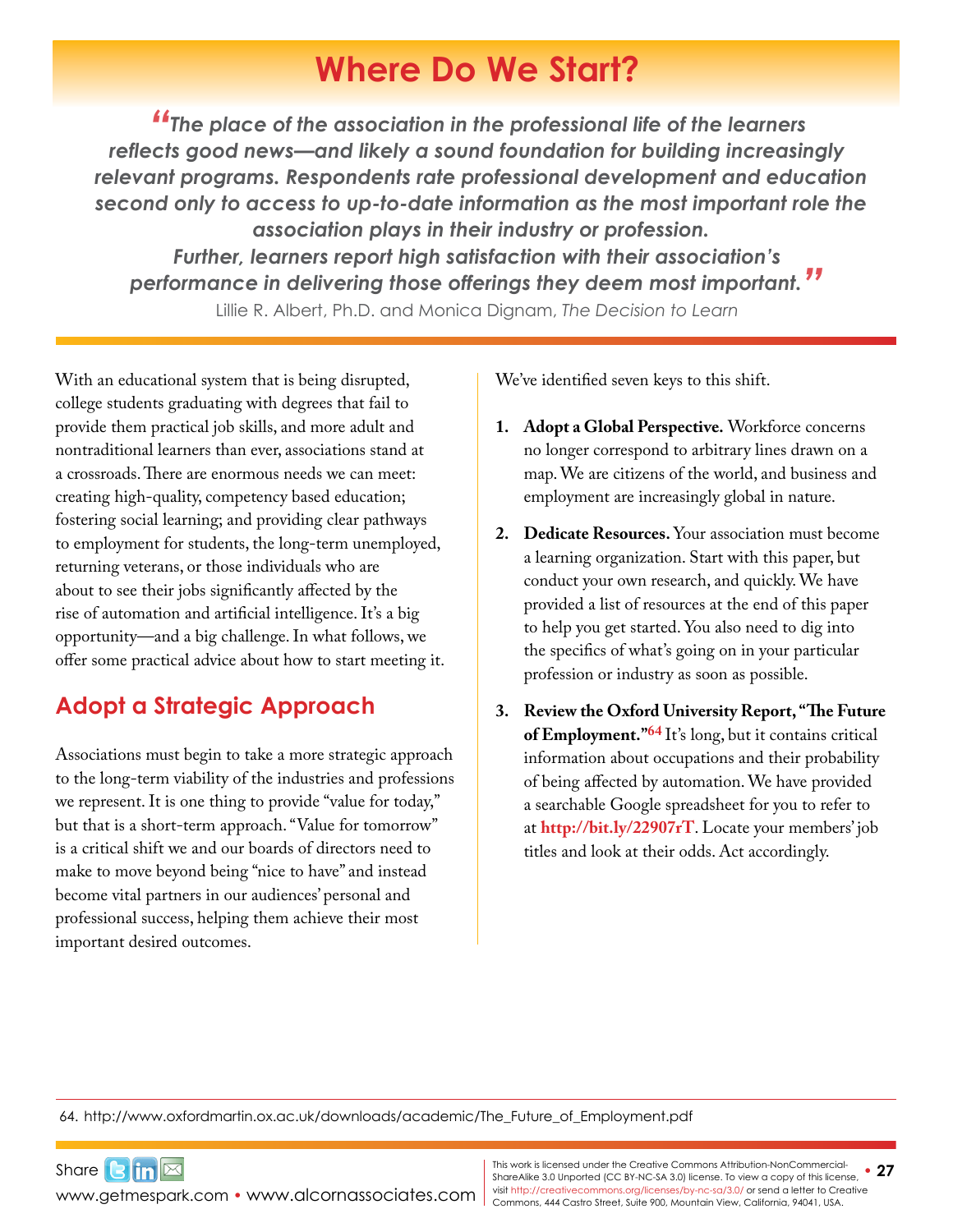# Where Do We Start?

> *"The place of the association in the professional life of the learners reflects good news—and likely a sound foundation for building increasingly relevant programs. Respondents rate professional development and education second only to access to up-to-date information as the most important role the association plays in their industry or profession. Further, learners report high satisfaction with their association's performance in delivering those offerings they deem most important."*
>
> Lillie R. Albert, Ph.D. and Monica Dignam, *The Decision to Learn*

With an educational system that is being disrupted, college students graduating with degrees that fail to provide them practical job skills, and more adult and nontraditional learners than ever, associations stand at a crossroads. There are enormous needs we can meet: creating high-quality, competency based education; fostering social learning; and providing clear pathways to employment for students, the long-term unemployed, returning veterans, or those individuals who are about to see their jobs significantly affected by the rise of automation and artificial intelligence. It's a big opportunity—and a big challenge. In what follows, we offer some practical advice about how to start meeting it.

## Adopt a Strategic Approach

Associations must begin to take a more strategic approach to the long-term viability of the industries and professions we represent. It is one thing to provide "value for today," but that is a short-term approach. "Value for tomorrow" is a critical shift we and our boards of directors need to make to move beyond being "nice to have" and instead become vital partners in our audiences' personal and professional success, helping them achieve their most important desired outcomes.

We've identified seven keys to this shift.

1. **Adopt a Global Perspective.** Workforce concerns no longer correspond to arbitrary lines drawn on a map. We are citizens of the world, and business and employment are increasingly global in nature.
2. **Dedicate Resources.** Your association must become a learning organization. Start with this paper, but conduct your own research, and quickly. We have provided a list of resources at the end of this paper to help you get started. You also need to dig into the specifics of what's going on in your particular profession or industry as soon as possible.
3. **Review the Oxford University Report, "The Future of Employment."**[64] It's long, but it contains critical information about occupations and their probability of being affected by automation. We have provided a searchable Google spreadsheet for you to refer to at **http://bit.ly/22907rT**. Locate your members' job titles and look at their odds. Act accordingly.

64. http://www.oxfordmartin.ox.ac.uk/downloads/academic/The_Future_of_Employment.pdf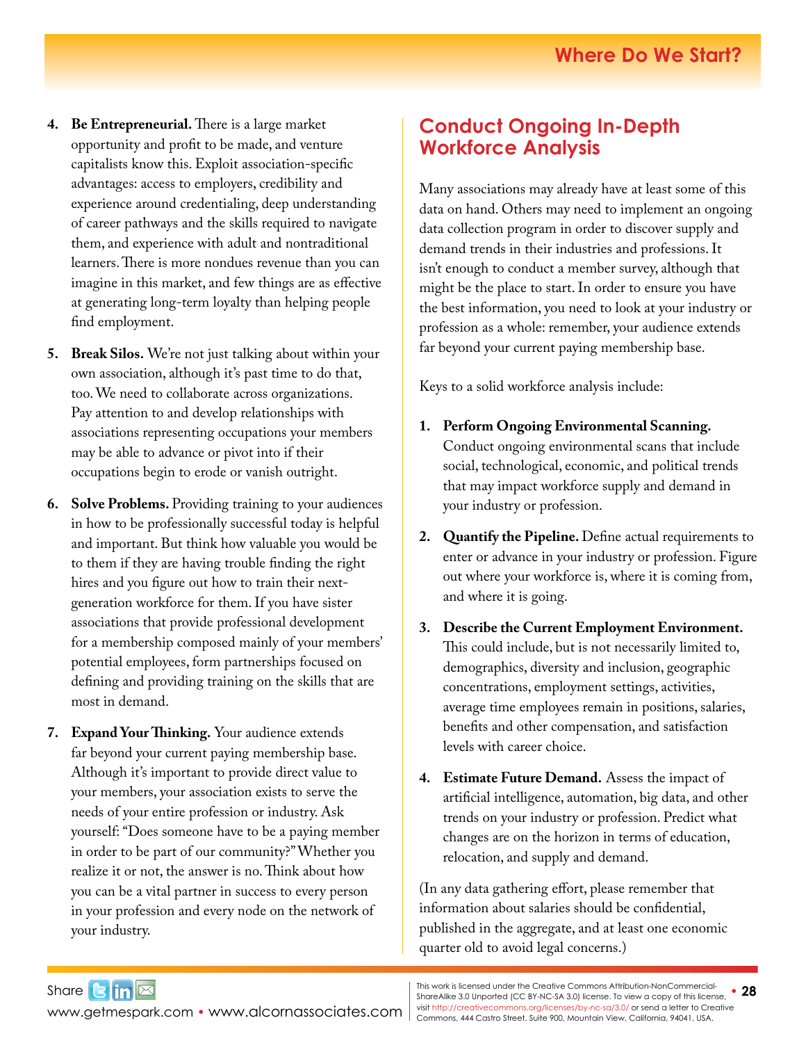4. **Be Entrepreneurial.** There is a large market opportunity and profit to be made, and venture capitalists know this. Exploit association-specific advantages: access to employers, credibility and experience around credentialing, deep understanding of career pathways and the skills required to navigate them, and experience with adult and nontraditional learners. There is more nondues revenue than you can imagine in this market, and few things are as effective at generating long-term loyalty than helping people find employment.

5. **Break Silos.** We're not just talking about within your own association, although it's past time to do that, too. We need to collaborate across organizations. Pay attention to and develop relationships with associations representing occupations your members may be able to advance or pivot into if their occupations begin to erode or vanish outright.

6. **Solve Problems.** Providing training to your audiences in how to be professionally successful today is helpful and important. But think how valuable you would be to them if they are having trouble finding the right hires and you figure out how to train their next-generation workforce for them. If you have sister associations that provide professional development for a membership composed mainly of your members' potential employees, form partnerships focused on defining and providing training on the skills that are most in demand.

7. **Expand Your Thinking.** Your audience extends far beyond your current paying membership base. Although it's important to provide direct value to your members, your association exists to serve the needs of your entire profession or industry. Ask yourself: "Does someone have to be a paying member in order to be part of our community?" Whether you realize it or not, the answer is no. Think about how you can be a vital partner in success to every person in your profession and every node on the network of your industry.

## Conduct Ongoing In-Depth Workforce Analysis

Many associations may already have at least some of this data on hand. Others may need to implement an ongoing data collection program in order to discover supply and demand trends in their industries and professions. It isn't enough to conduct a member survey, although that might be the place to start. In order to ensure you have the best information, you need to look at your industry or profession as a whole: remember, your audience extends far beyond your current paying membership base.

Keys to a solid workforce analysis include:

1. **Perform Ongoing Environmental Scanning.** Conduct ongoing environmental scans that include social, technological, economic, and political trends that may impact workforce supply and demand in your industry or profession.

2. **Quantify the Pipeline.** Define actual requirements to enter or advance in your industry or profession. Figure out where your workforce is, where it is coming from, and where it is going.

3. **Describe the Current Employment Environment.** This could include, but is not necessarily limited to, demographics, diversity and inclusion, geographic concentrations, employment settings, activities, average time employees remain in positions, salaries, benefits and other compensation, and satisfaction levels with career choice.

4. **Estimate Future Demand.** Assess the impact of artificial intelligence, automation, big data, and other trends on your industry or profession. Predict what changes are on the horizon in terms of education, relocation, and supply and demand.

(In any data gathering effort, please remember that information about salaries should be confidential, published in the aggregate, and at least one economic quarter old to avoid legal concerns.)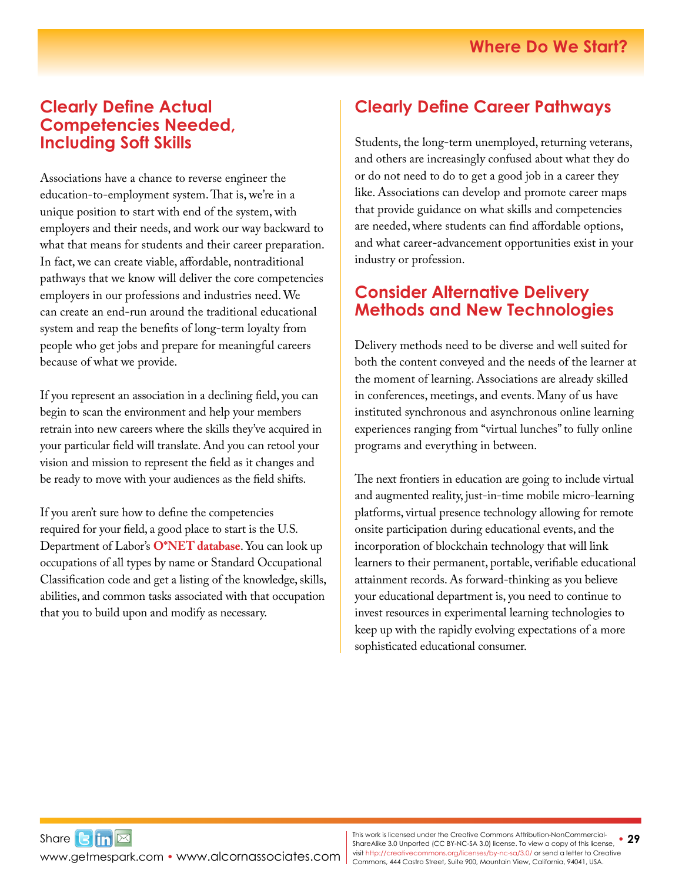## Clearly Define Actual Competencies Needed, Including Soft Skills

Associations have a chance to reverse engineer the education-to-employment system. That is, we're in a unique position to start with end of the system, with employers and their needs, and work our way backward to what that means for students and their career preparation. In fact, we can create viable, affordable, nontraditional pathways that we know will deliver the core competencies employers in our professions and industries need. We can create an end-run around the traditional educational system and reap the benefits of long-term loyalty from people who get jobs and prepare for meaningful careers because of what we provide.

If you represent an association in a declining field, you can begin to scan the environment and help your members retrain into new careers where the skills they've acquired in your particular field will translate. And you can retool your vision and mission to represent the field as it changes and be ready to move with your audiences as the field shifts.

If you aren't sure how to define the competencies required for your field, a good place to start is the U.S. Department of Labor's **O*NET database**. You can look up occupations of all types by name or Standard Occupational Classification code and get a listing of the knowledge, skills, abilities, and common tasks associated with that occupation that you to build upon and modify as necessary.

## Clearly Define Career Pathways

Students, the long-term unemployed, returning veterans, and others are increasingly confused about what they do or do not need to do to get a good job in a career they like. Associations can develop and promote career maps that provide guidance on what skills and competencies are needed, where students can find affordable options, and what career-advancement opportunities exist in your industry or profession.

## Consider Alternative Delivery Methods and New Technologies

Delivery methods need to be diverse and well suited for both the content conveyed and the needs of the learner at the moment of learning. Associations are already skilled in conferences, meetings, and events. Many of us have instituted synchronous and asynchronous online learning experiences ranging from "virtual lunches" to fully online programs and everything in between.

The next frontiers in education are going to include virtual and augmented reality, just-in-time mobile micro-learning platforms, virtual presence technology allowing for remote onsite participation during educational events, and the incorporation of blockchain technology that will link learners to their permanent, portable, verifiable educational attainment records. As forward-thinking as you believe your educational department is, you need to continue to invest resources in experimental learning technologies to keep up with the rapidly evolving expectations of a more sophisticated educational consumer.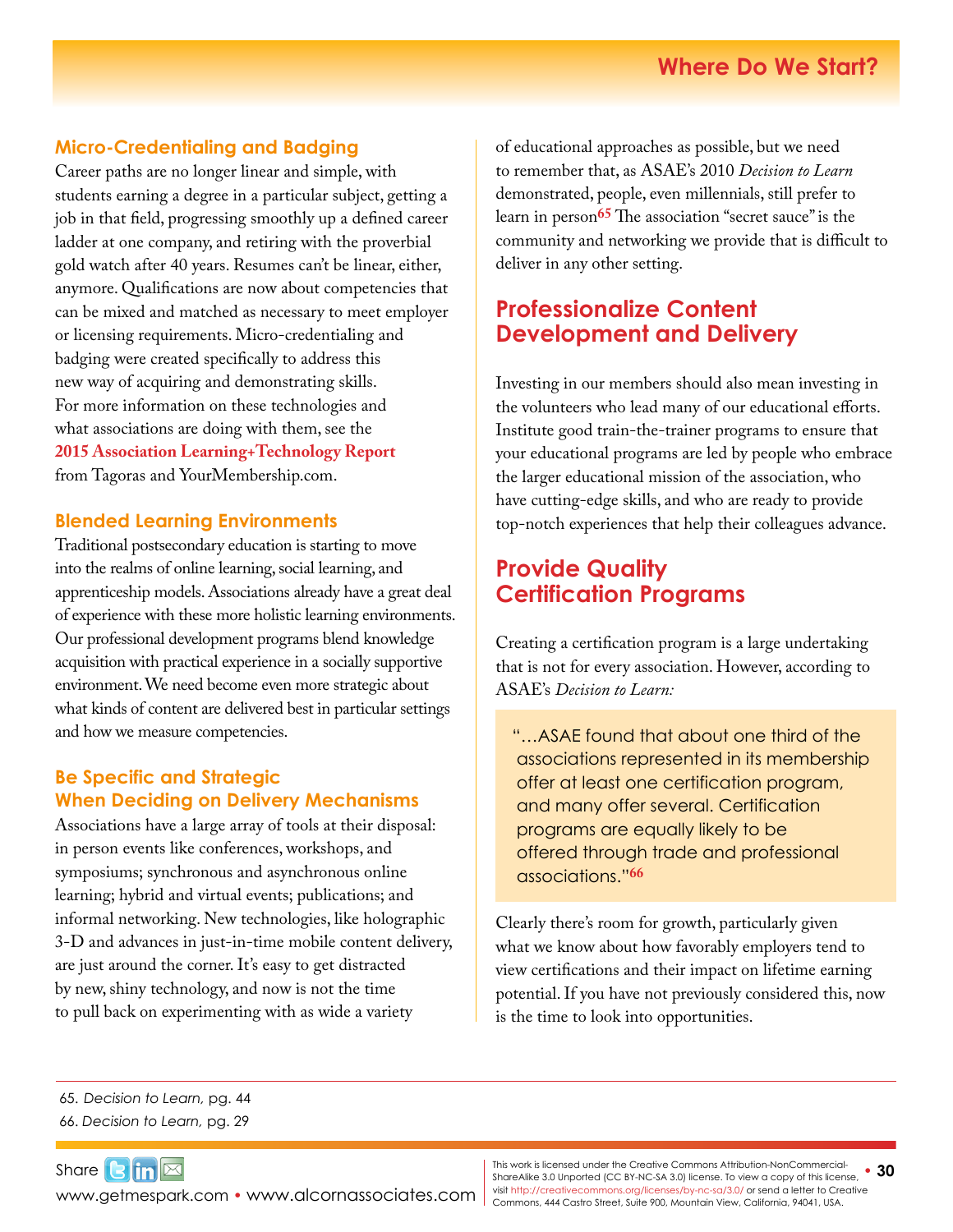### Micro-Credentialing and Badging

Career paths are no longer linear and simple, with students earning a degree in a particular subject, getting a job in that field, progressing smoothly up a defined career ladder at one company, and retiring with the proverbial gold watch after 40 years. Resumes can't be linear, either, anymore. Qualifications are now about competencies that can be mixed and matched as necessary to meet employer or licensing requirements. Micro-credentialing and badging were created specifically to address this new way of acquiring and demonstrating skills. For more information on these technologies and what associations are doing with them, see the **2015 Association Learning+Technology Report** from Tagoras and YourMembership.com.

### Blended Learning Environments

Traditional postsecondary education is starting to move into the realms of online learning, social learning, and apprenticeship models. Associations already have a great deal of experience with these more holistic learning environments. Our professional development programs blend knowledge acquisition with practical experience in a socially supportive environment. We need become even more strategic about what kinds of content are delivered best in particular settings and how we measure competencies.

### Be Specific and Strategic When Deciding on Delivery Mechanisms

Associations have a large array of tools at their disposal: in person events like conferences, workshops, and symposiums; synchronous and asynchronous online learning; hybrid and virtual events; publications; and informal networking. New technologies, like holographic 3-D and advances in just-in-time mobile content delivery, are just around the corner. It's easy to get distracted by new, shiny technology, and now is not the time to pull back on experimenting with as wide a variety of educational approaches as possible, but we need to remember that, as ASAE's 2010 *Decision to Learn* demonstrated, people, even millennials, still prefer to learn in person[65] The association "secret sauce" is the community and networking we provide that is difficult to deliver in any other setting.

## Professionalize Content Development and Delivery

Investing in our members should also mean investing in the volunteers who lead many of our educational efforts. Institute good train-the-trainer programs to ensure that your educational programs are led by people who embrace the larger educational mission of the association, who have cutting-edge skills, and who are ready to provide top-notch experiences that help their colleagues advance.

## Provide Quality Certification Programs

Creating a certification program is a large undertaking that is not for every association. However, according to ASAE's *Decision to Learn:*

> "…ASAE found that about one third of the associations represented in its membership offer at least one certification program, and many offer several. Certification programs are equally likely to be offered through trade and professional associations."[66]

Clearly there's room for growth, particularly given what we know about how favorably employers tend to view certifications and their impact on lifetime earning potential. If you have not previously considered this, now is the time to look into opportunities.

---

65. *Decision to Learn,* pg. 44
66. *Decision to Learn,* pg. 29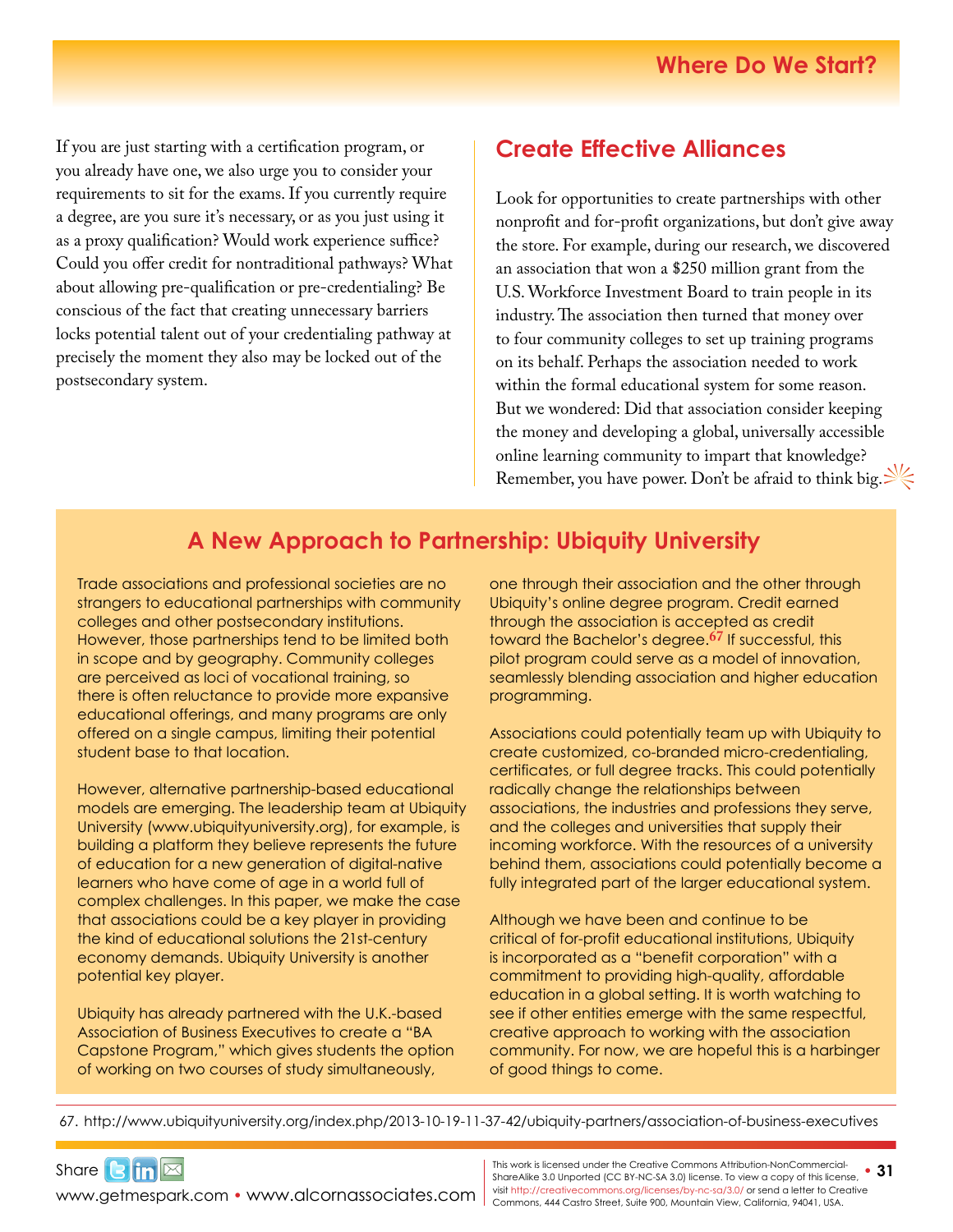If you are just starting with a certification program, or you already have one, we also urge you to consider your requirements to sit for the exams. If you currently require a degree, are you sure it's necessary, or as you just using it as a proxy qualification? Would work experience suffice? Could you offer credit for nontraditional pathways? What about allowing pre-qualification or pre-credentialing? Be conscious of the fact that creating unnecessary barriers locks potential talent out of your credentialing pathway at precisely the moment they also may be locked out of the postsecondary system.

## Create Effective Alliances

Look for opportunities to create partnerships with other nonprofit and for-profit organizations, but don't give away the store. For example, during our research, we discovered an association that won a $250 million grant from the U.S. Workforce Investment Board to train people in its industry. The association then turned that money over to four community colleges to set up training programs on its behalf. Perhaps the association needed to work within the formal educational system for some reason. But we wondered: Did that association consider keeping the money and developing a global, universally accessible online learning community to impart that knowledge? Remember, you have power. Don't be afraid to think big.

## A New Approach to Partnership: Ubiquity University

Trade associations and professional societies are no strangers to educational partnerships with community colleges and other postsecondary institutions. However, those partnerships tend to be limited both in scope and by geography. Community colleges are perceived as loci of vocational training, so there is often reluctance to provide more expansive educational offerings, and many programs are only offered on a single campus, limiting their potential student base to that location.

However, alternative partnership-based educational models are emerging. The leadership team at Ubiquity University (www.ubiquityuniversity.org), for example, is building a platform they believe represents the future of education for a new generation of digital-native learners who have come of age in a world full of complex challenges. In this paper, we make the case that associations could be a key player in providing the kind of educational solutions the 21st-century economy demands. Ubiquity University is another potential key player.

Ubiquity has already partnered with the U.K.-based Association of Business Executives to create a "BA Capstone Program," which gives students the option of working on two courses of study simultaneously, one through their association and the other through Ubiquity's online degree program. Credit earned through the association is accepted as credit toward the Bachelor's degree.[67] If successful, this pilot program could serve as a model of innovation, seamlessly blending association and higher education programming.

Associations could potentially team up with Ubiquity to create customized, co-branded micro-credentialing, certificates, or full degree tracks. This could potentially radically change the relationships between associations, the industries and professions they serve, and the colleges and universities that supply their incoming workforce. With the resources of a university behind them, associations could potentially become a fully integrated part of the larger educational system.

Although we have been and continue to be critical of for-profit educational institutions, Ubiquity is incorporated as a "benefit corporation" with a commitment to providing high-quality, affordable education in a global setting. It is worth watching to see if other entities emerge with the same respectful, creative approach to working with the association community. For now, we are hopeful this is a harbinger of good things to come.

67. http://www.ubiquityuniversity.org/index.php/2013-10-19-11-37-42/ubiquity-partners/association-of-business-executives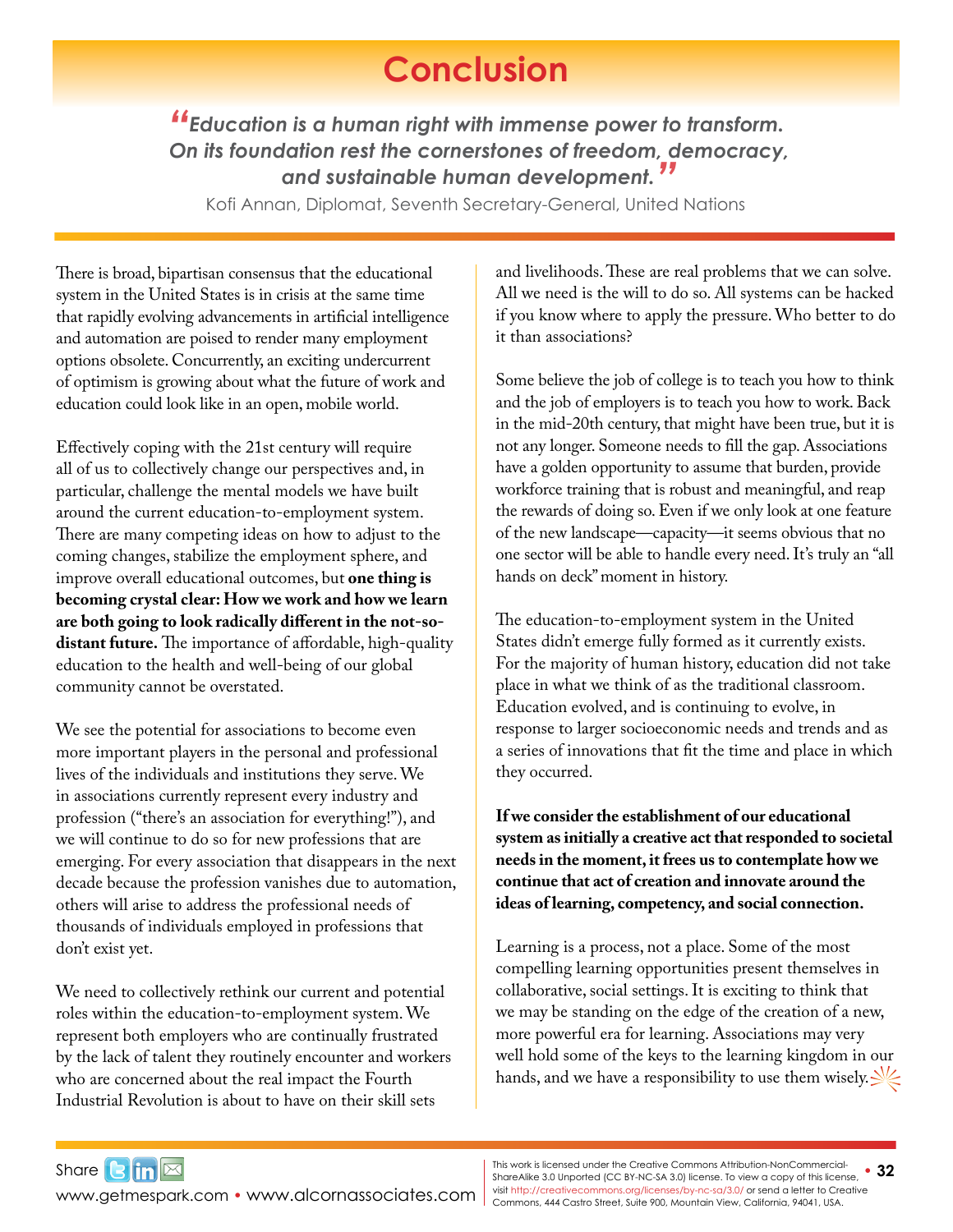# Conclusion

> *"Education is a human right with immense power to transform. On its foundation rest the cornerstones of freedom, democracy, and sustainable human development."*
>
> Kofi Annan, Diplomat, Seventh Secretary-General, United Nations

There is broad, bipartisan consensus that the educational system in the United States is in crisis at the same time that rapidly evolving advancements in artificial intelligence and automation are poised to render many employment options obsolete. Concurrently, an exciting undercurrent of optimism is growing about what the future of work and education could look like in an open, mobile world.

Effectively coping with the 21st century will require all of us to collectively change our perspectives and, in particular, challenge the mental models we have built around the current education-to-employment system. There are many competing ideas on how to adjust to the coming changes, stabilize the employment sphere, and improve overall educational outcomes, but **one thing is becoming crystal clear: How we work and how we learn are both going to look radically different in the not-so-distant future.** The importance of affordable, high-quality education to the health and well-being of our global community cannot be overstated.

We see the potential for associations to become even more important players in the personal and professional lives of the individuals and institutions they serve. We in associations currently represent every industry and profession ("there's an association for everything!"), and we will continue to do so for new professions that are emerging. For every association that disappears in the next decade because the profession vanishes due to automation, others will arise to address the professional needs of thousands of individuals employed in professions that don't exist yet.

We need to collectively rethink our current and potential roles within the education-to-employment system. We represent both employers who are continually frustrated by the lack of talent they routinely encounter and workers who are concerned about the real impact the Fourth Industrial Revolution is about to have on their skill sets and livelihoods. These are real problems that we can solve. All we need is the will to do so. All systems can be hacked if you know where to apply the pressure. Who better to do it than associations?

Some believe the job of college is to teach you how to think and the job of employers is to teach you how to work. Back in the mid-20th century, that might have been true, but it is not any longer. Someone needs to fill the gap. Associations have a golden opportunity to assume that burden, provide workforce training that is robust and meaningful, and reap the rewards of doing so. Even if we only look at one feature of the new landscape—capacity—it seems obvious that no one sector will be able to handle every need. It's truly an "all hands on deck" moment in history.

The education-to-employment system in the United States didn't emerge fully formed as it currently exists. For the majority of human history, education did not take place in what we think of as the traditional classroom. Education evolved, and is continuing to evolve, in response to larger socioeconomic needs and trends and as a series of innovations that fit the time and place in which they occurred.

**If we consider the establishment of our educational system as initially a creative act that responded to societal needs in the moment, it frees us to contemplate how we continue that act of creation and innovate around the ideas of learning, competency, and social connection.**

Learning is a process, not a place. Some of the most compelling learning opportunities present themselves in collaborative, social settings. It is exciting to think that we may be standing on the edge of the creation of a new, more powerful era for learning. Associations may very well hold some of the keys to the learning kingdom in our hands, and we have a responsibility to use them wisely.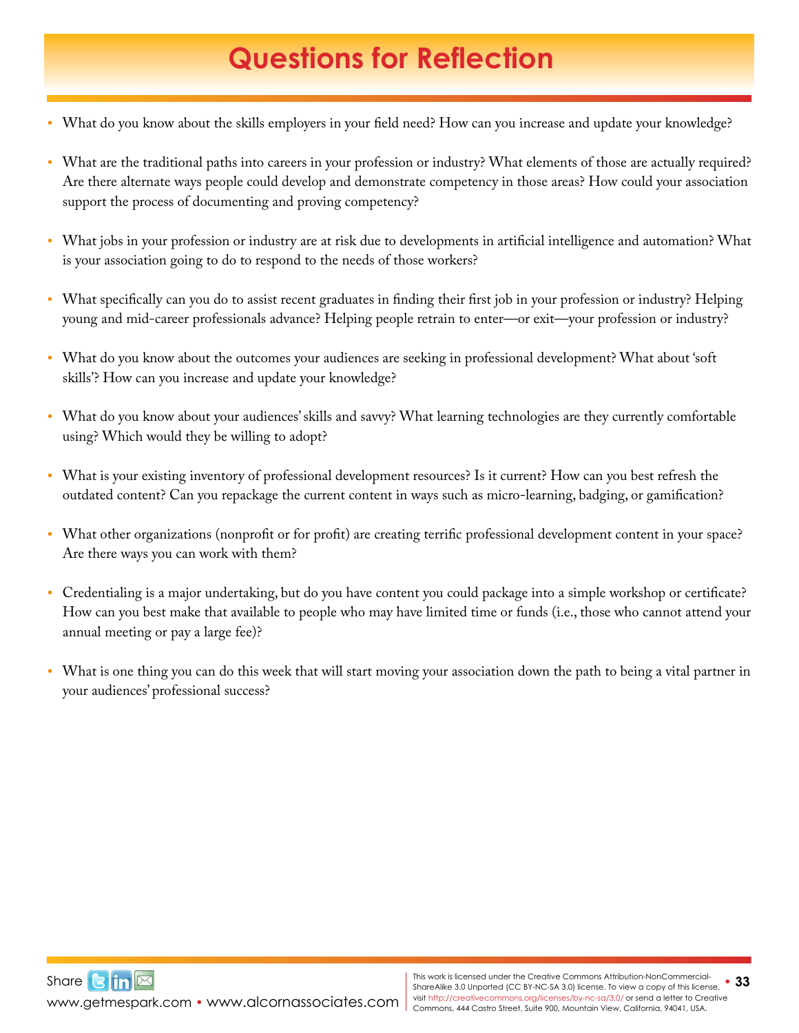# Questions for Reflection

- What do you know about the skills employers in your field need? How can you increase and update your knowledge?
- What are the traditional paths into careers in your profession or industry? What elements of those are actually required? Are there alternate ways people could develop and demonstrate competency in those areas? How could your association support the process of documenting and proving competency?
- What jobs in your profession or industry are at risk due to developments in artificial intelligence and automation? What is your association going to do to respond to the needs of those workers?
- What specifically can you do to assist recent graduates in finding their first job in your profession or industry? Helping young and mid-career professionals advance? Helping people retrain to enter—or exit—your profession or industry?
- What do you know about the outcomes your audiences are seeking in professional development? What about 'soft skills'? How can you increase and update your knowledge?
- What do you know about your audiences' skills and savvy? What learning technologies are they currently comfortable using? Which would they be willing to adopt?
- What is your existing inventory of professional development resources? Is it current? How can you best refresh the outdated content? Can you repackage the current content in ways such as micro-learning, badging, or gamification?
- What other organizations (nonprofit or for profit) are creating terrific professional development content in your space? Are there ways you can work with them?
- Credentialing is a major undertaking, but do you have content you could package into a simple workshop or certificate? How can you best make that available to people who may have limited time or funds (i.e., those who cannot attend your annual meeting or pay a large fee)?
- What is one thing you can do this week that will start moving your association down the path to being a vital partner in your audiences' professional success?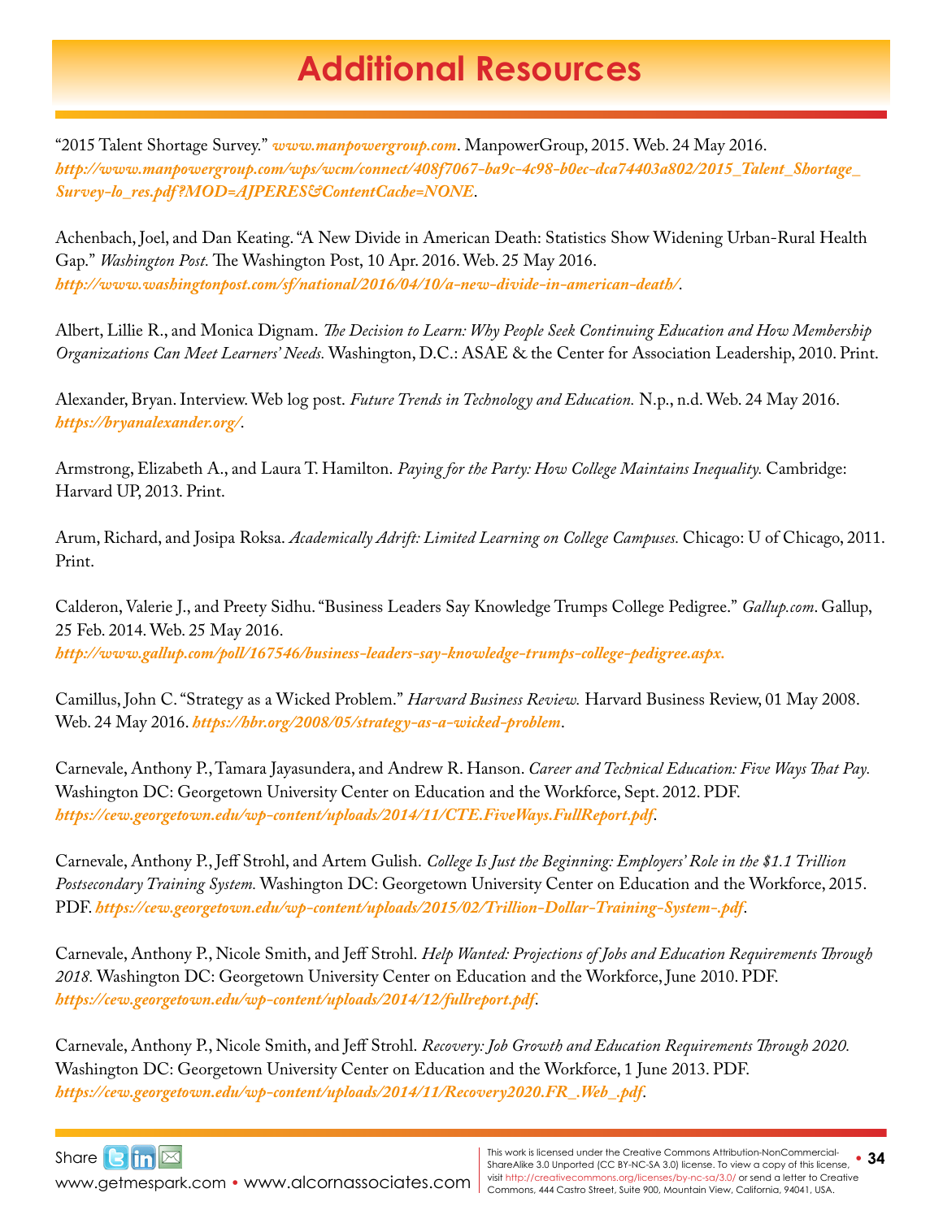# Additional Resources

"2015 Talent Shortage Survey." *www.manpowergroup.com*. ManpowerGroup, 2015. Web. 24 May 2016. *http://www.manpowergroup.com/wps/wcm/connect/408f7067-ba9c-4c98-b0ec-dca74403a802/2015_Talent_Shortage_Survey-lo_res.pdf?MOD=AJPERES&ContentCache=NONE*.

Achenbach, Joel, and Dan Keating. "A New Divide in American Death: Statistics Show Widening Urban-Rural Health Gap." *Washington Post.* The Washington Post, 10 Apr. 2016. Web. 25 May 2016. *http://www.washingtonpost.com/sf/national/2016/04/10/a-new-divide-in-american-death/*.

Albert, Lillie R., and Monica Dignam. *The Decision to Learn: Why People Seek Continuing Education and How Membership Organizations Can Meet Learners' Needs.* Washington, D.C.: ASAE & the Center for Association Leadership, 2010. Print.

Alexander, Bryan. Interview. Web log post. *Future Trends in Technology and Education.* N.p., n.d. Web. 24 May 2016. *https://bryanalexander.org/*.

Armstrong, Elizabeth A., and Laura T. Hamilton. *Paying for the Party: How College Maintains Inequality.* Cambridge: Harvard UP, 2013. Print.

Arum, Richard, and Josipa Roksa. *Academically Adrift: Limited Learning on College Campuses.* Chicago: U of Chicago, 2011. Print.

Calderon, Valerie J., and Preety Sidhu. "Business Leaders Say Knowledge Trumps College Pedigree." *Gallup.com*. Gallup, 25 Feb. 2014. Web. 25 May 2016. *http://www.gallup.com/poll/167546/business-leaders-say-knowledge-trumps-college-pedigree.aspx.*

Camillus, John C. "Strategy as a Wicked Problem." *Harvard Business Review.* Harvard Business Review, 01 May 2008. Web. 24 May 2016. *https://hbr.org/2008/05/strategy-as-a-wicked-problem*.

Carnevale, Anthony P., Tamara Jayasundera, and Andrew R. Hanson. *Career and Technical Education: Five Ways That Pay.* Washington DC: Georgetown University Center on Education and the Workforce, Sept. 2012. PDF. *https://cew.georgetown.edu/wp-content/uploads/2014/11/CTE.FiveWays.FullReport.pdf*.

Carnevale, Anthony P., Jeff Strohl, and Artem Gulish. *College Is Just the Beginning: Employers' Role in the $1.1 Trillion Postsecondary Training System.* Washington DC: Georgetown University Center on Education and the Workforce, 2015. PDF. *https://cew.georgetown.edu/wp-content/uploads/2015/02/Trillion-Dollar-Training-System-.pdf*.

Carnevale, Anthony P., Nicole Smith, and Jeff Strohl. *Help Wanted: Projections of Jobs and Education Requirements Through 2018.* Washington DC: Georgetown University Center on Education and the Workforce, June 2010. PDF. *https://cew.georgetown.edu/wp-content/uploads/2014/12/fullreport.pdf*.

Carnevale, Anthony P., Nicole Smith, and Jeff Strohl. *Recovery: Job Growth and Education Requirements Through 2020.* Washington DC: Georgetown University Center on Education and the Workforce, 1 June 2013. PDF. *https://cew.georgetown.edu/wp-content/uploads/2014/11/Recovery2020.FR_.Web_.pdf*.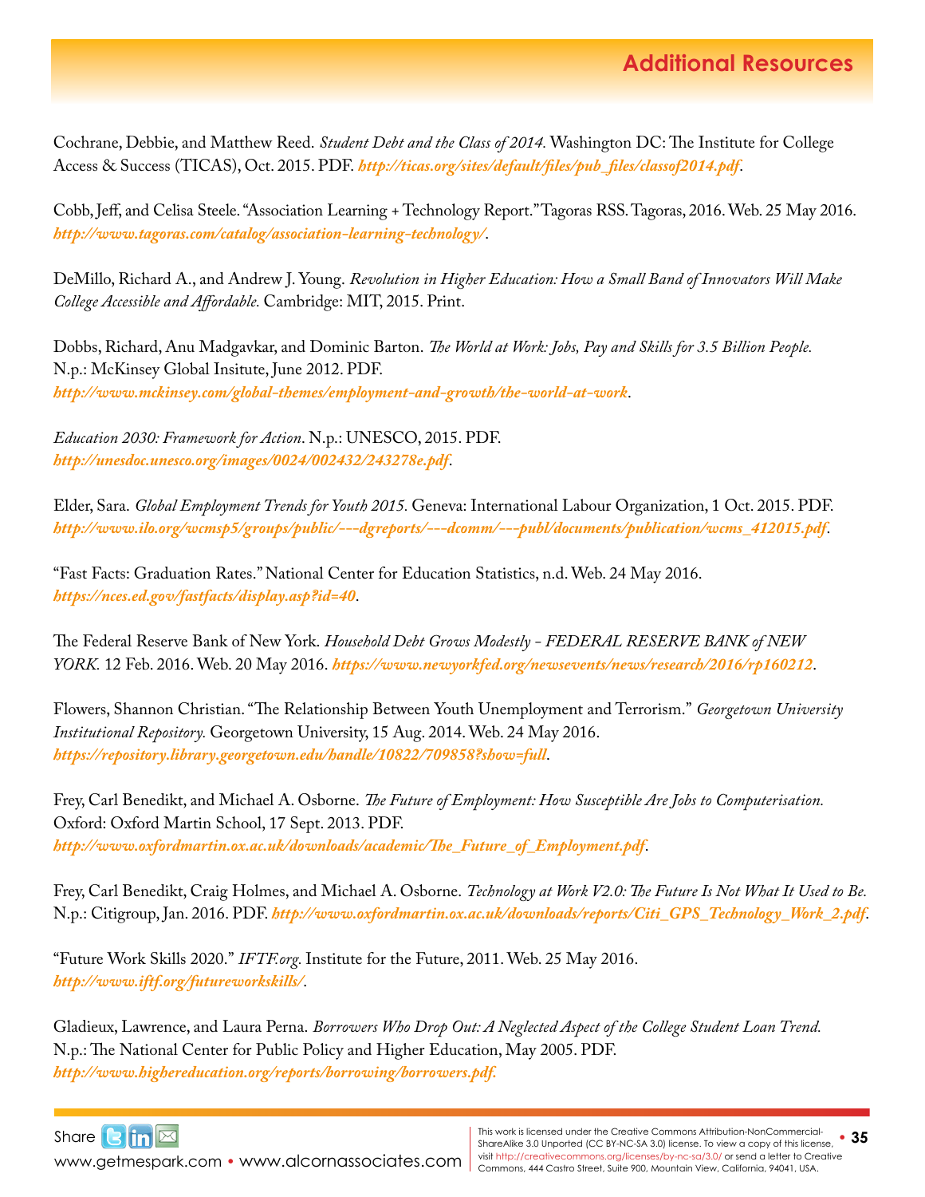## Additional Resources

Cochrane, Debbie, and Matthew Reed. *Student Debt and the Class of 2014.* Washington DC: The Institute for College Access & Success (TICAS), Oct. 2015. PDF. ***http://ticas.org/sites/default/files/pub_files/classof2014.pdf***.

Cobb, Jeff, and Celisa Steele. "Association Learning + Technology Report." Tagoras RSS. Tagoras, 2016. Web. 25 May 2016. ***http://www.tagoras.com/catalog/association-learning-technology/***.

DeMillo, Richard A., and Andrew J. Young. *Revolution in Higher Education: How a Small Band of Innovators Will Make College Accessible and Affordable.* Cambridge: MIT, 2015. Print.

Dobbs, Richard, Anu Madgavkar, and Dominic Barton. *The World at Work: Jobs, Pay and Skills for 3.5 Billion People.* N.p.: McKinsey Global Insitute, June 2012. PDF. ***http://www.mckinsey.com/global-themes/employment-and-growth/the-world-at-work***.

*Education 2030: Framework for Action*. N.p.: UNESCO, 2015. PDF. ***http://unesdoc.unesco.org/images/0024/002432/243278e.pdf***.

Elder, Sara. *Global Employment Trends for Youth 2015.* Geneva: International Labour Organization, 1 Oct. 2015. PDF. ***http://www.ilo.org/wcmsp5/groups/public/---dgreports/---dcomm/---publ/documents/publication/wcms_412015.pdf***.

"Fast Facts: Graduation Rates." National Center for Education Statistics, n.d. Web. 24 May 2016. ***https://nces.ed.gov/fastfacts/display.asp?id=40***.

The Federal Reserve Bank of New York. *Household Debt Grows Modestly - FEDERAL RESERVE BANK of NEW YORK.* 12 Feb. 2016. Web. 20 May 2016. ***https://www.newyorkfed.org/newsevents/news/research/2016/rp160212***.

Flowers, Shannon Christian. "The Relationship Between Youth Unemployment and Terrorism." *Georgetown University Institutional Repository.* Georgetown University, 15 Aug. 2014. Web. 24 May 2016. ***https://repository.library.georgetown.edu/handle/10822/709858?show=full***.

Frey, Carl Benedikt, and Michael A. Osborne. *The Future of Employment: How Susceptible Are Jobs to Computerisation.* Oxford: Oxford Martin School, 17 Sept. 2013. PDF. ***http://www.oxfordmartin.ox.ac.uk/downloads/academic/The_Future_of_Employment.pdf***.

Frey, Carl Benedikt, Craig Holmes, and Michael A. Osborne. *Technology at Work V2.0: The Future Is Not What It Used to Be.* N.p.: Citigroup, Jan. 2016. PDF. ***http://www.oxfordmartin.ox.ac.uk/downloads/reports/Citi_GPS_Technology_Work_2.pdf***.

"Future Work Skills 2020." *IFTF.org.* Institute for the Future, 2011. Web. 25 May 2016. ***http://www.iftf.org/futureworkskills/***.

Gladieux, Lawrence, and Laura Perna. *Borrowers Who Drop Out: A Neglected Aspect of the College Student Loan Trend.* N.p.: The National Center for Public Policy and Higher Education, May 2005. PDF. ***http://www.highereducation.org/reports/borrowing/borrowers.pdf.***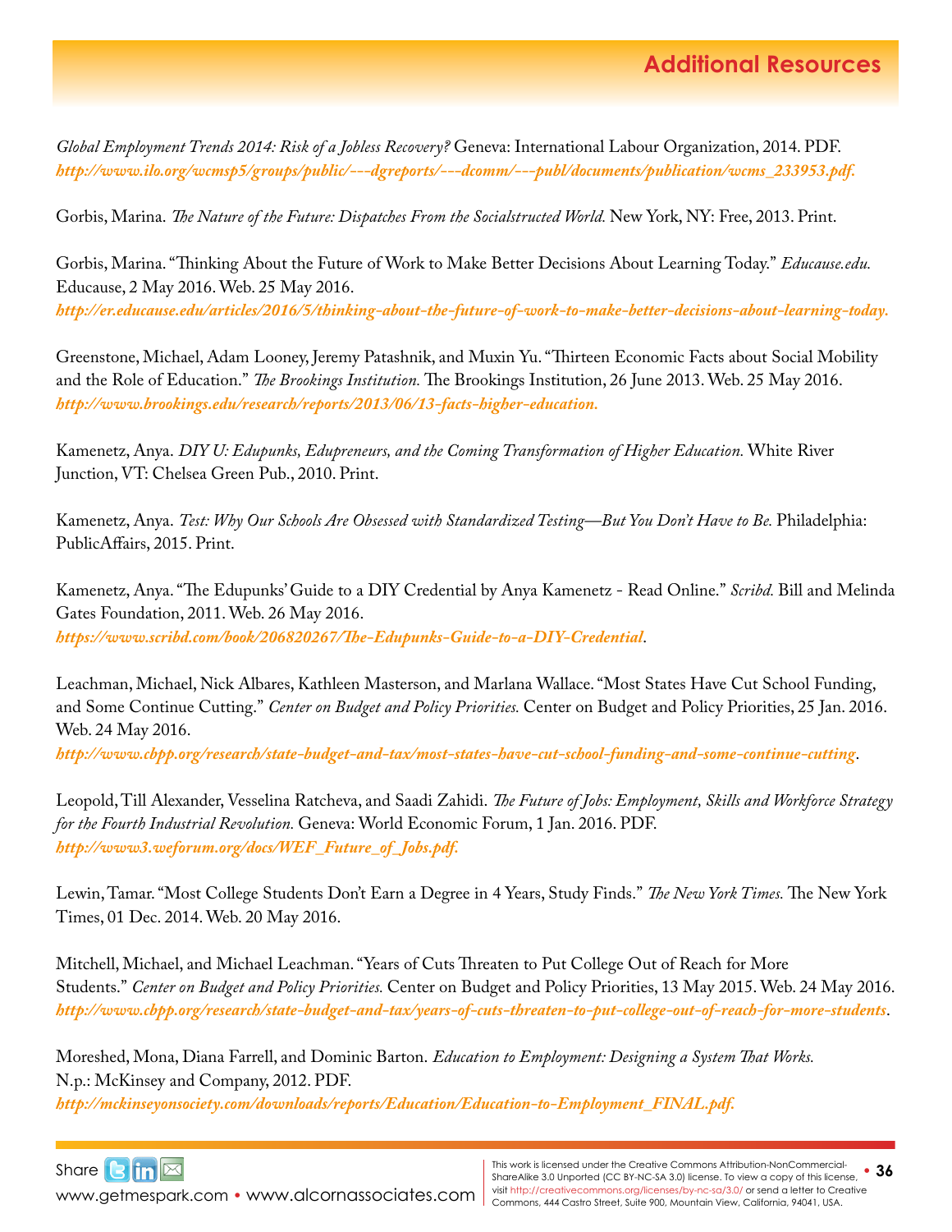## Additional Resources

*Global Employment Trends 2014: Risk of a Jobless Recovery?* Geneva: International Labour Organization, 2014. PDF. ***http://www.ilo.org/wcmsp5/groups/public/---dgreports/---dcomm/---publ/documents/publication/wcms_233953.pdf.***

Gorbis, Marina. *The Nature of the Future: Dispatches From the Socialstructed World.* New York, NY: Free, 2013. Print.

Gorbis, Marina. "Thinking About the Future of Work to Make Better Decisions About Learning Today." *Educause.edu.* Educause, 2 May 2016. Web. 25 May 2016.
***http://er.educause.edu/articles/2016/5/thinking-about-the-future-of-work-to-make-better-decisions-about-learning-today.***

Greenstone, Michael, Adam Looney, Jeremy Patashnik, and Muxin Yu. "Thirteen Economic Facts about Social Mobility and the Role of Education." *The Brookings Institution.* The Brookings Institution, 26 June 2013. Web. 25 May 2016.
***http://www.brookings.edu/research/reports/2013/06/13-facts-higher-education.***

Kamenetz, Anya. *DIY U: Edupunks, Edupreneurs, and the Coming Transformation of Higher Education.* White River Junction, VT: Chelsea Green Pub., 2010. Print.

Kamenetz, Anya. *Test: Why Our Schools Are Obsessed with Standardized Testing—But You Don't Have to Be.* Philadelphia: PublicAffairs, 2015. Print.

Kamenetz, Anya. "The Edupunks' Guide to a DIY Credential by Anya Kamenetz - Read Online." *Scribd.* Bill and Melinda Gates Foundation, 2011. Web. 26 May 2016.
***https://www.scribd.com/book/206820267/The-Edupunks-Guide-to-a-DIY-Credential***.

Leachman, Michael, Nick Albares, Kathleen Masterson, and Marlana Wallace. "Most States Have Cut School Funding, and Some Continue Cutting." *Center on Budget and Policy Priorities.* Center on Budget and Policy Priorities, 25 Jan. 2016. Web. 24 May 2016.
***http://www.cbpp.org/research/state-budget-and-tax/most-states-have-cut-school-funding-and-some-continue-cutting***.

Leopold, Till Alexander, Vesselina Ratcheva, and Saadi Zahidi. *The Future of Jobs: Employment, Skills and Workforce Strategy for the Fourth Industrial Revolution.* Geneva: World Economic Forum, 1 Jan. 2016. PDF.
***http://www3.weforum.org/docs/WEF_Future_of_Jobs.pdf.***

Lewin, Tamar. "Most College Students Don't Earn a Degree in 4 Years, Study Finds." *The New York Times.* The New York Times, 01 Dec. 2014. Web. 20 May 2016.

Mitchell, Michael, and Michael Leachman. "Years of Cuts Threaten to Put College Out of Reach for More Students." *Center on Budget and Policy Priorities.* Center on Budget and Policy Priorities, 13 May 2015. Web. 24 May 2016.
***http://www.cbpp.org/research/state-budget-and-tax/years-of-cuts-threaten-to-put-college-out-of-reach-for-more-students***.

Moreshed, Mona, Diana Farrell, and Dominic Barton. *Education to Employment: Designing a System That Works.* N.p.: McKinsey and Company, 2012. PDF.
***http://mckinseyonsociety.com/downloads/reports/Education/Education-to-Employment_FINAL.pdf.***

Share

www.getmespark.com • www.alcornassociates.com

This work is licensed under the Creative Commons Attribution-NonCommercial-ShareAlike 3.0 Unported (CC BY-NC-SA 3.0) license. To view a copy of this license, visit http://creativecommons.org/licenses/by-nc-sa/3.0/ or send a letter to Creative Commons, 444 Castro Street, Suite 900, Mountain View, California, 94041, USA.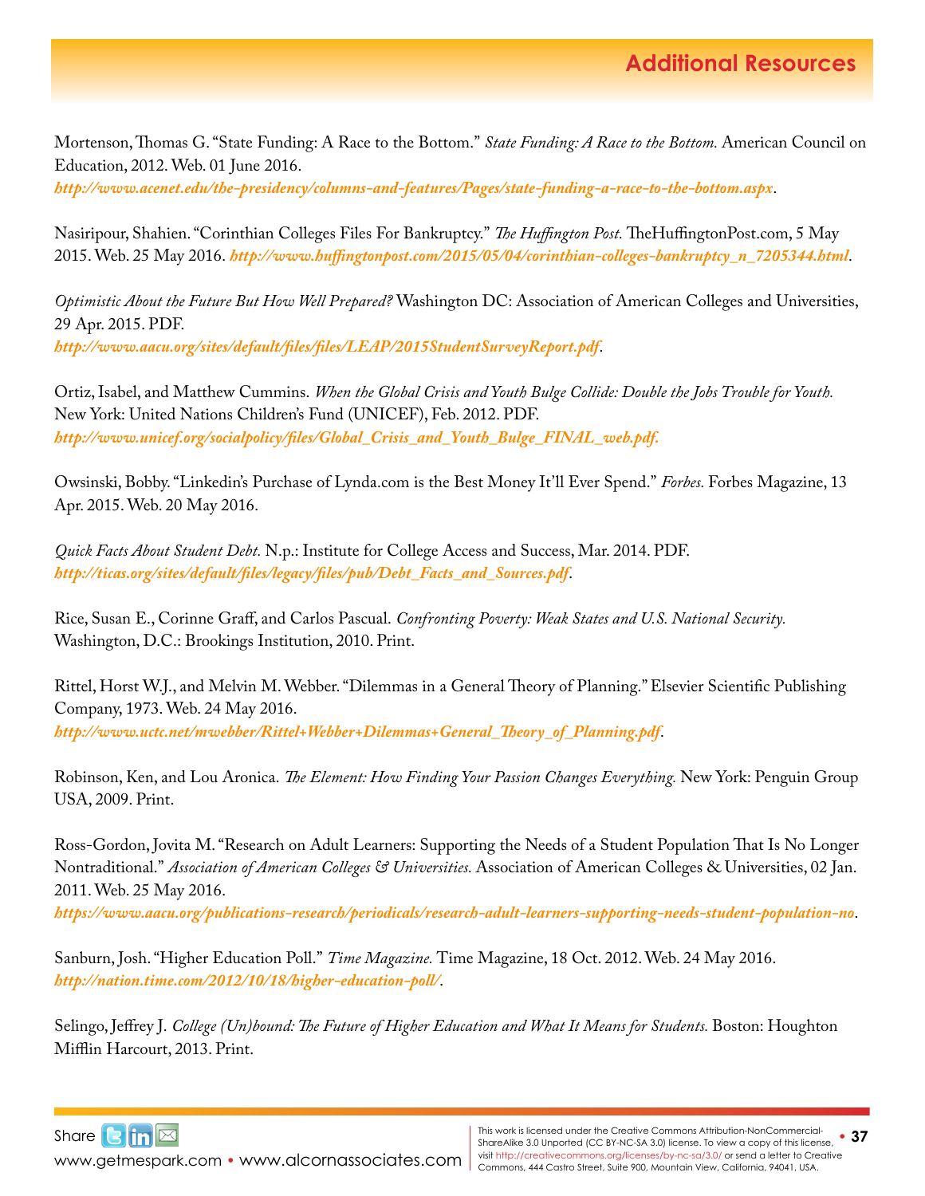## Additional Resources

Mortenson, Thomas G. "State Funding: A Race to the Bottom." *State Funding: A Race to the Bottom.* American Council on Education, 2012. Web. 01 June 2016. ***http://www.acenet.edu/the-presidency/columns-and-features/Pages/state-funding-a-race-to-the-bottom.aspx***.

Nasiripour, Shahien. "Corinthian Colleges Files For Bankruptcy." *The Huffington Post.* TheHuffingtonPost.com, 5 May 2015. Web. 25 May 2016. ***http://www.huffingtonpost.com/2015/05/04/corinthian-colleges-bankruptcy_n_7205344.html***.

*Optimistic About the Future But How Well Prepared?* Washington DC: Association of American Colleges and Universities, 29 Apr. 2015. PDF. ***http://www.aacu.org/sites/default/files/files/LEAP/2015StudentSurveyReport.pdf***.

Ortiz, Isabel, and Matthew Cummins. *When the Global Crisis and Youth Bulge Collide: Double the Jobs Trouble for Youth.* New York: United Nations Children's Fund (UNICEF), Feb. 2012. PDF. ***http://www.unicef.org/socialpolicy/files/Global_Crisis_and_Youth_Bulge_FINAL_web.pdf.***

Owsinski, Bobby. "Linkedin's Purchase of Lynda.com is the Best Money It'll Ever Spend." *Forbes.* Forbes Magazine, 13 Apr. 2015. Web. 20 May 2016.

*Quick Facts About Student Debt.* N.p.: Institute for College Access and Success, Mar. 2014. PDF. ***http://ticas.org/sites/default/files/legacy/files/pub/Debt_Facts_and_Sources.pdf***.

Rice, Susan E., Corinne Graff, and Carlos Pascual. *Confronting Poverty: Weak States and U.S. National Security.* Washington, D.C.: Brookings Institution, 2010. Print.

Rittel, Horst W.J., and Melvin M. Webber. "Dilemmas in a General Theory of Planning." Elsevier Scientific Publishing Company, 1973. Web. 24 May 2016. ***http://www.uctc.net/mwebber/Rittel+Webber+Dilemmas+General_Theory_of_Planning.pdf***.

Robinson, Ken, and Lou Aronica. *The Element: How Finding Your Passion Changes Everything.* New York: Penguin Group USA, 2009. Print.

Ross-Gordon, Jovita M. "Research on Adult Learners: Supporting the Needs of a Student Population That Is No Longer Nontraditional." *Association of American Colleges & Universities.* Association of American Colleges & Universities, 02 Jan. 2011. Web. 25 May 2016. ***https://www.aacu.org/publications-research/periodicals/research-adult-learners-supporting-needs-student-population-no***.

Sanburn, Josh. "Higher Education Poll." *Time Magazine.* Time Magazine, 18 Oct. 2012. Web. 24 May 2016. ***http://nation.time.com/2012/10/18/higher-education-poll/***.

Selingo, Jeffrey J. *College (Un)bound: The Future of Higher Education and What It Means for Students.* Boston: Houghton Mifflin Harcourt, 2013. Print.

Share

www.getmespark.com • www.alcornassociates.com

This work is licensed under the Creative Commons Attribution-NonCommercial-ShareAlike 3.0 Unported (CC BY-NC-SA 3.0) license. To view a copy of this license, visit http://creativecommons.org/licenses/by-nc-sa/3.0/ or send a letter to Creative Commons, 444 Castro Street, Suite 900, Mountain View, California, 94041, USA.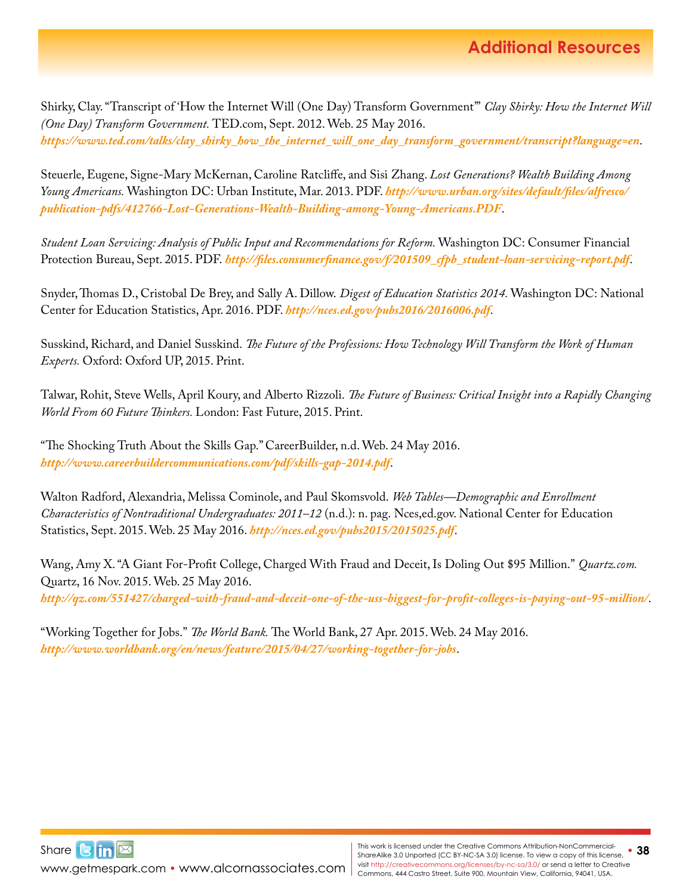## Additional Resources

Shirky, Clay. “Transcript of ‘How the Internet Will (One Day) Transform Government’” *Clay Shirky: How the Internet Will (One Day) Transform Government.* TED.com, Sept. 2012. Web. 25 May 2016. ***https://www.ted.com/talks/clay_shirky_how_the_internet_will_one_day_transform_government/transcript?language=en***.

Steuerle, Eugene, Signe-Mary McKernan, Caroline Ratcliffe, and Sisi Zhang. *Lost Generations? Wealth Building Among Young Americans.* Washington DC: Urban Institute, Mar. 2013. PDF. ***http://www.urban.org/sites/default/files/alfresco/publication-pdfs/412766-Lost-Generations-Wealth-Building-among-Young-Americans.PDF***.

*Student Loan Servicing: Analysis of Public Input and Recommendations for Reform.* Washington DC: Consumer Financial Protection Bureau, Sept. 2015. PDF. ***http://files.consumerfinance.gov/f/201509_cfpb_student-loan-servicing-report.pdf***.

Snyder, Thomas D., Cristobal De Brey, and Sally A. Dillow. *Digest of Education Statistics 2014.* Washington DC: National Center for Education Statistics, Apr. 2016. PDF. ***http://nces.ed.gov/pubs2016/2016006.pdf***.

Susskind, Richard, and Daniel Susskind. *The Future of the Professions: How Technology Will Transform the Work of Human Experts.* Oxford: Oxford UP, 2015. Print.

Talwar, Rohit, Steve Wells, April Koury, and Alberto Rizzoli. *The Future of Business: Critical Insight into a Rapidly Changing World From 60 Future Thinkers.* London: Fast Future, 2015. Print.

“The Shocking Truth About the Skills Gap.” CareerBuilder, n.d. Web. 24 May 2016. ***http://www.careerbuildercommunications.com/pdf/skills-gap-2014.pdf***.

Walton Radford, Alexandria, Melissa Cominole, and Paul Skomsvold. *Web Tables—Demographic and Enrollment Characteristics of Nontraditional Undergraduates: 2011–12* (n.d.): n. pag. Nces,ed.gov. National Center for Education Statistics, Sept. 2015. Web. 25 May 2016. ***http://nces.ed.gov/pubs2015/2015025.pdf***.

Wang, Amy X. “A Giant For-Profit College, Charged With Fraud and Deceit, Is Doling Out $95 Million.” *Quartz.com.* Quartz, 16 Nov. 2015. Web. 25 May 2016. ***http://qz.com/551427/charged-with-fraud-and-deceit-one-of-the-uss-biggest-for-profit-colleges-is-paying-out-95-million/***.

“Working Together for Jobs.” *The World Bank.* The World Bank, 27 Apr. 2015. Web. 24 May 2016. ***http://www.worldbank.org/en/news/feature/2015/04/27/working-together-for-jobs***.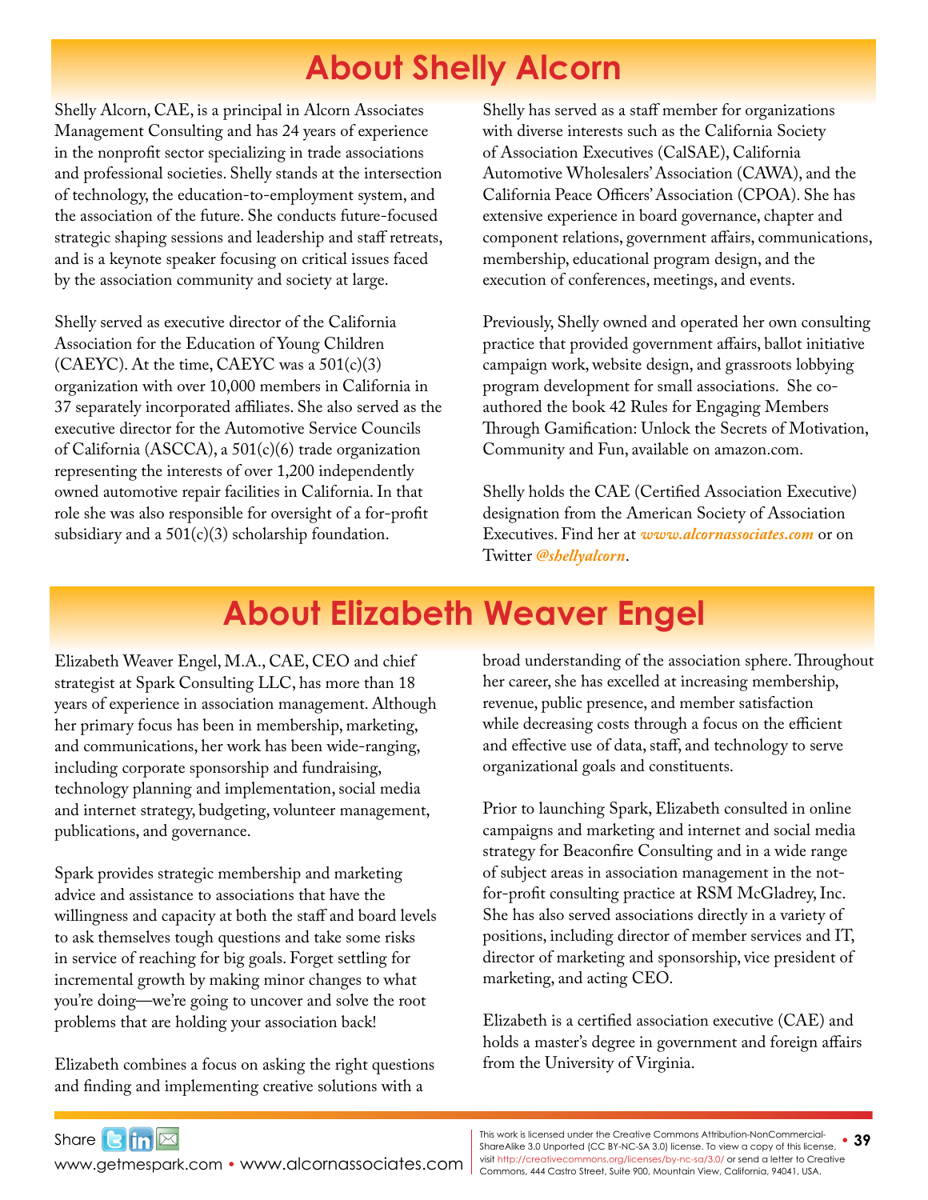# About Shelly Alcorn

Shelly Alcorn, CAE, is a principal in Alcorn Associates Management Consulting and has 24 years of experience in the nonprofit sector specializing in trade associations and professional societies. Shelly stands at the intersection of technology, the education-to-employment system, and the association of the future. She conducts future-focused strategic shaping sessions and leadership and staff retreats, and is a keynote speaker focusing on critical issues faced by the association community and society at large.

Shelly served as executive director of the California Association for the Education of Young Children (CAEYC). At the time, CAEYC was a 501(c)(3) organization with over 10,000 members in California in 37 separately incorporated affiliates. She also served as the executive director for the Automotive Service Councils of California (ASCCA), a 501(c)(6) trade organization representing the interests of over 1,200 independently owned automotive repair facilities in California. In that role she was also responsible for oversight of a for-profit subsidiary and a 501(c)(3) scholarship foundation.

Shelly has served as a staff member for organizations with diverse interests such as the California Society of Association Executives (CalSAE), California Automotive Wholesalers' Association (CAWA), and the California Peace Officers' Association (CPOA). She has extensive experience in board governance, chapter and component relations, government affairs, communications, membership, educational program design, and the execution of conferences, meetings, and events.

Previously, Shelly owned and operated her own consulting practice that provided government affairs, ballot initiative campaign work, website design, and grassroots lobbying program development for small associations. She co-authored the book 42 Rules for Engaging Members Through Gamification: Unlock the Secrets of Motivation, Community and Fun, available on amazon.com.

Shelly holds the CAE (Certified Association Executive) designation from the American Society of Association Executives. Find her at ***www.alcornassociates.com*** or on Twitter ***@shellyalcorn***.

# About Elizabeth Weaver Engel

Elizabeth Weaver Engel, M.A., CAE, CEO and chief strategist at Spark Consulting LLC, has more than 18 years of experience in association management. Although her primary focus has been in membership, marketing, and communications, her work has been wide-ranging, including corporate sponsorship and fundraising, technology planning and implementation, social media and internet strategy, budgeting, volunteer management, publications, and governance.

Spark provides strategic membership and marketing advice and assistance to associations that have the willingness and capacity at both the staff and board levels to ask themselves tough questions and take some risks in service of reaching for big goals. Forget settling for incremental growth by making minor changes to what you're doing—we're going to uncover and solve the root problems that are holding your association back!

Elizabeth combines a focus on asking the right questions and finding and implementing creative solutions with a broad understanding of the association sphere. Throughout her career, she has excelled at increasing membership, revenue, public presence, and member satisfaction while decreasing costs through a focus on the efficient and effective use of data, staff, and technology to serve organizational goals and constituents.

Prior to launching Spark, Elizabeth consulted in online campaigns and marketing and internet and social media strategy for Beaconfire Consulting and in a wide range of subject areas in association management in the not-for-profit consulting practice at RSM McGladrey, Inc. She has also served associations directly in a variety of positions, including director of member services and IT, director of marketing and sponsorship, vice president of marketing, and acting CEO.

Elizabeth is a certified association executive (CAE) and holds a master's degree in government and foreign affairs from the University of Virginia.

Share

www.getmespark.com • www.alcornassociates.com

This work is licensed under the Creative Commons Attribution-NonCommercial-ShareAlike 3.0 Unported (CC BY-NC-SA 3.0) license. To view a copy of this license, visit http://creativecommons.org/licenses/by-nc-sa/3.0/ or send a letter to Creative Commons, 444 Castro Street, Suite 900, Mountain View, California, 94041, USA.